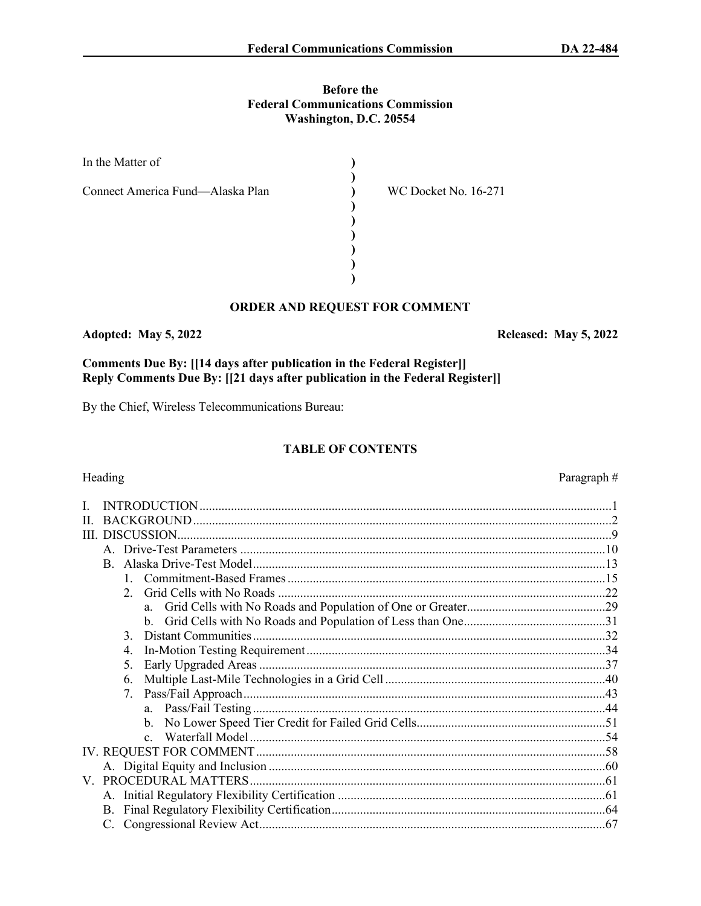**Before the**
**Federal Communications Commission**
**Washington, D.C. 20554**

| | | |
|---|---|---|
| In the Matter of | ) | |
| | ) | |
| Connect America Fund—Alaska Plan | ) | WC Docket No. 16-271 |
| | ) | |
| | ) | |
| | ) | |
| | ) | |
| | ) | |
| | ) | |

## ORDER AND REQUEST FOR COMMENT

**Adopted: May 5, 2022** **Released: May 5, 2022**

**Comments Due By: [[14 days after publication in the Federal Register]]**
**Reply Comments Due By: [[21 days after publication in the Federal Register]]**

By the Chief, Wireless Telecommunications Bureau:

### TABLE OF CONTENTS

| Heading | Paragraph # |
|---|---|
| I. INTRODUCTION | 1 |
| II. BACKGROUND | 2 |
| III. DISCUSSION | 9 |
| A. Drive-Test Parameters | 10 |
| B. Alaska Drive-Test Model | 13 |
| 1. Commitment-Based Frames | 15 |
| 2. Grid Cells with No Roads | 22 |
| a. Grid Cells with No Roads and Population of One or Greater | 29 |
| b. Grid Cells with No Roads and Population of Less than One | 31 |
| 3. Distant Communities | 32 |
| 4. In-Motion Testing Requirement | 34 |
| 5. Early Upgraded Areas | 37 |
| 6. Multiple Last-Mile Technologies in a Grid Cell | 40 |
| 7. Pass/Fail Approach | 43 |
| a. Pass/Fail Testing | 44 |
| b. No Lower Speed Tier Credit for Failed Grid Cells | 51 |
| c. Waterfall Model | 54 |
| IV. REQUEST FOR COMMENT | 58 |
| A. Digital Equity and Inclusion | 60 |
| V. PROCEDURAL MATTERS | 61 |
| A. Initial Regulatory Flexibility Certification | 61 |
| B. Final Regulatory Flexibility Certification | 64 |
| C. Congressional Review Act | 67 |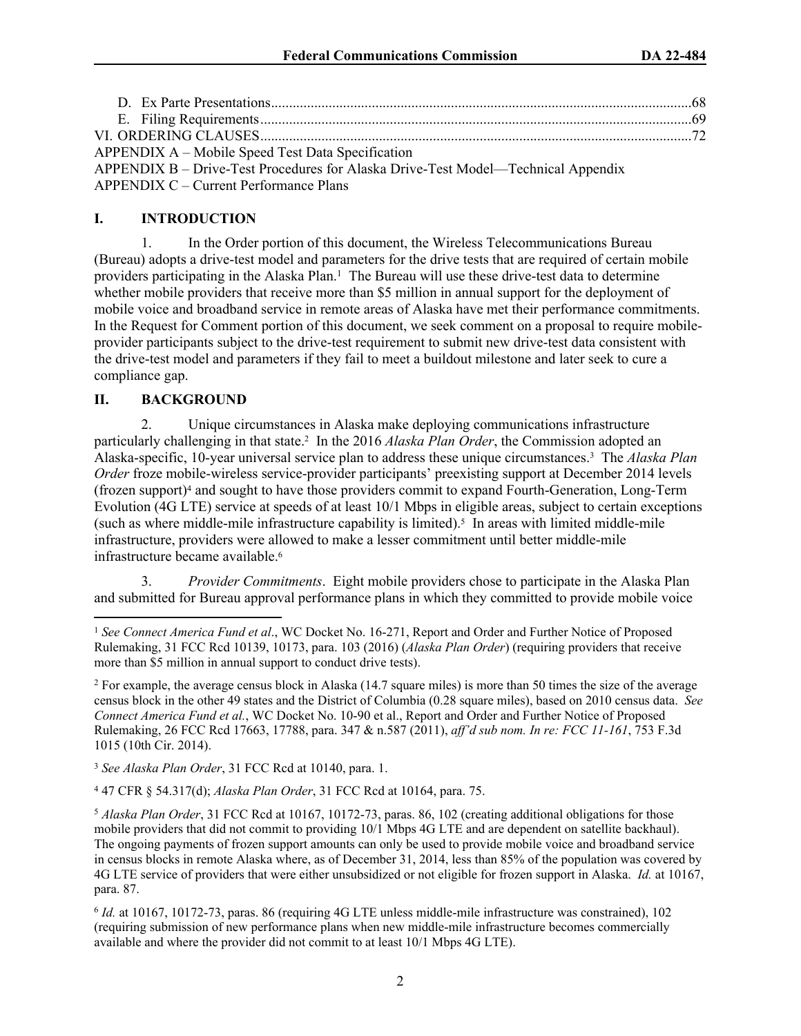D. Ex Parte Presentations....................................................................................................................68
E. Filing Requirements.......................................................................................................................69
VI. ORDERING CLAUSES.......................................................................................................................72
APPENDIX A – Mobile Speed Test Data Specification
APPENDIX B – Drive-Test Procedures for Alaska Drive-Test Model—Technical Appendix
APPENDIX C – Current Performance Plans

## I. INTRODUCTION

1. In the Order portion of this document, the Wireless Telecommunications Bureau (Bureau) adopts a drive-test model and parameters for the drive tests that are required of certain mobile providers participating in the Alaska Plan.[1] The Bureau will use these drive-test data to determine whether mobile providers that receive more than $5 million in annual support for the deployment of mobile voice and broadband service in remote areas of Alaska have met their performance commitments. In the Request for Comment portion of this document, we seek comment on a proposal to require mobile-provider participants subject to the drive-test requirement to submit new drive-test data consistent with the drive-test model and parameters if they fail to meet a buildout milestone and later seek to cure a compliance gap.

## II. BACKGROUND

2. Unique circumstances in Alaska make deploying communications infrastructure particularly challenging in that state.[2] In the 2016 *Alaska Plan Order*, the Commission adopted an Alaska-specific, 10-year universal service plan to address these unique circumstances.[3] The *Alaska Plan Order* froze mobile-wireless service-provider participants' preexisting support at December 2014 levels (frozen support)[4] and sought to have those providers commit to expand Fourth-Generation, Long-Term Evolution (4G LTE) service at speeds of at least 10/1 Mbps in eligible areas, subject to certain exceptions (such as where middle-mile infrastructure capability is limited).[5] In areas with limited middle-mile infrastructure, providers were allowed to make a lesser commitment until better middle-mile infrastructure became available.[6]

3. *Provider Commitments*. Eight mobile providers chose to participate in the Alaska Plan and submitted for Bureau approval performance plans in which they committed to provide mobile voice

---

[1] *See Connect America Fund et al*., WC Docket No. 16-271, Report and Order and Further Notice of Proposed Rulemaking, 31 FCC Rcd 10139, 10173, para. 103 (2016) (*Alaska Plan Order*) (requiring providers that receive more than $5 million in annual support to conduct drive tests).

[2] For example, the average census block in Alaska (14.7 square miles) is more than 50 times the size of the average census block in the other 49 states and the District of Columbia (0.28 square miles), based on 2010 census data. *See Connect America Fund et al.*, WC Docket No. 10-90 et al., Report and Order and Further Notice of Proposed Rulemaking, 26 FCC Rcd 17663, 17788, para. 347 & n.587 (2011), *aff'd sub nom. In re: FCC 11-161*, 753 F.3d 1015 (10th Cir. 2014).

[3] *See Alaska Plan Order*, 31 FCC Rcd at 10140, para. 1.

[4] 47 CFR § 54.317(d); *Alaska Plan Order*, 31 FCC Rcd at 10164, para. 75.

[5] *Alaska Plan Order*, 31 FCC Rcd at 10167, 10172-73, paras. 86, 102 (creating additional obligations for those mobile providers that did not commit to providing 10/1 Mbps 4G LTE and are dependent on satellite backhaul). The ongoing payments of frozen support amounts can only be used to provide mobile voice and broadband service in census blocks in remote Alaska where, as of December 31, 2014, less than 85% of the population was covered by 4G LTE service of providers that were either unsubsidized or not eligible for frozen support in Alaska. *Id.* at 10167, para. 87.

[6] *Id.* at 10167, 10172-73, paras. 86 (requiring 4G LTE unless middle-mile infrastructure was constrained), 102 (requiring submission of new performance plans when new middle-mile infrastructure becomes commercially available and where the provider did not commit to at least 10/1 Mbps 4G LTE).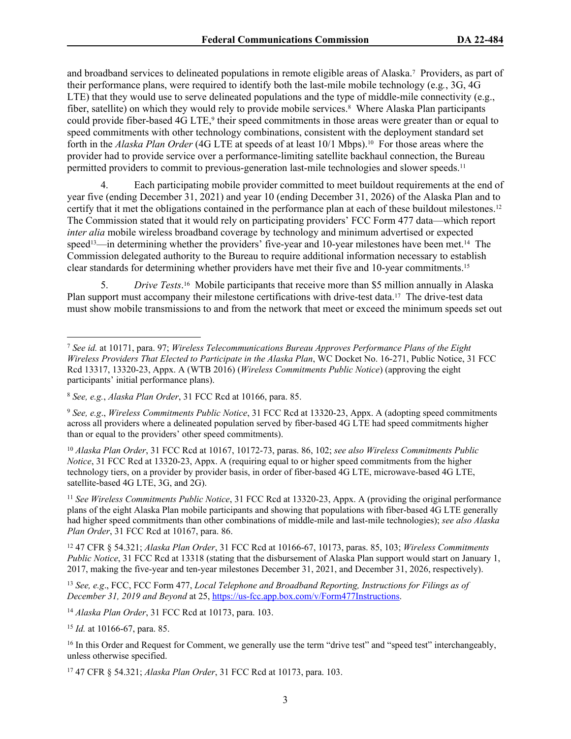and broadband services to delineated populations in remote eligible areas of Alaska.[7] Providers, as part of their performance plans, were required to identify both the last-mile mobile technology (e.g., 3G, 4G LTE) that they would use to serve delineated populations and the type of middle-mile connectivity (e.g., fiber, satellite) on which they would rely to provide mobile services.[8] Where Alaska Plan participants could provide fiber-based 4G LTE,[9] their speed commitments in those areas were greater than or equal to speed commitments with other technology combinations, consistent with the deployment standard set forth in the *Alaska Plan Order* (4G LTE at speeds of at least 10/1 Mbps).[10] For those areas where the provider had to provide service over a performance-limiting satellite backhaul connection, the Bureau permitted providers to commit to previous-generation last-mile technologies and slower speeds.[11]

4. Each participating mobile provider committed to meet buildout requirements at the end of year five (ending December 31, 2021) and year 10 (ending December 31, 2026) of the Alaska Plan and to certify that it met the obligations contained in the performance plan at each of these buildout milestones.[12] The Commission stated that it would rely on participating providers' FCC Form 477 data—which report *inter alia* mobile wireless broadband coverage by technology and minimum advertised or expected speed[13]—in determining whether the providers' five-year and 10-year milestones have been met.[14] The Commission delegated authority to the Bureau to require additional information necessary to establish clear standards for determining whether providers have met their five and 10-year commitments.[15]

5. *Drive Tests*.[16] Mobile participants that receive more than $5 million annually in Alaska Plan support must accompany their milestone certifications with drive-test data.[17] The drive-test data must show mobile transmissions to and from the network that meet or exceed the minimum speeds set out

---

[7] *See id.* at 10171, para. 97; *Wireless Telecommunications Bureau Approves Performance Plans of the Eight Wireless Providers That Elected to Participate in the Alaska Plan*, WC Docket No. 16-271, Public Notice, 31 FCC Rcd 13317, 13320-23, Appx. A (WTB 2016) (*Wireless Commitments Public Notice*) (approving the eight participants' initial performance plans).

[8] *See, e.g.*, *Alaska Plan Order*, 31 FCC Rcd at 10166, para. 85.

[9] *See, e.g*., *Wireless Commitments Public Notice*, 31 FCC Rcd at 13320-23, Appx. A (adopting speed commitments across all providers where a delineated population served by fiber-based 4G LTE had speed commitments higher than or equal to the providers' other speed commitments).

[10] *Alaska Plan Order*, 31 FCC Rcd at 10167, 10172-73, paras. 86, 102; *see also Wireless Commitments Public Notice*, 31 FCC Rcd at 13320-23, Appx. A (requiring equal to or higher speed commitments from the higher technology tiers, on a provider by provider basis, in order of fiber-based 4G LTE, microwave-based 4G LTE, satellite-based 4G LTE, 3G, and 2G).

[11] *See Wireless Commitments Public Notice*, 31 FCC Rcd at 13320-23, Appx. A (providing the original performance plans of the eight Alaska Plan mobile participants and showing that populations with fiber-based 4G LTE generally had higher speed commitments than other combinations of middle-mile and last-mile technologies); *see also Alaska Plan Order*, 31 FCC Rcd at 10167, para. 86.

[12] 47 CFR § 54.321; *Alaska Plan Order*, 31 FCC Rcd at 10166-67, 10173, paras. 85, 103; *Wireless Commitments Public Notice*, 31 FCC Rcd at 13318 (stating that the disbursement of Alaska Plan support would start on January 1, 2017, making the five-year and ten-year milestones December 31, 2021, and December 31, 2026, respectively).

[13] *See, e.g*., FCC, FCC Form 477, *Local Telephone and Broadband Reporting, Instructions for Filings as of December 31, 2019 and Beyond* at 25, https://us-fcc.app.box.com/v/Form477Instructions.

[14] *Alaska Plan Order*, 31 FCC Rcd at 10173, para. 103.

[15] *Id.* at 10166-67, para. 85.

[16] In this Order and Request for Comment, we generally use the term "drive test" and "speed test" interchangeably, unless otherwise specified.

[17] 47 CFR § 54.321; *Alaska Plan Order*, 31 FCC Rcd at 10173, para. 103.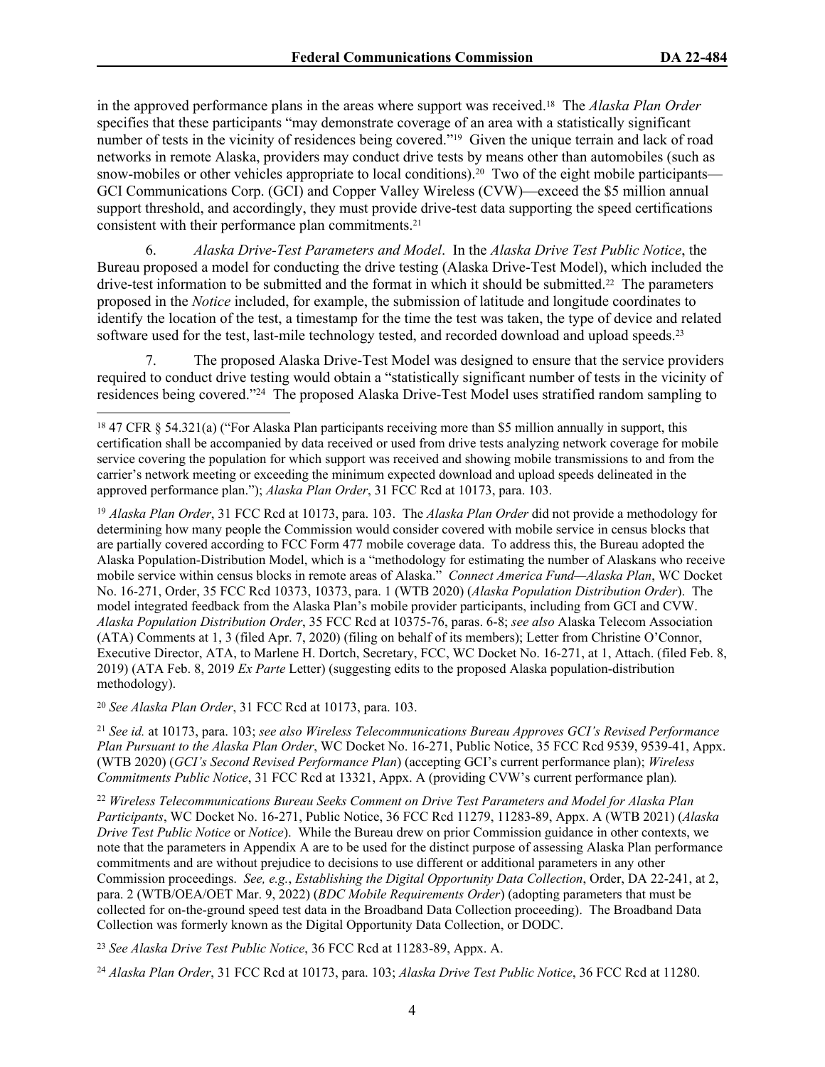in the approved performance plans in the areas where support was received.[18] The *Alaska Plan Order* specifies that these participants "may demonstrate coverage of an area with a statistically significant number of tests in the vicinity of residences being covered."[19] Given the unique terrain and lack of road networks in remote Alaska, providers may conduct drive tests by means other than automobiles (such as snow-mobiles or other vehicles appropriate to local conditions).[20] Two of the eight mobile participants—GCI Communications Corp. (GCI) and Copper Valley Wireless (CVW)—exceed the $5 million annual support threshold, and accordingly, they must provide drive-test data supporting the speed certifications consistent with their performance plan commitments.[21]

6. *Alaska Drive-Test Parameters and Model*. In the *Alaska Drive Test Public Notice*, the Bureau proposed a model for conducting the drive testing (Alaska Drive-Test Model), which included the drive-test information to be submitted and the format in which it should be submitted.[22] The parameters proposed in the *Notice* included, for example, the submission of latitude and longitude coordinates to identify the location of the test, a timestamp for the time the test was taken, the type of device and related software used for the test, last-mile technology tested, and recorded download and upload speeds.[23]

7. The proposed Alaska Drive-Test Model was designed to ensure that the service providers required to conduct drive testing would obtain a "statistically significant number of tests in the vicinity of residences being covered."[24] The proposed Alaska Drive-Test Model uses stratified random sampling to

---

[18] 47 CFR § 54.321(a) ("For Alaska Plan participants receiving more than $5 million annually in support, this certification shall be accompanied by data received or used from drive tests analyzing network coverage for mobile service covering the population for which support was received and showing mobile transmissions to and from the carrier's network meeting or exceeding the minimum expected download and upload speeds delineated in the approved performance plan."); *Alaska Plan Order*, 31 FCC Rcd at 10173, para. 103.

[19] *Alaska Plan Order*, 31 FCC Rcd at 10173, para. 103. The *Alaska Plan Order* did not provide a methodology for determining how many people the Commission would consider covered with mobile service in census blocks that are partially covered according to FCC Form 477 mobile coverage data. To address this, the Bureau adopted the Alaska Population-Distribution Model, which is a "methodology for estimating the number of Alaskans who receive mobile service within census blocks in remote areas of Alaska." *Connect America Fund—Alaska Plan*, WC Docket No. 16-271, Order, 35 FCC Rcd 10373, 10373, para. 1 (WTB 2020) (*Alaska Population Distribution Order*). The model integrated feedback from the Alaska Plan's mobile provider participants, including from GCI and CVW. *Alaska Population Distribution Order*, 35 FCC Rcd at 10375-76, paras. 6-8; *see also* Alaska Telecom Association (ATA) Comments at 1, 3 (filed Apr. 7, 2020) (filing on behalf of its members); Letter from Christine O'Connor, Executive Director, ATA, to Marlene H. Dortch, Secretary, FCC, WC Docket No. 16-271, at 1, Attach. (filed Feb. 8, 2019) (ATA Feb. 8, 2019 *Ex Parte* Letter) (suggesting edits to the proposed Alaska population-distribution methodology).

[20] *See Alaska Plan Order*, 31 FCC Rcd at 10173, para. 103.

[21] *See id.* at 10173, para. 103; *see also Wireless Telecommunications Bureau Approves GCI's Revised Performance Plan Pursuant to the Alaska Plan Order*, WC Docket No. 16-271, Public Notice, 35 FCC Rcd 9539, 9539-41, Appx. (WTB 2020) (*GCI's Second Revised Performance Plan*) (accepting GCI's current performance plan); *Wireless Commitments Public Notice*, 31 FCC Rcd at 13321, Appx. A (providing CVW's current performance plan).

[22] *Wireless Telecommunications Bureau Seeks Comment on Drive Test Parameters and Model for Alaska Plan Participants*, WC Docket No. 16-271, Public Notice, 36 FCC Rcd 11279, 11283-89, Appx. A (WTB 2021) (*Alaska Drive Test Public Notice* or *Notice*). While the Bureau drew on prior Commission guidance in other contexts, we note that the parameters in Appendix A are to be used for the distinct purpose of assessing Alaska Plan performance commitments and are without prejudice to decisions to use different or additional parameters in any other Commission proceedings. *See, e.g.*, *Establishing the Digital Opportunity Data Collection*, Order, DA 22-241, at 2, para. 2 (WTB/OEA/OET Mar. 9, 2022) (*BDC Mobile Requirements Order*) (adopting parameters that must be collected for on-the-ground speed test data in the Broadband Data Collection proceeding). The Broadband Data Collection was formerly known as the Digital Opportunity Data Collection, or DODC.

[23] *See Alaska Drive Test Public Notice*, 36 FCC Rcd at 11283-89, Appx. A.

[24] *Alaska Plan Order*, 31 FCC Rcd at 10173, para. 103; *Alaska Drive Test Public Notice*, 36 FCC Rcd at 11280.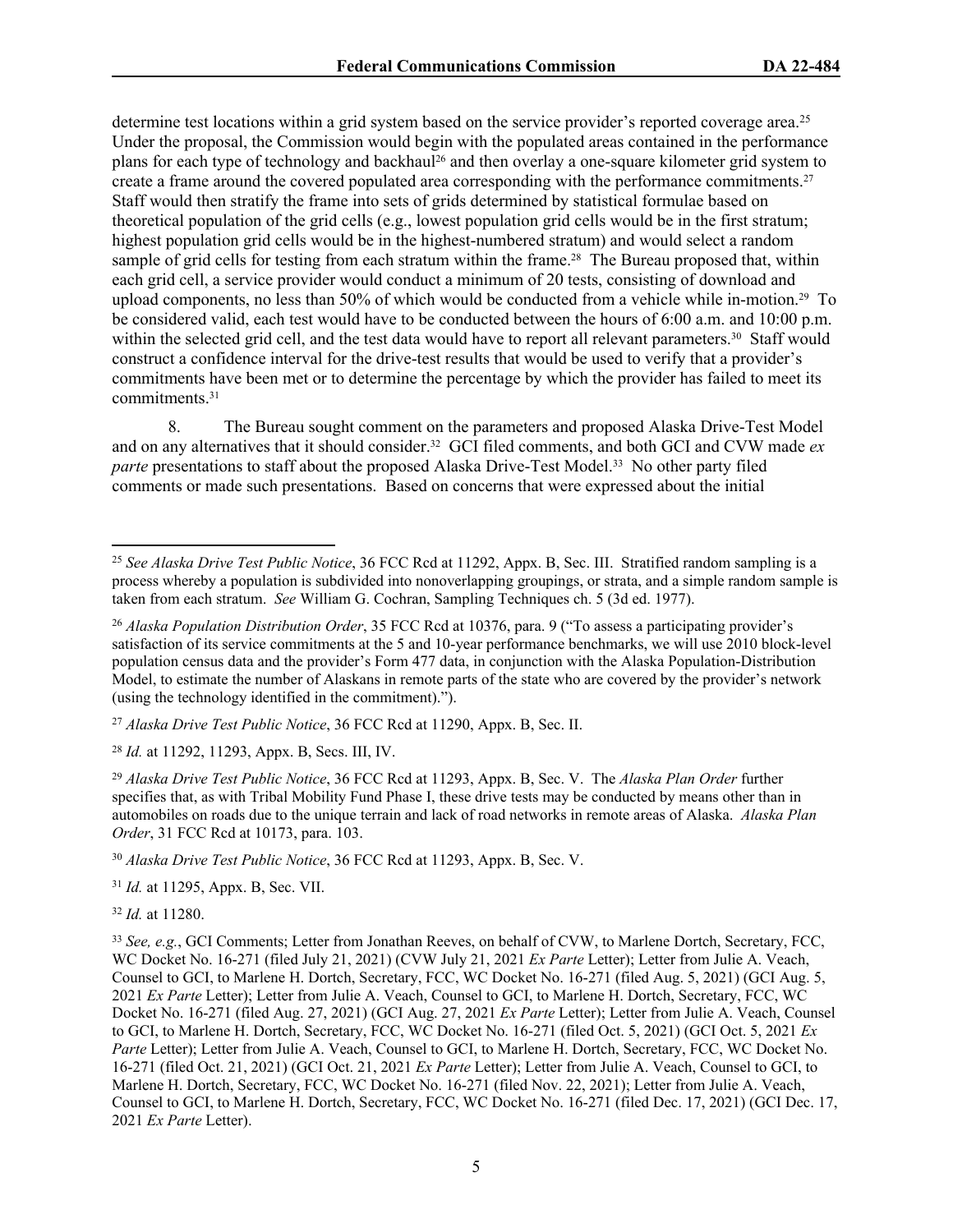determine test locations within a grid system based on the service provider's reported coverage area.[25] Under the proposal, the Commission would begin with the populated areas contained in the performance plans for each type of technology and backhaul[26] and then overlay a one-square kilometer grid system to create a frame around the covered populated area corresponding with the performance commitments.[27] Staff would then stratify the frame into sets of grids determined by statistical formulae based on theoretical population of the grid cells (e.g., lowest population grid cells would be in the first stratum; highest population grid cells would be in the highest-numbered stratum) and would select a random sample of grid cells for testing from each stratum within the frame.[28] The Bureau proposed that, within each grid cell, a service provider would conduct a minimum of 20 tests, consisting of download and upload components, no less than 50% of which would be conducted from a vehicle while in-motion.[29] To be considered valid, each test would have to be conducted between the hours of 6:00 a.m. and 10:00 p.m. within the selected grid cell, and the test data would have to report all relevant parameters.[30] Staff would construct a confidence interval for the drive-test results that would be used to verify that a provider's commitments have been met or to determine the percentage by which the provider has failed to meet its commitments.[31]

8. The Bureau sought comment on the parameters and proposed Alaska Drive-Test Model and on any alternatives that it should consider.[32] GCI filed comments, and both GCI and CVW made *ex parte* presentations to staff about the proposed Alaska Drive-Test Model.[33] No other party filed comments or made such presentations. Based on concerns that were expressed about the initial

---

[25] *See Alaska Drive Test Public Notice*, 36 FCC Rcd at 11292, Appx. B, Sec. III. Stratified random sampling is a process whereby a population is subdivided into nonoverlapping groupings, or strata, and a simple random sample is taken from each stratum. *See* William G. Cochran, Sampling Techniques ch. 5 (3d ed. 1977).

[26] *Alaska Population Distribution Order*, 35 FCC Rcd at 10376, para. 9 ("To assess a participating provider's satisfaction of its service commitments at the 5 and 10-year performance benchmarks, we will use 2010 block-level population census data and the provider's Form 477 data, in conjunction with the Alaska Population-Distribution Model, to estimate the number of Alaskans in remote parts of the state who are covered by the provider's network (using the technology identified in the commitment).").

[27] *Alaska Drive Test Public Notice*, 36 FCC Rcd at 11290, Appx. B, Sec. II.

[28] *Id.* at 11292, 11293, Appx. B, Secs. III, IV.

[29] *Alaska Drive Test Public Notice*, 36 FCC Rcd at 11293, Appx. B, Sec. V. The *Alaska Plan Order* further specifies that, as with Tribal Mobility Fund Phase I, these drive tests may be conducted by means other than in automobiles on roads due to the unique terrain and lack of road networks in remote areas of Alaska. *Alaska Plan Order*, 31 FCC Rcd at 10173, para. 103.

[30] *Alaska Drive Test Public Notice*, 36 FCC Rcd at 11293, Appx. B, Sec. V.

[31] *Id.* at 11295, Appx. B, Sec. VII.

[32] *Id.* at 11280.

[33] *See, e.g.*, GCI Comments; Letter from Jonathan Reeves, on behalf of CVW, to Marlene Dortch, Secretary, FCC, WC Docket No. 16-271 (filed July 21, 2021) (CVW July 21, 2021 *Ex Parte* Letter); Letter from Julie A. Veach, Counsel to GCI, to Marlene H. Dortch, Secretary, FCC, WC Docket No. 16-271 (filed Aug. 5, 2021) (GCI Aug. 5, 2021 *Ex Parte* Letter); Letter from Julie A. Veach, Counsel to GCI, to Marlene H. Dortch, Secretary, FCC, WC Docket No. 16-271 (filed Aug. 27, 2021) (GCI Aug. 27, 2021 *Ex Parte* Letter); Letter from Julie A. Veach, Counsel to GCI, to Marlene H. Dortch, Secretary, FCC, WC Docket No. 16-271 (filed Oct. 5, 2021) (GCI Oct. 5, 2021 *Ex Parte* Letter); Letter from Julie A. Veach, Counsel to GCI, to Marlene H. Dortch, Secretary, FCC, WC Docket No. 16-271 (filed Oct. 21, 2021) (GCI Oct. 21, 2021 *Ex Parte* Letter); Letter from Julie A. Veach, Counsel to GCI, to Marlene H. Dortch, Secretary, FCC, WC Docket No. 16-271 (filed Nov. 22, 2021); Letter from Julie A. Veach, Counsel to GCI, to Marlene H. Dortch, Secretary, FCC, WC Docket No. 16-271 (filed Dec. 17, 2021) (GCI Dec. 17, 2021 *Ex Parte* Letter).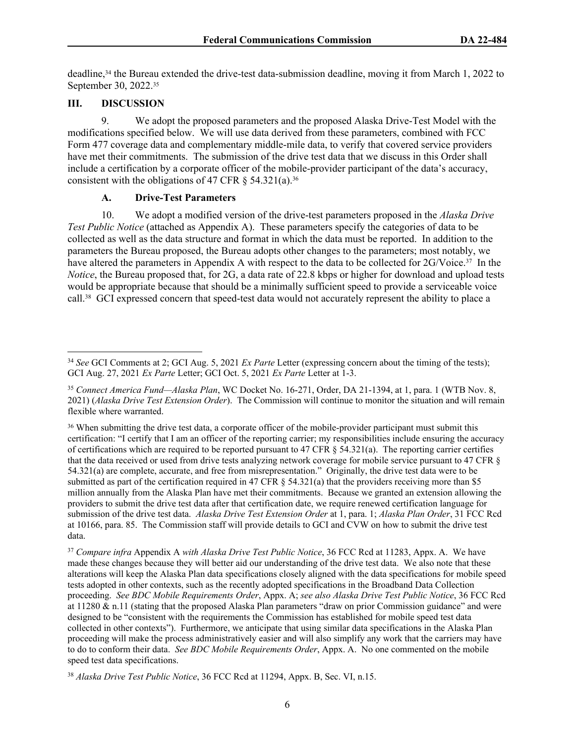deadline,[34] the Bureau extended the drive-test data-submission deadline, moving it from March 1, 2022 to September 30, 2022.[35]

## III. DISCUSSION

9. We adopt the proposed parameters and the proposed Alaska Drive-Test Model with the modifications specified below. We will use data derived from these parameters, combined with FCC Form 477 coverage data and complementary middle-mile data, to verify that covered service providers have met their commitments. The submission of the drive test data that we discuss in this Order shall include a certification by a corporate officer of the mobile-provider participant of the data's accuracy, consistent with the obligations of 47 CFR § 54.321(a).[36]

### A. Drive-Test Parameters

10. We adopt a modified version of the drive-test parameters proposed in the *Alaska Drive Test Public Notice* (attached as Appendix A). These parameters specify the categories of data to be collected as well as the data structure and format in which the data must be reported. In addition to the parameters the Bureau proposed, the Bureau adopts other changes to the parameters; most notably, we have altered the parameters in Appendix A with respect to the data to be collected for 2G/Voice.[37] In the *Notice*, the Bureau proposed that, for 2G, a data rate of 22.8 kbps or higher for download and upload tests would be appropriate because that should be a minimally sufficient speed to provide a serviceable voice call.[38] GCI expressed concern that speed-test data would not accurately represent the ability to place a

---

[34] *See* GCI Comments at 2; GCI Aug. 5, 2021 *Ex Parte* Letter (expressing concern about the timing of the tests); GCI Aug. 27, 2021 *Ex Parte* Letter; GCI Oct. 5, 2021 *Ex Parte* Letter at 1-3.

[35] *Connect America Fund—Alaska Plan*, WC Docket No. 16-271, Order, DA 21-1394, at 1, para. 1 (WTB Nov. 8, 2021) (*Alaska Drive Test Extension Order*). The Commission will continue to monitor the situation and will remain flexible where warranted.

[36] When submitting the drive test data, a corporate officer of the mobile-provider participant must submit this certification: "I certify that I am an officer of the reporting carrier; my responsibilities include ensuring the accuracy of certifications which are required to be reported pursuant to 47 CFR § 54.321(a). The reporting carrier certifies that the data received or used from drive tests analyzing network coverage for mobile service pursuant to 47 CFR § 54.321(a) are complete, accurate, and free from misrepresentation." Originally, the drive test data were to be submitted as part of the certification required in 47 CFR § 54.321(a) that the providers receiving more than $5 million annually from the Alaska Plan have met their commitments. Because we granted an extension allowing the providers to submit the drive test data after that certification date, we require renewed certification language for submission of the drive test data. *Alaska Drive Test Extension Order* at 1, para. 1; *Alaska Plan Order*, 31 FCC Rcd at 10166, para. 85. The Commission staff will provide details to GCI and CVW on how to submit the drive test data.

[37] *Compare infra* Appendix A *with Alaska Drive Test Public Notice*, 36 FCC Rcd at 11283, Appx. A. We have made these changes because they will better aid our understanding of the drive test data. We also note that these alterations will keep the Alaska Plan data specifications closely aligned with the data specifications for mobile speed tests adopted in other contexts, such as the recently adopted specifications in the Broadband Data Collection proceeding. *See BDC Mobile Requirements Order*, Appx. A; *see also Alaska Drive Test Public Notice*, 36 FCC Rcd at 11280 & n.11 (stating that the proposed Alaska Plan parameters "draw on prior Commission guidance" and were designed to be "consistent with the requirements the Commission has established for mobile speed test data collected in other contexts"). Furthermore, we anticipate that using similar data specifications in the Alaska Plan proceeding will make the process administratively easier and will also simplify any work that the carriers may have to do to conform their data. *See BDC Mobile Requirements Order*, Appx. A. No one commented on the mobile speed test data specifications.

[38] *Alaska Drive Test Public Notice*, 36 FCC Rcd at 11294, Appx. B, Sec. VI, n.15.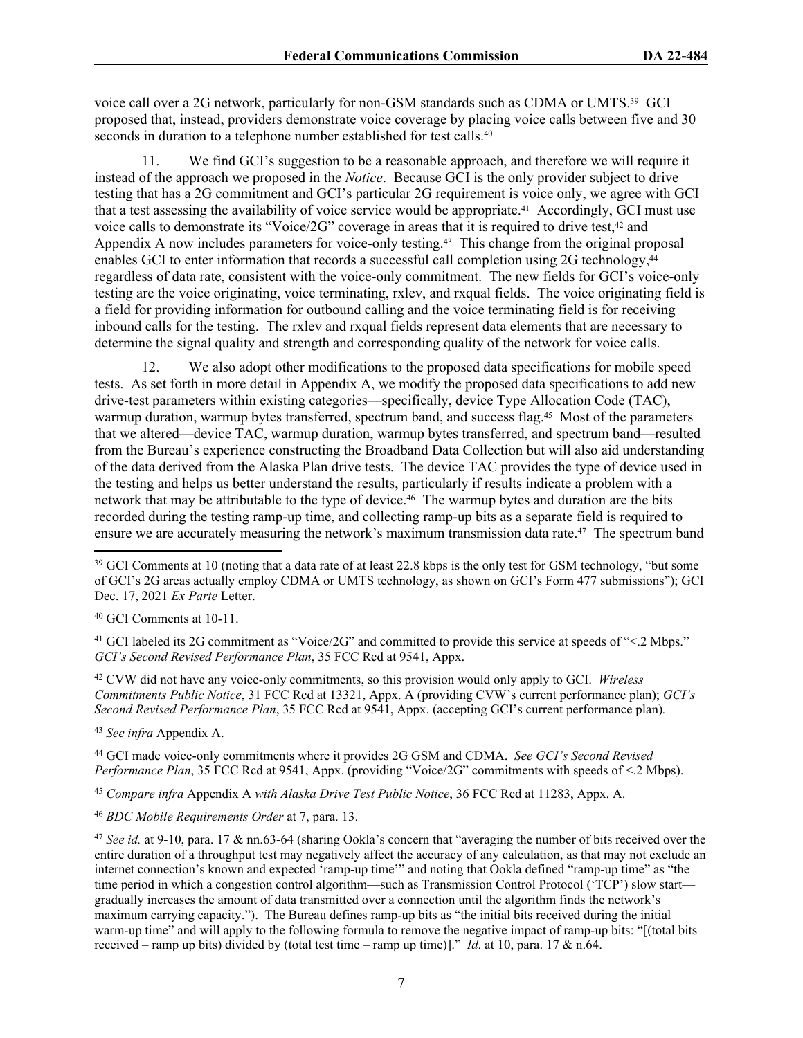voice call over a 2G network, particularly for non-GSM standards such as CDMA or UMTS.[39] GCI proposed that, instead, providers demonstrate voice coverage by placing voice calls between five and 30 seconds in duration to a telephone number established for test calls.[40]

11. We find GCI's suggestion to be a reasonable approach, and therefore we will require it instead of the approach we proposed in the *Notice*. Because GCI is the only provider subject to drive testing that has a 2G commitment and GCI's particular 2G requirement is voice only, we agree with GCI that a test assessing the availability of voice service would be appropriate.[41] Accordingly, GCI must use voice calls to demonstrate its "Voice/2G" coverage in areas that it is required to drive test,[42] and Appendix A now includes parameters for voice-only testing.[43] This change from the original proposal enables GCI to enter information that records a successful call completion using 2G technology,[44] regardless of data rate, consistent with the voice-only commitment. The new fields for GCI's voice-only testing are the voice originating, voice terminating, rxlev, and rxqual fields. The voice originating field is a field for providing information for outbound calling and the voice terminating field is for receiving inbound calls for the testing. The rxlev and rxqual fields represent data elements that are necessary to determine the signal quality and strength and corresponding quality of the network for voice calls.

12. We also adopt other modifications to the proposed data specifications for mobile speed tests. As set forth in more detail in Appendix A, we modify the proposed data specifications to add new drive-test parameters within existing categories—specifically, device Type Allocation Code (TAC), warmup duration, warmup bytes transferred, spectrum band, and success flag.[45] Most of the parameters that we altered—device TAC, warmup duration, warmup bytes transferred, and spectrum band—resulted from the Bureau's experience constructing the Broadband Data Collection but will also aid understanding of the data derived from the Alaska Plan drive tests. The device TAC provides the type of device used in the testing and helps us better understand the results, particularly if results indicate a problem with a network that may be attributable to the type of device.[46] The warmup bytes and duration are the bits recorded during the testing ramp-up time, and collecting ramp-up bits as a separate field is required to ensure we are accurately measuring the network's maximum transmission data rate.[47] The spectrum band

---

[39] GCI Comments at 10 (noting that a data rate of at least 22.8 kbps is the only test for GSM technology, "but some of GCI's 2G areas actually employ CDMA or UMTS technology, as shown on GCI's Form 477 submissions"); GCI Dec. 17, 2021 *Ex Parte* Letter.

[40] GCI Comments at 10-11.

[41] GCI labeled its 2G commitment as "Voice/2G" and committed to provide this service at speeds of "<.2 Mbps." *GCI's Second Revised Performance Plan*, 35 FCC Rcd at 9541, Appx.

[42] CVW did not have any voice-only commitments, so this provision would only apply to GCI. *Wireless Commitments Public Notice*, 31 FCC Rcd at 13321, Appx. A (providing CVW's current performance plan); *GCI's Second Revised Performance Plan*, 35 FCC Rcd at 9541, Appx. (accepting GCI's current performance plan).

[43] *See infra* Appendix A.

[44] GCI made voice-only commitments where it provides 2G GSM and CDMA. *See GCI's Second Revised Performance Plan*, 35 FCC Rcd at 9541, Appx. (providing "Voice/2G" commitments with speeds of <.2 Mbps).

[45] *Compare infra* Appendix A *with Alaska Drive Test Public Notice*, 36 FCC Rcd at 11283, Appx. A.

[46] *BDC Mobile Requirements Order* at 7, para. 13.

[47] *See id.* at 9-10, para. 17 & nn.63-64 (sharing Ookla's concern that "averaging the number of bits received over the entire duration of a throughput test may negatively affect the accuracy of any calculation, as that may not exclude an internet connection's known and expected 'ramp-up time'" and noting that Ookla defined "ramp-up time" as "the time period in which a congestion control algorithm—such as Transmission Control Protocol ('TCP') slow start—gradually increases the amount of data transmitted over a connection until the algorithm finds the network's maximum carrying capacity."). The Bureau defines ramp-up bits as "the initial bits received during the initial warm-up time" and will apply to the following formula to remove the negative impact of ramp-up bits: "[(total bits received – ramp up bits) divided by (total test time – ramp up time)]." *Id*. at 10, para. 17 & n.64.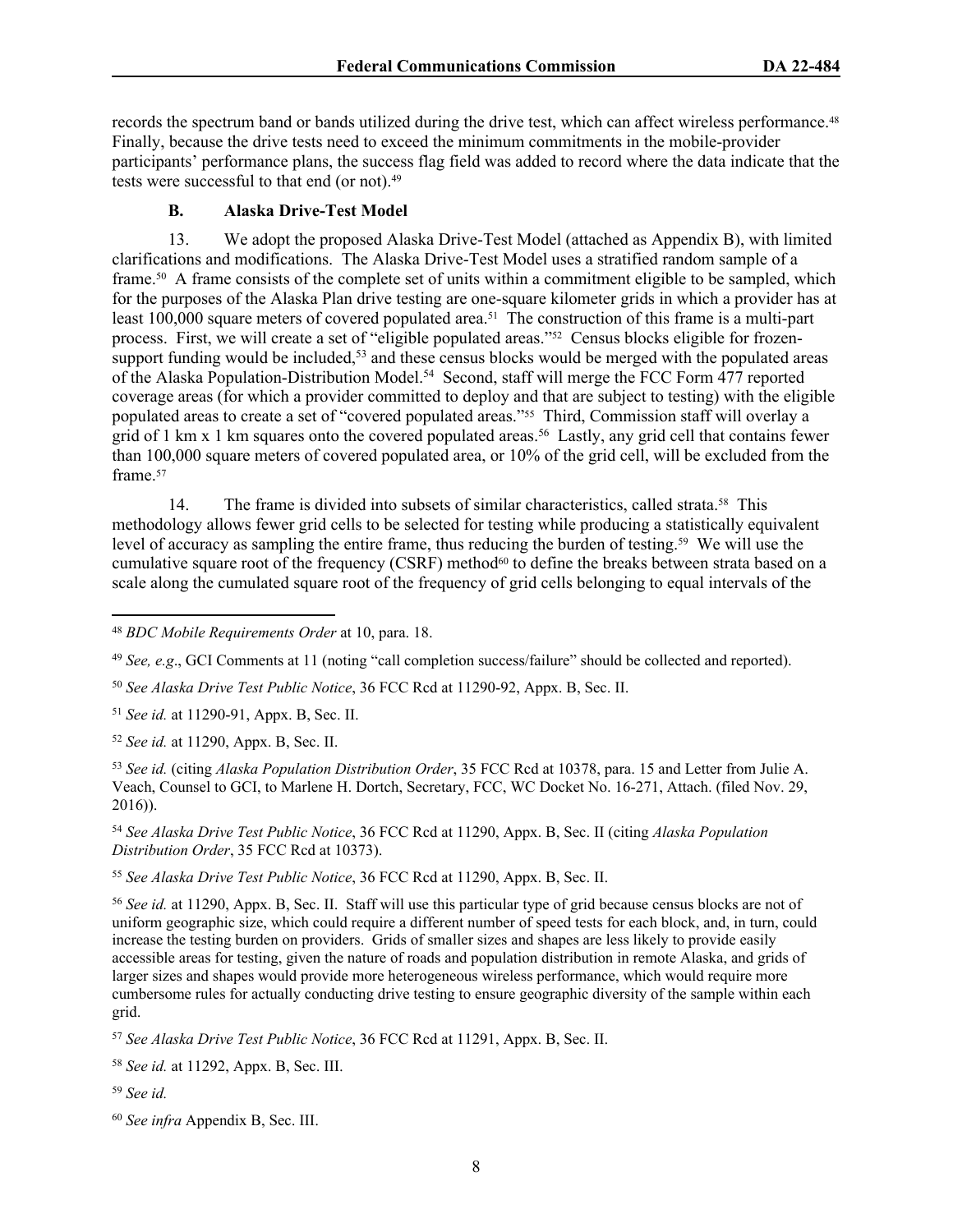records the spectrum band or bands utilized during the drive test, which can affect wireless performance.[48] Finally, because the drive tests need to exceed the minimum commitments in the mobile-provider participants' performance plans, the success flag field was added to record where the data indicate that the tests were successful to that end (or not).[49]

### B. Alaska Drive-Test Model

13. We adopt the proposed Alaska Drive-Test Model (attached as Appendix B), with limited clarifications and modifications. The Alaska Drive-Test Model uses a stratified random sample of a frame.[50] A frame consists of the complete set of units within a commitment eligible to be sampled, which for the purposes of the Alaska Plan drive testing are one-square kilometer grids in which a provider has at least 100,000 square meters of covered populated area.[51] The construction of this frame is a multi-part process. First, we will create a set of "eligible populated areas."[52] Census blocks eligible for frozen-support funding would be included,[53] and these census blocks would be merged with the populated areas of the Alaska Population-Distribution Model.[54] Second, staff will merge the FCC Form 477 reported coverage areas (for which a provider committed to deploy and that are subject to testing) with the eligible populated areas to create a set of "covered populated areas."[55] Third, Commission staff will overlay a grid of 1 km x 1 km squares onto the covered populated areas.[56] Lastly, any grid cell that contains fewer than 100,000 square meters of covered populated area, or 10% of the grid cell, will be excluded from the frame.[57]

14. The frame is divided into subsets of similar characteristics, called strata.[58] This methodology allows fewer grid cells to be selected for testing while producing a statistically equivalent level of accuracy as sampling the entire frame, thus reducing the burden of testing.[59] We will use the cumulative square root of the frequency (CSRF) method[60] to define the breaks between strata based on a scale along the cumulated square root of the frequency of grid cells belonging to equal intervals of the

---

[48] *BDC Mobile Requirements Order* at 10, para. 18.

[49] *See, e.g*., GCI Comments at 11 (noting "call completion success/failure" should be collected and reported).

[50] *See Alaska Drive Test Public Notice*, 36 FCC Rcd at 11290-92, Appx. B, Sec. II.

[51] *See id.* at 11290-91, Appx. B, Sec. II.

[52] *See id.* at 11290, Appx. B, Sec. II.

[53] *See id.* (citing *Alaska Population Distribution Order*, 35 FCC Rcd at 10378, para. 15 and Letter from Julie A. Veach, Counsel to GCI, to Marlene H. Dortch, Secretary, FCC, WC Docket No. 16-271, Attach. (filed Nov. 29, 2016)).

[54] *See Alaska Drive Test Public Notice*, 36 FCC Rcd at 11290, Appx. B, Sec. II (citing *Alaska Population Distribution Order*, 35 FCC Rcd at 10373).

[55] *See Alaska Drive Test Public Notice*, 36 FCC Rcd at 11290, Appx. B, Sec. II.

[56] *See id.* at 11290, Appx. B, Sec. II. Staff will use this particular type of grid because census blocks are not of uniform geographic size, which could require a different number of speed tests for each block, and, in turn, could increase the testing burden on providers. Grids of smaller sizes and shapes are less likely to provide easily accessible areas for testing, given the nature of roads and population distribution in remote Alaska, and grids of larger sizes and shapes would provide more heterogeneous wireless performance, which would require more cumbersome rules for actually conducting drive testing to ensure geographic diversity of the sample within each grid.

[57] *See Alaska Drive Test Public Notice*, 36 FCC Rcd at 11291, Appx. B, Sec. II.

[58] *See id.* at 11292, Appx. B, Sec. III.

[59] *See id.*

[60] *See infra* Appendix B, Sec. III.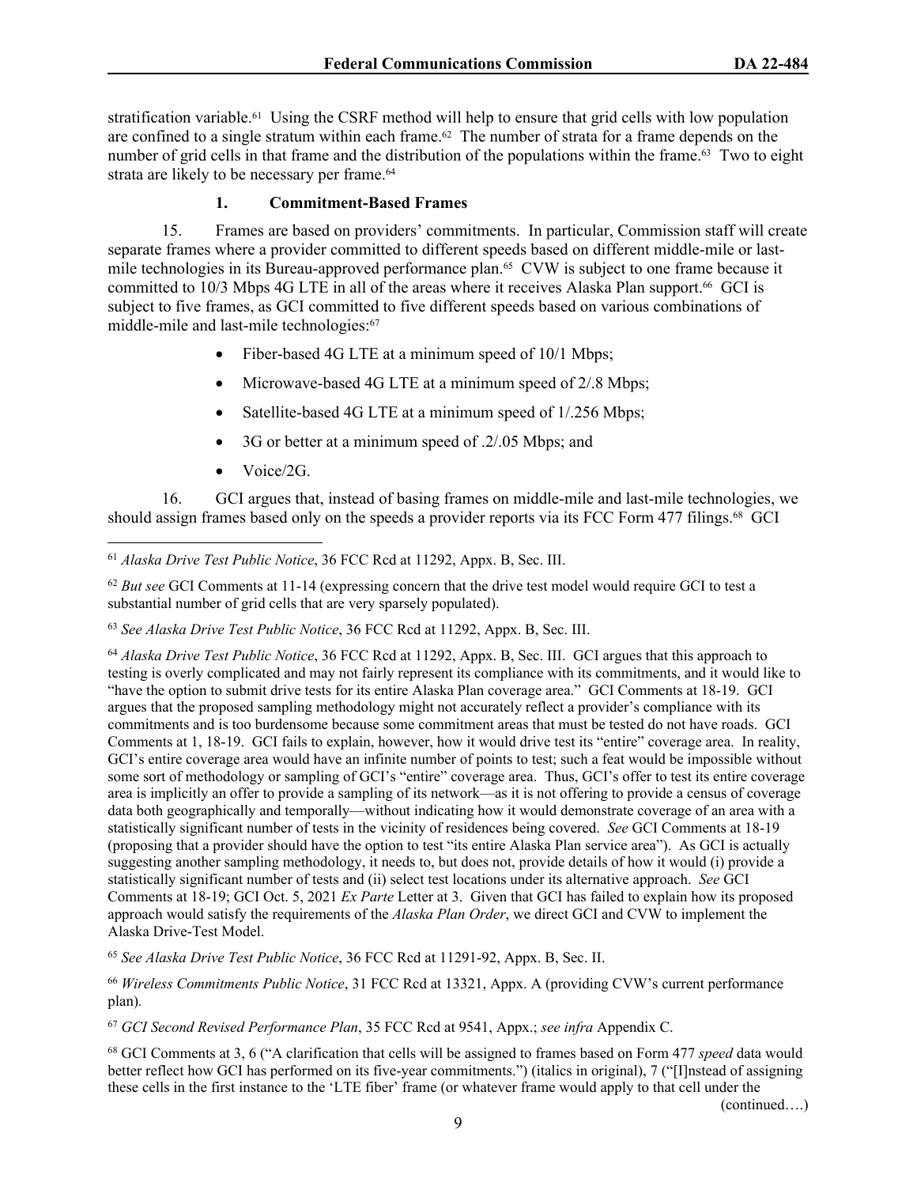stratification variable.[61] Using the CSRF method will help to ensure that grid cells with low population are confined to a single stratum within each frame.[62] The number of strata for a frame depends on the number of grid cells in that frame and the distribution of the populations within the frame.[63] Two to eight strata are likely to be necessary per frame.[64]

### 1. Commitment-Based Frames

15. Frames are based on providers' commitments. In particular, Commission staff will create separate frames where a provider committed to different speeds based on different middle-mile or last-mile technologies in its Bureau-approved performance plan.[65] CVW is subject to one frame because it committed to 10/3 Mbps 4G LTE in all of the areas where it receives Alaska Plan support.[66] GCI is subject to five frames, as GCI committed to five different speeds based on various combinations of middle-mile and last-mile technologies:[67]

- Fiber-based 4G LTE at a minimum speed of 10/1 Mbps;
- Microwave-based 4G LTE at a minimum speed of 2/.8 Mbps;
- Satellite-based 4G LTE at a minimum speed of 1/.256 Mbps;
- 3G or better at a minimum speed of .2/.05 Mbps; and
- Voice/2G.

16. GCI argues that, instead of basing frames on middle-mile and last-mile technologies, we should assign frames based only on the speeds a provider reports via its FCC Form 477 filings.[68] GCI

---

[61] *Alaska Drive Test Public Notice*, 36 FCC Rcd at 11292, Appx. B, Sec. III.

[62] *But see* GCI Comments at 11-14 (expressing concern that the drive test model would require GCI to test a substantial number of grid cells that are very sparsely populated).

[63] *See Alaska Drive Test Public Notice*, 36 FCC Rcd at 11292, Appx. B, Sec. III.

[64] *Alaska Drive Test Public Notice*, 36 FCC Rcd at 11292, Appx. B, Sec. III. GCI argues that this approach to testing is overly complicated and may not fairly represent its compliance with its commitments, and it would like to "have the option to submit drive tests for its entire Alaska Plan coverage area." GCI Comments at 18-19. GCI argues that the proposed sampling methodology might not accurately reflect a provider's compliance with its commitments and is too burdensome because some commitment areas that must be tested do not have roads. GCI Comments at 1, 18-19. GCI fails to explain, however, how it would drive test its "entire" coverage area. In reality, GCI's entire coverage area would have an infinite number of points to test; such a feat would be impossible without some sort of methodology or sampling of GCI's "entire" coverage area. Thus, GCI's offer to test its entire coverage area is implicitly an offer to provide a sampling of its network—as it is not offering to provide a census of coverage data both geographically and temporally—without indicating how it would demonstrate coverage of an area with a statistically significant number of tests in the vicinity of residences being covered. *See* GCI Comments at 18-19 (proposing that a provider should have the option to test "its entire Alaska Plan service area"). As GCI is actually suggesting another sampling methodology, it needs to, but does not, provide details of how it would (i) provide a statistically significant number of tests and (ii) select test locations under its alternative approach. *See* GCI Comments at 18-19; GCI Oct. 5, 2021 *Ex Parte* Letter at 3. Given that GCI has failed to explain how its proposed approach would satisfy the requirements of the *Alaska Plan Order*, we direct GCI and CVW to implement the Alaska Drive-Test Model.

[65] *See Alaska Drive Test Public Notice*, 36 FCC Rcd at 11291-92, Appx. B, Sec. II.

[66] *Wireless Commitments Public Notice*, 31 FCC Rcd at 13321, Appx. A (providing CVW's current performance plan).

[67] *GCI Second Revised Performance Plan*, 35 FCC Rcd at 9541, Appx.; *see infra* Appendix C.

[68] GCI Comments at 3, 6 ("A clarification that cells will be assigned to frames based on Form 477 *speed* data would better reflect how GCI has performed on its five-year commitments.") (italics in original), 7 ("[I]nstead of assigning these cells in the first instance to the 'LTE fiber' frame (or whatever frame would apply to that cell under the

(continued….)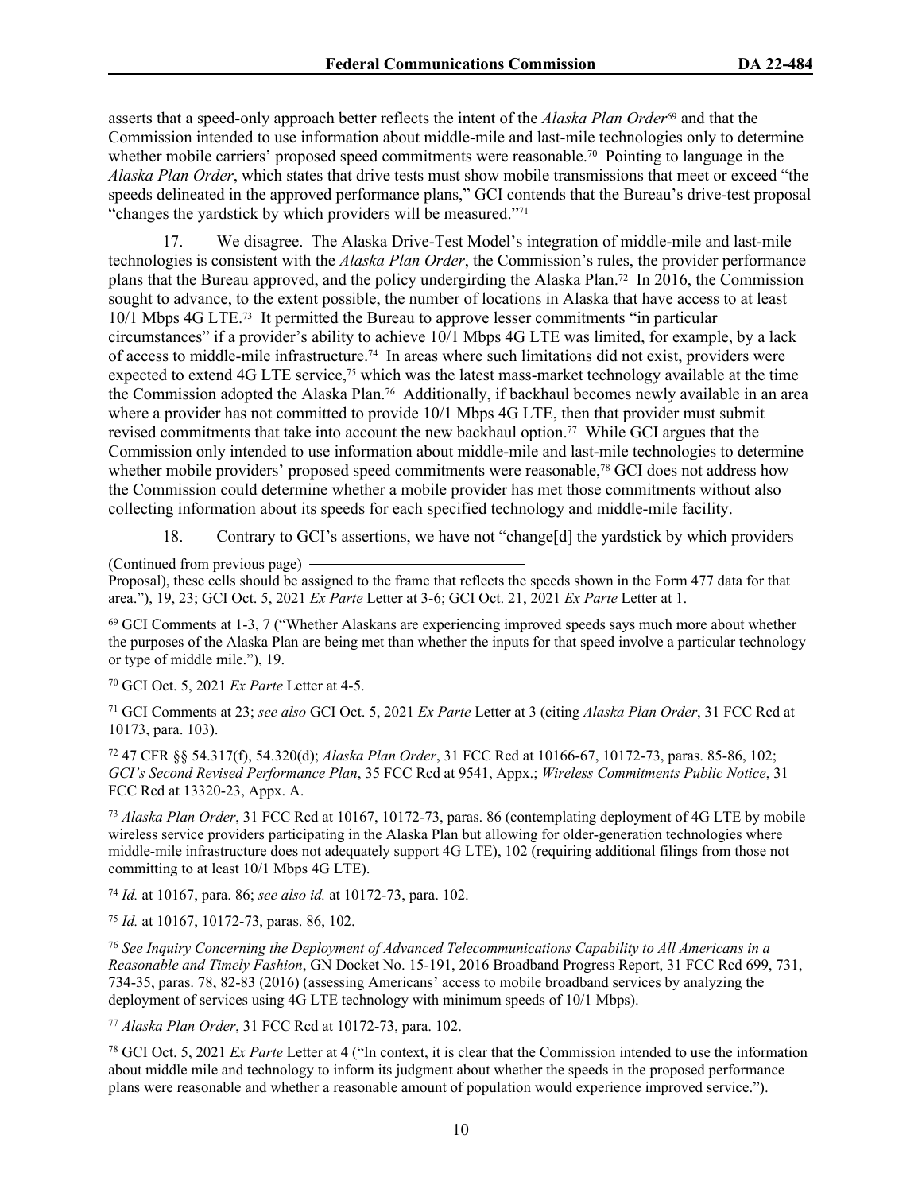asserts that a speed-only approach better reflects the intent of the *Alaska Plan Order*[69] and that the Commission intended to use information about middle-mile and last-mile technologies only to determine whether mobile carriers' proposed speed commitments were reasonable.[70] Pointing to language in the *Alaska Plan Order*, which states that drive tests must show mobile transmissions that meet or exceed "the speeds delineated in the approved performance plans," GCI contends that the Bureau's drive-test proposal "changes the yardstick by which providers will be measured."[71]

17. We disagree. The Alaska Drive-Test Model's integration of middle-mile and last-mile technologies is consistent with the *Alaska Plan Order*, the Commission's rules, the provider performance plans that the Bureau approved, and the policy undergirding the Alaska Plan.[72] In 2016, the Commission sought to advance, to the extent possible, the number of locations in Alaska that have access to at least 10/1 Mbps 4G LTE.[73] It permitted the Bureau to approve lesser commitments "in particular circumstances" if a provider's ability to achieve 10/1 Mbps 4G LTE was limited, for example, by a lack of access to middle-mile infrastructure.[74] In areas where such limitations did not exist, providers were expected to extend 4G LTE service,[75] which was the latest mass-market technology available at the time the Commission adopted the Alaska Plan.[76] Additionally, if backhaul becomes newly available in an area where a provider has not committed to provide 10/1 Mbps 4G LTE, then that provider must submit revised commitments that take into account the new backhaul option.[77] While GCI argues that the Commission only intended to use information about middle-mile and last-mile technologies to determine whether mobile providers' proposed speed commitments were reasonable,[78] GCI does not address how the Commission could determine whether a mobile provider has met those commitments without also collecting information about its speeds for each specified technology and middle-mile facility.

18. Contrary to GCI's assertions, we have not "change[d] the yardstick by which providers

(Continued from previous page) Proposal), these cells should be assigned to the frame that reflects the speeds shown in the Form 477 data for that area."), 19, 23; GCI Oct. 5, 2021 *Ex Parte* Letter at 3-6; GCI Oct. 21, 2021 *Ex Parte* Letter at 1.

[69] GCI Comments at 1-3, 7 ("Whether Alaskans are experiencing improved speeds says much more about whether the purposes of the Alaska Plan are being met than whether the inputs for that speed involve a particular technology or type of middle mile."), 19.

[70] GCI Oct. 5, 2021 *Ex Parte* Letter at 4-5.

[71] GCI Comments at 23; *see also* GCI Oct. 5, 2021 *Ex Parte* Letter at 3 (citing *Alaska Plan Order*, 31 FCC Rcd at 10173, para. 103).

[72] 47 CFR §§ 54.317(f), 54.320(d); *Alaska Plan Order*, 31 FCC Rcd at 10166-67, 10172-73, paras. 85-86, 102; *GCI's Second Revised Performance Plan*, 35 FCC Rcd at 9541, Appx.; *Wireless Commitments Public Notice*, 31 FCC Rcd at 13320-23, Appx. A.

[73] *Alaska Plan Order*, 31 FCC Rcd at 10167, 10172-73, paras. 86 (contemplating deployment of 4G LTE by mobile wireless service providers participating in the Alaska Plan but allowing for older-generation technologies where middle-mile infrastructure does not adequately support 4G LTE), 102 (requiring additional filings from those not committing to at least 10/1 Mbps 4G LTE).

[74] *Id.* at 10167, para. 86; *see also id.* at 10172-73, para. 102.

[75] *Id.* at 10167, 10172-73, paras. 86, 102.

[76] *See Inquiry Concerning the Deployment of Advanced Telecommunications Capability to All Americans in a Reasonable and Timely Fashion*, GN Docket No. 15-191, 2016 Broadband Progress Report, 31 FCC Rcd 699, 731, 734-35, paras. 78, 82-83 (2016) (assessing Americans' access to mobile broadband services by analyzing the deployment of services using 4G LTE technology with minimum speeds of 10/1 Mbps).

[77] *Alaska Plan Order*, 31 FCC Rcd at 10172-73, para. 102.

[78] GCI Oct. 5, 2021 *Ex Parte* Letter at 4 ("In context, it is clear that the Commission intended to use the information about middle mile and technology to inform its judgment about whether the speeds in the proposed performance plans were reasonable and whether a reasonable amount of population would experience improved service.").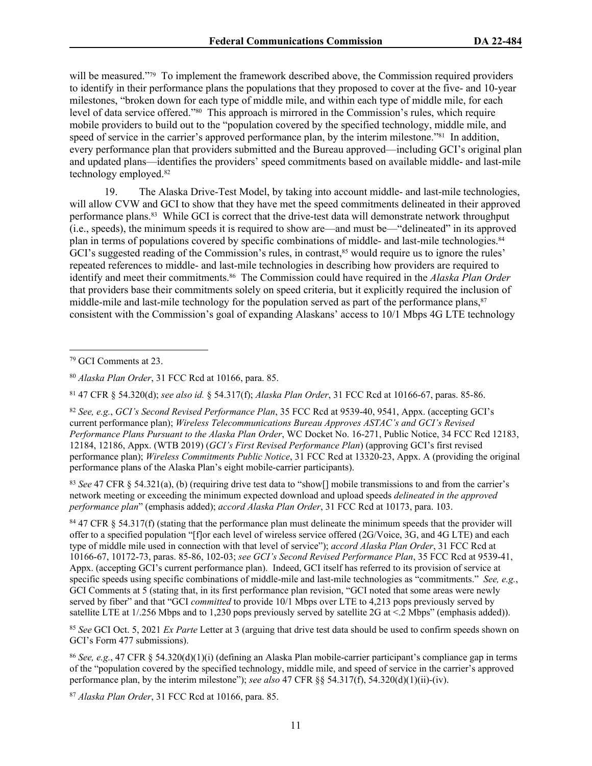will be measured."[79] To implement the framework described above, the Commission required providers to identify in their performance plans the populations that they proposed to cover at the five- and 10-year milestones, "broken down for each type of middle mile, and within each type of middle mile, for each level of data service offered."[80] This approach is mirrored in the Commission's rules, which require mobile providers to build out to the "population covered by the specified technology, middle mile, and speed of service in the carrier's approved performance plan, by the interim milestone."[81] In addition, every performance plan that providers submitted and the Bureau approved—including GCI's original plan and updated plans—identifies the providers' speed commitments based on available middle- and last-mile technology employed.[82]

19. The Alaska Drive-Test Model, by taking into account middle- and last-mile technologies, will allow CVW and GCI to show that they have met the speed commitments delineated in their approved performance plans.[83] While GCI is correct that the drive-test data will demonstrate network throughput (i.e., speeds), the minimum speeds it is required to show are—and must be—"delineated" in its approved plan in terms of populations covered by specific combinations of middle- and last-mile technologies.[84] GCI's suggested reading of the Commission's rules, in contrast,[85] would require us to ignore the rules' repeated references to middle- and last-mile technologies in describing how providers are required to identify and meet their commitments.[86] The Commission could have required in the *Alaska Plan Order* that providers base their commitments solely on speed criteria, but it explicitly required the inclusion of middle-mile and last-mile technology for the population served as part of the performance plans,[87] consistent with the Commission's goal of expanding Alaskans' access to 10/1 Mbps 4G LTE technology

---

[79] GCI Comments at 23.

[80] *Alaska Plan Order*, 31 FCC Rcd at 10166, para. 85.

[81] 47 CFR § 54.320(d); *see also id.* § 54.317(f); *Alaska Plan Order*, 31 FCC Rcd at 10166-67, paras. 85-86.

[82] *See, e.g.*, *GCI's Second Revised Performance Plan*, 35 FCC Rcd at 9539-40, 9541, Appx. (accepting GCI's current performance plan); *Wireless Telecommunications Bureau Approves ASTAC's and GCI's Revised Performance Plans Pursuant to the Alaska Plan Order*, WC Docket No. 16-271, Public Notice, 34 FCC Rcd 12183, 12184, 12186, Appx. (WTB 2019) (*GCI's First Revised Performance Plan*) (approving GCI's first revised performance plan); *Wireless Commitments Public Notice*, 31 FCC Rcd at 13320-23, Appx. A (providing the original performance plans of the Alaska Plan's eight mobile-carrier participants).

[83] *See* 47 CFR § 54.321(a), (b) (requiring drive test data to "show[] mobile transmissions to and from the carrier's network meeting or exceeding the minimum expected download and upload speeds *delineated in the approved performance plan*" (emphasis added); *accord Alaska Plan Order*, 31 FCC Rcd at 10173, para. 103.

[84] 47 CFR § 54.317(f) (stating that the performance plan must delineate the minimum speeds that the provider will offer to a specified population "[f]or each level of wireless service offered (2G/Voice, 3G, and 4G LTE) and each type of middle mile used in connection with that level of service"); *accord Alaska Plan Order*, 31 FCC Rcd at 10166-67, 10172-73, paras. 85-86, 102-03; *see GCI's Second Revised Performance Plan*, 35 FCC Rcd at 9539-41, Appx. (accepting GCI's current performance plan). Indeed, GCI itself has referred to its provision of service at specific speeds using specific combinations of middle-mile and last-mile technologies as "commitments." *See, e.g.*, GCI Comments at 5 (stating that, in its first performance plan revision, "GCI noted that some areas were newly served by fiber" and that "GCI *committed* to provide 10/1 Mbps over LTE to 4,213 pops previously served by satellite LTE at 1/.256 Mbps and to 1,230 pops previously served by satellite 2G at <.2 Mbps" (emphasis added)).

[85] *See* GCI Oct. 5, 2021 *Ex Parte* Letter at 3 (arguing that drive test data should be used to confirm speeds shown on GCI's Form 477 submissions).

[86] *See, e.g.*, 47 CFR § 54.320(d)(1)(i) (defining an Alaska Plan mobile-carrier participant's compliance gap in terms of the "population covered by the specified technology, middle mile, and speed of service in the carrier's approved performance plan, by the interim milestone"); *see also* 47 CFR §§ 54.317(f), 54.320(d)(1)(ii)-(iv).

[87] *Alaska Plan Order*, 31 FCC Rcd at 10166, para. 85.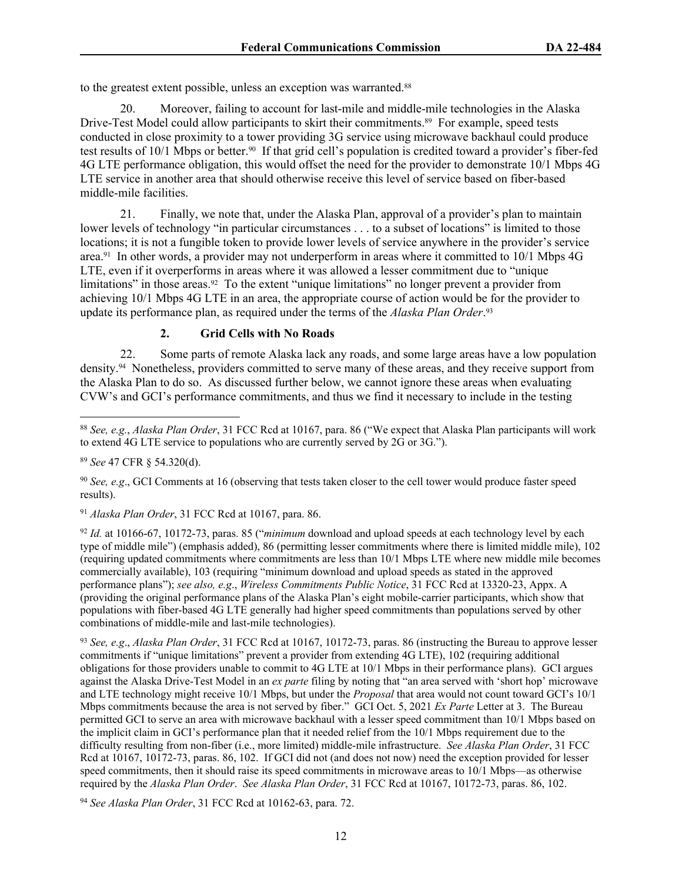to the greatest extent possible, unless an exception was warranted.[88]

20. Moreover, failing to account for last-mile and middle-mile technologies in the Alaska Drive-Test Model could allow participants to skirt their commitments.[89] For example, speed tests conducted in close proximity to a tower providing 3G service using microwave backhaul could produce test results of 10/1 Mbps or better.[90] If that grid cell's population is credited toward a provider's fiber-fed 4G LTE performance obligation, this would offset the need for the provider to demonstrate 10/1 Mbps 4G LTE service in another area that should otherwise receive this level of service based on fiber-based middle-mile facilities.

21. Finally, we note that, under the Alaska Plan, approval of a provider's plan to maintain lower levels of technology "in particular circumstances . . . to a subset of locations" is limited to those locations; it is not a fungible token to provide lower levels of service anywhere in the provider's service area.[91] In other words, a provider may not underperform in areas where it committed to 10/1 Mbps 4G LTE, even if it overperforms in areas where it was allowed a lesser commitment due to "unique limitations" in those areas.[92] To the extent "unique limitations" no longer prevent a provider from achieving 10/1 Mbps 4G LTE in an area, the appropriate course of action would be for the provider to update its performance plan, as required under the terms of the *Alaska Plan Order*.[93]

### 2. Grid Cells with No Roads

22. Some parts of remote Alaska lack any roads, and some large areas have a low population density.[94] Nonetheless, providers committed to serve many of these areas, and they receive support from the Alaska Plan to do so. As discussed further below, we cannot ignore these areas when evaluating CVW's and GCI's performance commitments, and thus we find it necessary to include in the testing

---

[88] *See, e.g.*, *Alaska Plan Order*, 31 FCC Rcd at 10167, para. 86 ("We expect that Alaska Plan participants will work to extend 4G LTE service to populations who are currently served by 2G or 3G.").

[89] *See* 47 CFR § 54.320(d).

[90] *See, e.g*., GCI Comments at 16 (observing that tests taken closer to the cell tower would produce faster speed results).

[91] *Alaska Plan Order*, 31 FCC Rcd at 10167, para. 86.

[92] *Id.* at 10166-67, 10172-73, paras. 85 ("*minimum* download and upload speeds at each technology level by each type of middle mile") (emphasis added), 86 (permitting lesser commitments where there is limited middle mile), 102 (requiring updated commitments where commitments are less than 10/1 Mbps LTE where new middle mile becomes commercially available), 103 (requiring "minimum download and upload speeds as stated in the approved performance plans"); *see also, e.g*., *Wireless Commitments Public Notice*, 31 FCC Rcd at 13320-23, Appx. A (providing the original performance plans of the Alaska Plan's eight mobile-carrier participants, which show that populations with fiber-based 4G LTE generally had higher speed commitments than populations served by other combinations of middle-mile and last-mile technologies).

[93] *See, e.g*., *Alaska Plan Order*, 31 FCC Rcd at 10167, 10172-73, paras. 86 (instructing the Bureau to approve lesser commitments if "unique limitations" prevent a provider from extending 4G LTE), 102 (requiring additional obligations for those providers unable to commit to 4G LTE at 10/1 Mbps in their performance plans). GCI argues against the Alaska Drive-Test Model in an *ex parte* filing by noting that "an area served with 'short hop' microwave and LTE technology might receive 10/1 Mbps, but under the *Proposal* that area would not count toward GCI's 10/1 Mbps commitments because the area is not served by fiber." GCI Oct. 5, 2021 *Ex Parte* Letter at 3. The Bureau permitted GCI to serve an area with microwave backhaul with a lesser speed commitment than 10/1 Mbps based on the implicit claim in GCI's performance plan that it needed relief from the 10/1 Mbps requirement due to the difficulty resulting from non-fiber (i.e., more limited) middle-mile infrastructure. *See Alaska Plan Order*, 31 FCC Rcd at 10167, 10172-73, paras. 86, 102. If GCI did not (and does not now) need the exception provided for lesser speed commitments, then it should raise its speed commitments in microwave areas to 10/1 Mbps—as otherwise required by the *Alaska Plan Order*. *See Alaska Plan Order*, 31 FCC Rcd at 10167, 10172-73, paras. 86, 102.

[94] *See Alaska Plan Order*, 31 FCC Rcd at 10162-63, para. 72.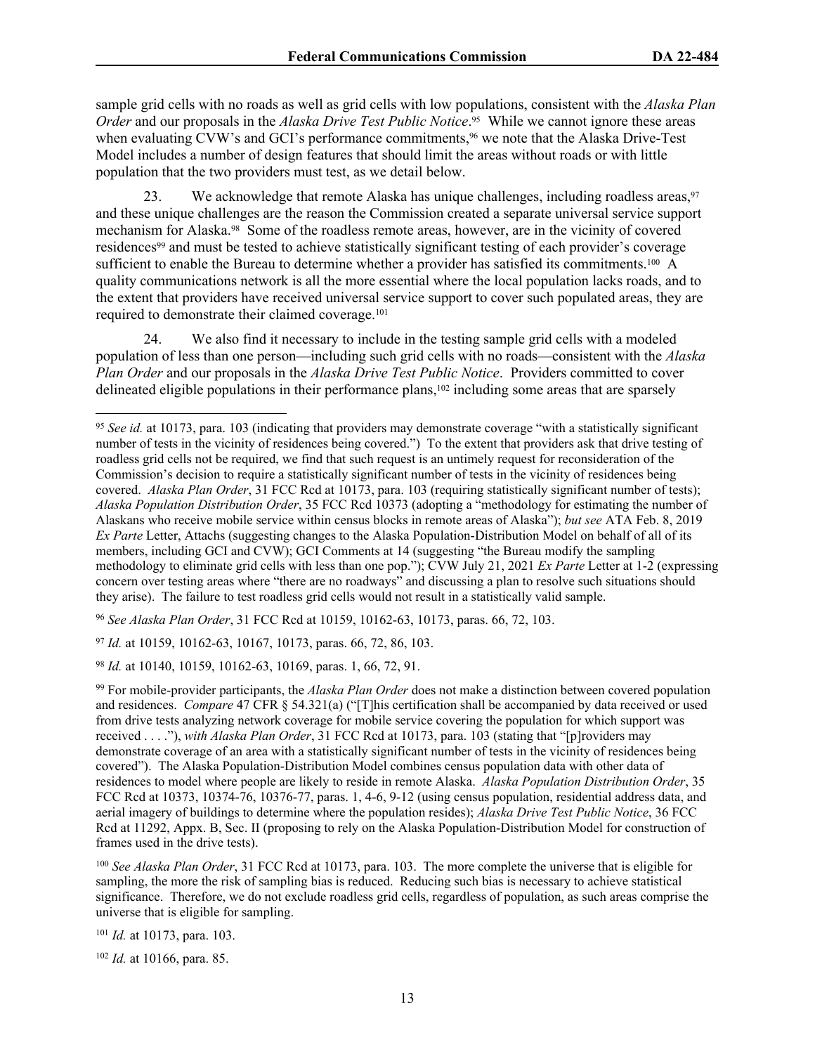sample grid cells with no roads as well as grid cells with low populations, consistent with the *Alaska Plan Order* and our proposals in the *Alaska Drive Test Public Notice*.[95] While we cannot ignore these areas when evaluating CVW's and GCI's performance commitments,[96] we note that the Alaska Drive-Test Model includes a number of design features that should limit the areas without roads or with little population that the two providers must test, as we detail below.

23. We acknowledge that remote Alaska has unique challenges, including roadless areas,[97] and these unique challenges are the reason the Commission created a separate universal service support mechanism for Alaska.[98] Some of the roadless remote areas, however, are in the vicinity of covered residences[99] and must be tested to achieve statistically significant testing of each provider's coverage sufficient to enable the Bureau to determine whether a provider has satisfied its commitments.[100] A quality communications network is all the more essential where the local population lacks roads, and to the extent that providers have received universal service support to cover such populated areas, they are required to demonstrate their claimed coverage.[101]

24. We also find it necessary to include in the testing sample grid cells with a modeled population of less than one person—including such grid cells with no roads—consistent with the *Alaska Plan Order* and our proposals in the *Alaska Drive Test Public Notice*. Providers committed to cover delineated eligible populations in their performance plans,[102] including some areas that are sparsely

---

[95] *See id.* at 10173, para. 103 (indicating that providers may demonstrate coverage "with a statistically significant number of tests in the vicinity of residences being covered.") To the extent that providers ask that drive testing of roadless grid cells not be required, we find that such request is an untimely request for reconsideration of the Commission's decision to require a statistically significant number of tests in the vicinity of residences being covered. *Alaska Plan Order*, 31 FCC Rcd at 10173, para. 103 (requiring statistically significant number of tests); *Alaska Population Distribution Order*, 35 FCC Rcd 10373 (adopting a "methodology for estimating the number of Alaskans who receive mobile service within census blocks in remote areas of Alaska"); *but see* ATA Feb. 8, 2019 *Ex Parte* Letter, Attachs (suggesting changes to the Alaska Population-Distribution Model on behalf of all of its members, including GCI and CVW); GCI Comments at 14 (suggesting "the Bureau modify the sampling methodology to eliminate grid cells with less than one pop."); CVW July 21, 2021 *Ex Parte* Letter at 1-2 (expressing concern over testing areas where "there are no roadways" and discussing a plan to resolve such situations should they arise). The failure to test roadless grid cells would not result in a statistically valid sample.

[96] *See Alaska Plan Order*, 31 FCC Rcd at 10159, 10162-63, 10173, paras. 66, 72, 103.

[97] *Id.* at 10159, 10162-63, 10167, 10173, paras. 66, 72, 86, 103.

[98] *Id.* at 10140, 10159, 10162-63, 10169, paras. 1, 66, 72, 91.

[99] For mobile-provider participants, the *Alaska Plan Order* does not make a distinction between covered population and residences. *Compare* 47 CFR § 54.321(a) ("[T]his certification shall be accompanied by data received or used from drive tests analyzing network coverage for mobile service covering the population for which support was received . . . ."), *with Alaska Plan Order*, 31 FCC Rcd at 10173, para. 103 (stating that "[p]roviders may demonstrate coverage of an area with a statistically significant number of tests in the vicinity of residences being covered"). The Alaska Population-Distribution Model combines census population data with other data of residences to model where people are likely to reside in remote Alaska. *Alaska Population Distribution Order*, 35 FCC Rcd at 10373, 10374-76, 10376-77, paras. 1, 4-6, 9-12 (using census population, residential address data, and aerial imagery of buildings to determine where the population resides); *Alaska Drive Test Public Notice*, 36 FCC Rcd at 11292, Appx. B, Sec. II (proposing to rely on the Alaska Population-Distribution Model for construction of frames used in the drive tests).

[100] *See Alaska Plan Order*, 31 FCC Rcd at 10173, para. 103. The more complete the universe that is eligible for sampling, the more the risk of sampling bias is reduced. Reducing such bias is necessary to achieve statistical significance. Therefore, we do not exclude roadless grid cells, regardless of population, as such areas comprise the universe that is eligible for sampling.

[101] *Id.* at 10173, para. 103.

[102] *Id.* at 10166, para. 85.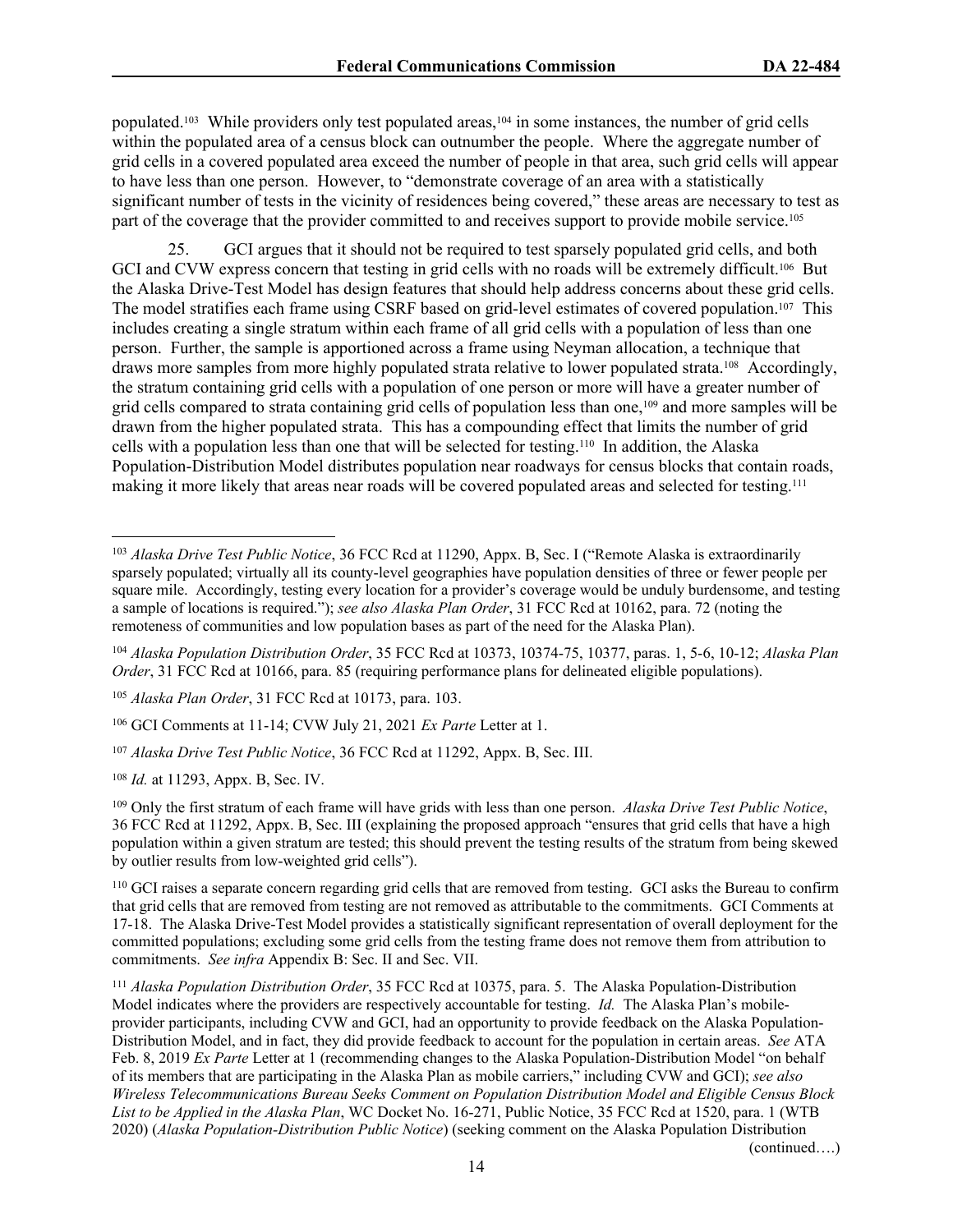populated.[103] While providers only test populated areas,[104] in some instances, the number of grid cells within the populated area of a census block can outnumber the people. Where the aggregate number of grid cells in a covered populated area exceed the number of people in that area, such grid cells will appear to have less than one person. However, to "demonstrate coverage of an area with a statistically significant number of tests in the vicinity of residences being covered," these areas are necessary to test as part of the coverage that the provider committed to and receives support to provide mobile service.[105]

25. GCI argues that it should not be required to test sparsely populated grid cells, and both GCI and CVW express concern that testing in grid cells with no roads will be extremely difficult.[106] But the Alaska Drive-Test Model has design features that should help address concerns about these grid cells. The model stratifies each frame using CSRF based on grid-level estimates of covered population.[107] This includes creating a single stratum within each frame of all grid cells with a population of less than one person. Further, the sample is apportioned across a frame using Neyman allocation, a technique that draws more samples from more highly populated strata relative to lower populated strata.[108] Accordingly, the stratum containing grid cells with a population of one person or more will have a greater number of grid cells compared to strata containing grid cells of population less than one,[109] and more samples will be drawn from the higher populated strata. This has a compounding effect that limits the number of grid cells with a population less than one that will be selected for testing.[110] In addition, the Alaska Population-Distribution Model distributes population near roadways for census blocks that contain roads, making it more likely that areas near roads will be covered populated areas and selected for testing.[111]

---

[103] *Alaska Drive Test Public Notice*, 36 FCC Rcd at 11290, Appx. B, Sec. I ("Remote Alaska is extraordinarily sparsely populated; virtually all its county-level geographies have population densities of three or fewer people per square mile. Accordingly, testing every location for a provider's coverage would be unduly burdensome, and testing a sample of locations is required."); *see also Alaska Plan Order*, 31 FCC Rcd at 10162, para. 72 (noting the remoteness of communities and low population bases as part of the need for the Alaska Plan).

[104] *Alaska Population Distribution Order*, 35 FCC Rcd at 10373, 10374-75, 10377, paras. 1, 5-6, 10-12; *Alaska Plan Order*, 31 FCC Rcd at 10166, para. 85 (requiring performance plans for delineated eligible populations).

[105] *Alaska Plan Order*, 31 FCC Rcd at 10173, para. 103.

[106] GCI Comments at 11-14; CVW July 21, 2021 *Ex Parte* Letter at 1.

[107] *Alaska Drive Test Public Notice*, 36 FCC Rcd at 11292, Appx. B, Sec. III.

[108] *Id.* at 11293, Appx. B, Sec. IV.

[109] Only the first stratum of each frame will have grids with less than one person. *Alaska Drive Test Public Notice*, 36 FCC Rcd at 11292, Appx. B, Sec. III (explaining the proposed approach "ensures that grid cells that have a high population within a given stratum are tested; this should prevent the testing results of the stratum from being skewed by outlier results from low-weighted grid cells").

[110] GCI raises a separate concern regarding grid cells that are removed from testing. GCI asks the Bureau to confirm that grid cells that are removed from testing are not removed as attributable to the commitments. GCI Comments at 17-18. The Alaska Drive-Test Model provides a statistically significant representation of overall deployment for the committed populations; excluding some grid cells from the testing frame does not remove them from attribution to commitments. *See infra* Appendix B: Sec. II and Sec. VII.

[111] *Alaska Population Distribution Order*, 35 FCC Rcd at 10375, para. 5. The Alaska Population-Distribution Model indicates where the providers are respectively accountable for testing. *Id.* The Alaska Plan's mobile-provider participants, including CVW and GCI, had an opportunity to provide feedback on the Alaska Population-Distribution Model, and in fact, they did provide feedback to account for the population in certain areas. *See* ATA Feb. 8, 2019 *Ex Parte* Letter at 1 (recommending changes to the Alaska Population-Distribution Model "on behalf of its members that are participating in the Alaska Plan as mobile carriers," including CVW and GCI); *see also Wireless Telecommunications Bureau Seeks Comment on Population Distribution Model and Eligible Census Block List to be Applied in the Alaska Plan*, WC Docket No. 16-271, Public Notice, 35 FCC Rcd at 1520, para. 1 (WTB 2020) (*Alaska Population-Distribution Public Notice*) (seeking comment on the Alaska Population Distribution

(continued….)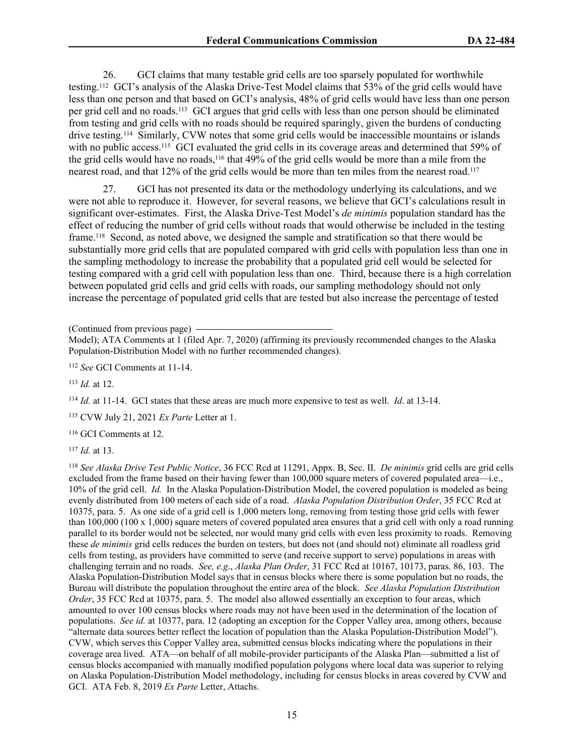26. GCI claims that many testable grid cells are too sparsely populated for worthwhile testing.[112] GCI's analysis of the Alaska Drive-Test Model claims that 53% of the grid cells would have less than one person and that based on GCI's analysis, 48% of grid cells would have less than one person per grid cell and no roads.[113] GCI argues that grid cells with less than one person should be eliminated from testing and grid cells with no roads should be required sparingly, given the burdens of conducting drive testing.[114] Similarly, CVW notes that some grid cells would be inaccessible mountains or islands with no public access.[115] GCI evaluated the grid cells in its coverage areas and determined that 59% of the grid cells would have no roads,[116] that 49% of the grid cells would be more than a mile from the nearest road, and that 12% of the grid cells would be more than ten miles from the nearest road.[117]

27. GCI has not presented its data or the methodology underlying its calculations, and we were not able to reproduce it. However, for several reasons, we believe that GCI's calculations result in significant over-estimates. First, the Alaska Drive-Test Model's *de minimis* population standard has the effect of reducing the number of grid cells without roads that would otherwise be included in the testing frame.[118] Second, as noted above, we designed the sample and stratification so that there would be substantially more grid cells that are populated compared with grid cells with population less than one in the sampling methodology to increase the probability that a populated grid cell would be selected for testing compared with a grid cell with population less than one. Third, because there is a high correlation between populated grid cells and grid cells with roads, our sampling methodology should not only increase the percentage of populated grid cells that are tested but also increase the percentage of tested

(Continued from previous page)

Model); ATA Comments at 1 (filed Apr. 7, 2020) (affirming its previously recommended changes to the Alaska Population-Distribution Model with no further recommended changes).

[112] *See* GCI Comments at 11-14.

[113] *Id.* at 12.

[114] *Id.* at 11-14. GCI states that these areas are much more expensive to test as well. *Id*. at 13-14.

[115] CVW July 21, 2021 *Ex Parte* Letter at 1.

[116] GCI Comments at 12.

[117] *Id.* at 13.

[118] *See Alaska Drive Test Public Notice*, 36 FCC Rcd at 11291, Appx. B, Sec. II. *De minimis* grid cells are grid cells excluded from the frame based on their having fewer than 100,000 square meters of covered populated area—i.e., 10% of the grid cell. *Id.* In the Alaska Population-Distribution Model, the covered population is modeled as being evenly distributed from 100 meters of each side of a road. *Alaska Population Distribution Order*, 35 FCC Rcd at 10375, para. 5. As one side of a grid cell is 1,000 meters long, removing from testing those grid cells with fewer than 100,000 (100 x 1,000) square meters of covered populated area ensures that a grid cell with only a road running parallel to its border would not be selected, nor would many grid cells with even less proximity to roads. Removing these *de minimis* grid cells reduces the burden on testers, but does not (and should not) eliminate all roadless grid cells from testing, as providers have committed to serve (and receive support to serve) populations in areas with challenging terrain and no roads. *See, e.g*., *Alaska Plan Order*, 31 FCC Rcd at 10167, 10173, paras. 86, 103. The Alaska Population-Distribution Model says that in census blocks where there is some population but no roads, the Bureau will distribute the population throughout the entire area of the block. *See Alaska Population Distribution Order*, 35 FCC Rcd at 10375, para. 5. The model also allowed essentially an exception to four areas, which amounted to over 100 census blocks where roads may not have been used in the determination of the location of populations. *See id.* at 10377, para. 12 (adopting an exception for the Copper Valley area, among others, because "alternate data sources better reflect the location of population than the Alaska Population-Distribution Model"). CVW, which serves this Copper Valley area, submitted census blocks indicating where the populations in their coverage area lived. ATA—on behalf of all mobile-provider participants of the Alaska Plan—submitted a list of census blocks accompanied with manually modified population polygons where local data was superior to relying on Alaska Population-Distribution Model methodology, including for census blocks in areas covered by CVW and GCI. ATA Feb. 8, 2019 *Ex Parte* Letter, Attachs.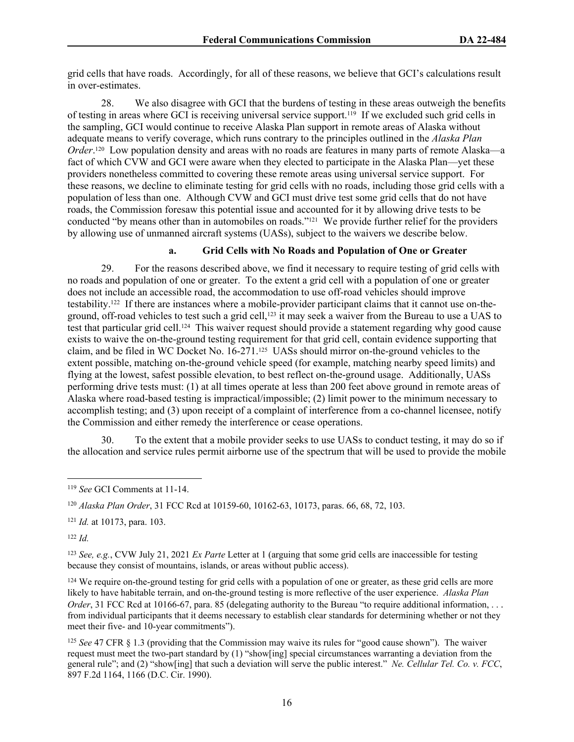grid cells that have roads. Accordingly, for all of these reasons, we believe that GCI's calculations result in over-estimates.

28. We also disagree with GCI that the burdens of testing in these areas outweigh the benefits of testing in areas where GCI is receiving universal service support.[119] If we excluded such grid cells in the sampling, GCI would continue to receive Alaska Plan support in remote areas of Alaska without adequate means to verify coverage, which runs contrary to the principles outlined in the *Alaska Plan Order*.[120] Low population density and areas with no roads are features in many parts of remote Alaska—a fact of which CVW and GCI were aware when they elected to participate in the Alaska Plan—yet these providers nonetheless committed to covering these remote areas using universal service support. For these reasons, we decline to eliminate testing for grid cells with no roads, including those grid cells with a population of less than one. Although CVW and GCI must drive test some grid cells that do not have roads, the Commission foresaw this potential issue and accounted for it by allowing drive tests to be conducted "by means other than in automobiles on roads."[121] We provide further relief for the providers by allowing use of unmanned aircraft systems (UASs), subject to the waivers we describe below.

### a. Grid Cells with No Roads and Population of One or Greater

29. For the reasons described above, we find it necessary to require testing of grid cells with no roads and population of one or greater. To the extent a grid cell with a population of one or greater does not include an accessible road, the accommodation to use off-road vehicles should improve testability.[122] If there are instances where a mobile-provider participant claims that it cannot use on-the-ground, off-road vehicles to test such a grid cell,[123] it may seek a waiver from the Bureau to use a UAS to test that particular grid cell.[124] This waiver request should provide a statement regarding why good cause exists to waive the on-the-ground testing requirement for that grid cell, contain evidence supporting that claim, and be filed in WC Docket No. 16-271.[125] UASs should mirror on-the-ground vehicles to the extent possible, matching on-the-ground vehicle speed (for example, matching nearby speed limits) and flying at the lowest, safest possible elevation, to best reflect on-the-ground usage. Additionally, UASs performing drive tests must: (1) at all times operate at less than 200 feet above ground in remote areas of Alaska where road-based testing is impractical/impossible; (2) limit power to the minimum necessary to accomplish testing; and (3) upon receipt of a complaint of interference from a co-channel licensee, notify the Commission and either remedy the interference or cease operations.

30. To the extent that a mobile provider seeks to use UASs to conduct testing, it may do so if the allocation and service rules permit airborne use of the spectrum that will be used to provide the mobile

---

[119] *See* GCI Comments at 11-14.

[120] *Alaska Plan Order*, 31 FCC Rcd at 10159-60, 10162-63, 10173, paras. 66, 68, 72, 103.

[121] *Id.* at 10173, para. 103.

[122] *Id.*

[123] *See, e.g.*, CVW July 21, 2021 *Ex Parte* Letter at 1 (arguing that some grid cells are inaccessible for testing because they consist of mountains, islands, or areas without public access).

[124] We require on-the-ground testing for grid cells with a population of one or greater, as these grid cells are more likely to have habitable terrain, and on-the-ground testing is more reflective of the user experience. *Alaska Plan Order*, 31 FCC Rcd at 10166-67, para. 85 (delegating authority to the Bureau "to require additional information, . . . from individual participants that it deems necessary to establish clear standards for determining whether or not they meet their five- and 10-year commitments").

[125] *See* 47 CFR § 1.3 (providing that the Commission may waive its rules for "good cause shown"). The waiver request must meet the two-part standard by (1) "show[ing] special circumstances warranting a deviation from the general rule"; and (2) "show[ing] that such a deviation will serve the public interest." *Ne. Cellular Tel. Co. v. FCC*, 897 F.2d 1164, 1166 (D.C. Cir. 1990).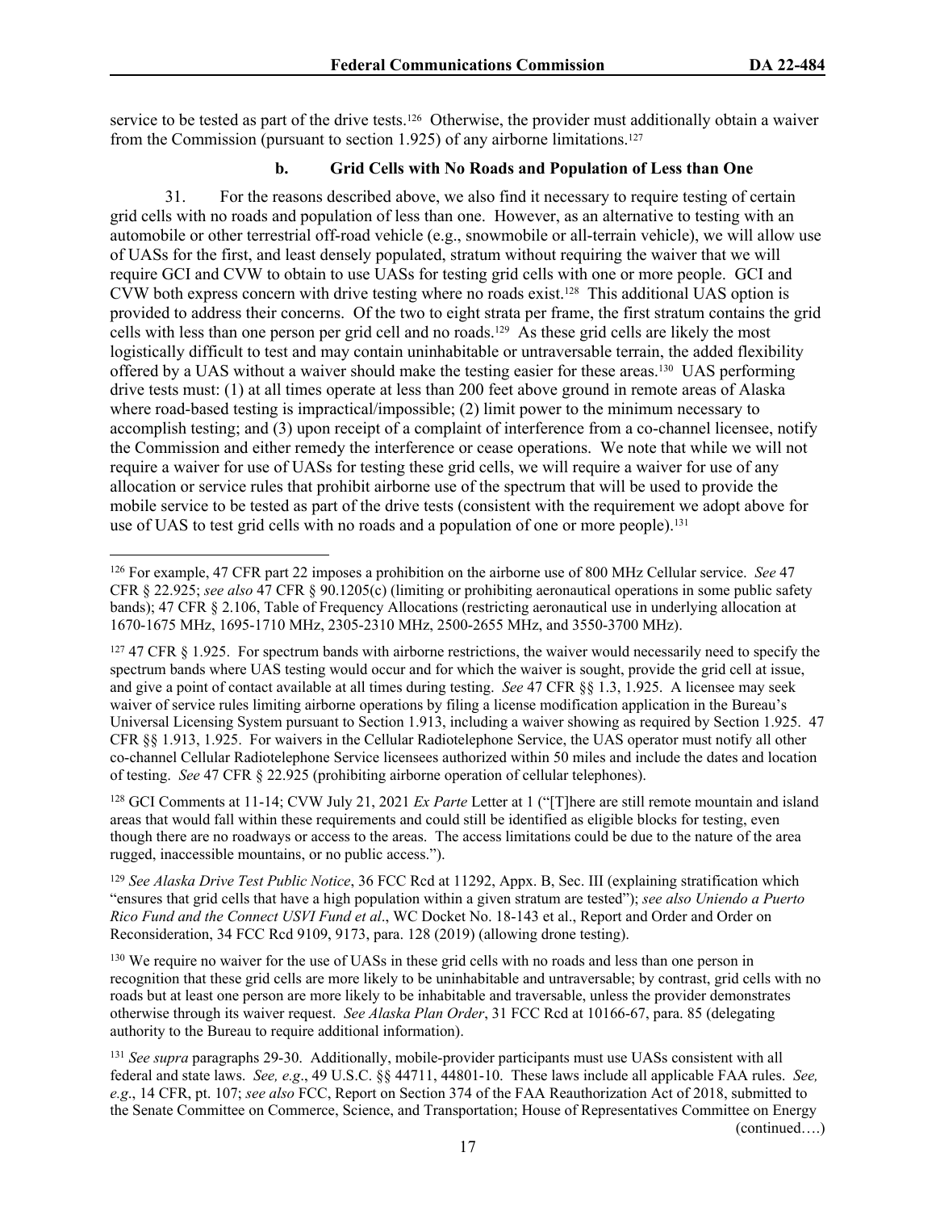service to be tested as part of the drive tests.[126] Otherwise, the provider must additionally obtain a waiver from the Commission (pursuant to section 1.925) of any airborne limitations.[127]

### b. Grid Cells with No Roads and Population of Less than One

31. For the reasons described above, we also find it necessary to require testing of certain grid cells with no roads and population of less than one. However, as an alternative to testing with an automobile or other terrestrial off-road vehicle (e.g., snowmobile or all-terrain vehicle), we will allow use of UASs for the first, and least densely populated, stratum without requiring the waiver that we will require GCI and CVW to obtain to use UASs for testing grid cells with one or more people. GCI and CVW both express concern with drive testing where no roads exist.[128] This additional UAS option is provided to address their concerns. Of the two to eight strata per frame, the first stratum contains the grid cells with less than one person per grid cell and no roads.[129] As these grid cells are likely the most logistically difficult to test and may contain uninhabitable or untraversable terrain, the added flexibility offered by a UAS without a waiver should make the testing easier for these areas.[130] UAS performing drive tests must: (1) at all times operate at less than 200 feet above ground in remote areas of Alaska where road-based testing is impractical/impossible; (2) limit power to the minimum necessary to accomplish testing; and (3) upon receipt of a complaint of interference from a co-channel licensee, notify the Commission and either remedy the interference or cease operations. We note that while we will not require a waiver for use of UASs for testing these grid cells, we will require a waiver for use of any allocation or service rules that prohibit airborne use of the spectrum that will be used to provide the mobile service to be tested as part of the drive tests (consistent with the requirement we adopt above for use of UAS to test grid cells with no roads and a population of one or more people).[131]

---

[126] For example, 47 CFR part 22 imposes a prohibition on the airborne use of 800 MHz Cellular service. *See* 47 CFR § 22.925; *see also* 47 CFR § 90.1205(c) (limiting or prohibiting aeronautical operations in some public safety bands); 47 CFR § 2.106, Table of Frequency Allocations (restricting aeronautical use in underlying allocation at 1670-1675 MHz, 1695-1710 MHz, 2305-2310 MHz, 2500-2655 MHz, and 3550-3700 MHz).

[127] 47 CFR § 1.925. For spectrum bands with airborne restrictions, the waiver would necessarily need to specify the spectrum bands where UAS testing would occur and for which the waiver is sought, provide the grid cell at issue, and give a point of contact available at all times during testing. *See* 47 CFR §§ 1.3, 1.925. A licensee may seek waiver of service rules limiting airborne operations by filing a license modification application in the Bureau's Universal Licensing System pursuant to Section 1.913, including a waiver showing as required by Section 1.925. 47 CFR §§ 1.913, 1.925. For waivers in the Cellular Radiotelephone Service, the UAS operator must notify all other co-channel Cellular Radiotelephone Service licensees authorized within 50 miles and include the dates and location of testing. *See* 47 CFR § 22.925 (prohibiting airborne operation of cellular telephones).

[128] GCI Comments at 11-14; CVW July 21, 2021 *Ex Parte* Letter at 1 ("[T]here are still remote mountain and island areas that would fall within these requirements and could still be identified as eligible blocks for testing, even though there are no roadways or access to the areas. The access limitations could be due to the nature of the area rugged, inaccessible mountains, or no public access.").

[129] *See Alaska Drive Test Public Notice*, 36 FCC Rcd at 11292, Appx. B, Sec. III (explaining stratification which "ensures that grid cells that have a high population within a given stratum are tested"); *see also Uniendo a Puerto Rico Fund and the Connect USVI Fund et al*., WC Docket No. 18-143 et al., Report and Order and Order on Reconsideration, 34 FCC Rcd 9109, 9173, para. 128 (2019) (allowing drone testing).

[130] We require no waiver for the use of UASs in these grid cells with no roads and less than one person in recognition that these grid cells are more likely to be uninhabitable and untraversable; by contrast, grid cells with no roads but at least one person are more likely to be inhabitable and traversable, unless the provider demonstrates otherwise through its waiver request. *See Alaska Plan Order*, 31 FCC Rcd at 10166-67, para. 85 (delegating authority to the Bureau to require additional information).

[131] *See supra* paragraphs 29-30. Additionally, mobile-provider participants must use UASs consistent with all federal and state laws. *See, e.g*., 49 U.S.C. §§ 44711, 44801-10. These laws include all applicable FAA rules. *See, e.g*., 14 CFR, pt. 107; *see also* FCC, Report on Section 374 of the FAA Reauthorization Act of 2018, submitted to the Senate Committee on Commerce, Science, and Transportation; House of Representatives Committee on Energy (continued….)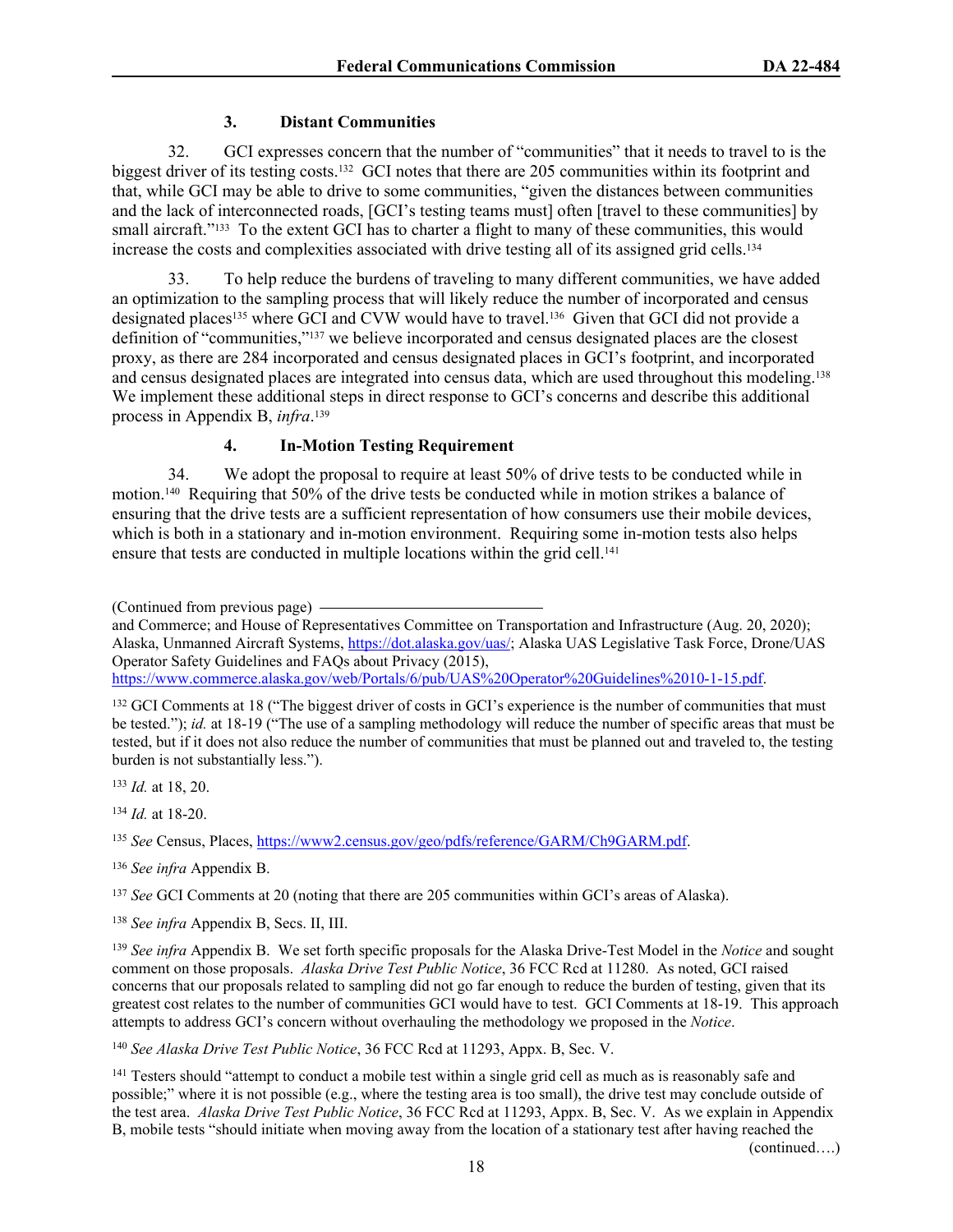### 3. Distant Communities

32. GCI expresses concern that the number of "communities" that it needs to travel to is the biggest driver of its testing costs.[132] GCI notes that there are 205 communities within its footprint and that, while GCI may be able to drive to some communities, "given the distances between communities and the lack of interconnected roads, [GCI's testing teams must] often [travel to these communities] by small aircraft."[133] To the extent GCI has to charter a flight to many of these communities, this would increase the costs and complexities associated with drive testing all of its assigned grid cells.[134]

33. To help reduce the burdens of traveling to many different communities, we have added an optimization to the sampling process that will likely reduce the number of incorporated and census designated places[135] where GCI and CVW would have to travel.[136] Given that GCI did not provide a definition of "communities,"[137] we believe incorporated and census designated places are the closest proxy, as there are 284 incorporated and census designated places in GCI's footprint, and incorporated and census designated places are integrated into census data, which are used throughout this modeling.[138] We implement these additional steps in direct response to GCI's concerns and describe this additional process in Appendix B, *infra*.[139]

### 4. In-Motion Testing Requirement

34. We adopt the proposal to require at least 50% of drive tests to be conducted while in motion.[140] Requiring that 50% of the drive tests be conducted while in motion strikes a balance of ensuring that the drive tests are a sufficient representation of how consumers use their mobile devices, which is both in a stationary and in-motion environment. Requiring some in-motion tests also helps ensure that tests are conducted in multiple locations within the grid cell.[141]

---

(Continued from previous page)

and Commerce; and House of Representatives Committee on Transportation and Infrastructure (Aug. 20, 2020); Alaska, Unmanned Aircraft Systems, https://dot.alaska.gov/uas/; Alaska UAS Legislative Task Force, Drone/UAS Operator Safety Guidelines and FAQs about Privacy (2015), https://www.commerce.alaska.gov/web/Portals/6/pub/UAS%20Operator%20Guidelines%2010-1-15.pdf.

[132] GCI Comments at 18 ("The biggest driver of costs in GCI's experience is the number of communities that must be tested."); *id.* at 18-19 ("The use of a sampling methodology will reduce the number of specific areas that must be tested, but if it does not also reduce the number of communities that must be planned out and traveled to, the testing burden is not substantially less.").

[133] *Id.* at 18, 20.

[134] *Id.* at 18-20.

[135] *See* Census, Places, https://www2.census.gov/geo/pdfs/reference/GARM/Ch9GARM.pdf.

[136] *See infra* Appendix B.

[137] *See* GCI Comments at 20 (noting that there are 205 communities within GCI's areas of Alaska).

[138] *See infra* Appendix B, Secs. II, III.

[139] *See infra* Appendix B. We set forth specific proposals for the Alaska Drive-Test Model in the *Notice* and sought comment on those proposals. *Alaska Drive Test Public Notice*, 36 FCC Rcd at 11280. As noted, GCI raised concerns that our proposals related to sampling did not go far enough to reduce the burden of testing, given that its greatest cost relates to the number of communities GCI would have to test. GCI Comments at 18-19. This approach attempts to address GCI's concern without overhauling the methodology we proposed in the *Notice*.

[140] *See Alaska Drive Test Public Notice*, 36 FCC Rcd at 11293, Appx. B, Sec. V.

[141] Testers should "attempt to conduct a mobile test within a single grid cell as much as is reasonably safe and possible;" where it is not possible (e.g., where the testing area is too small), the drive test may conclude outside of the test area. *Alaska Drive Test Public Notice*, 36 FCC Rcd at 11293, Appx. B, Sec. V. As we explain in Appendix B, mobile tests "should initiate when moving away from the location of a stationary test after having reached the

(continued….)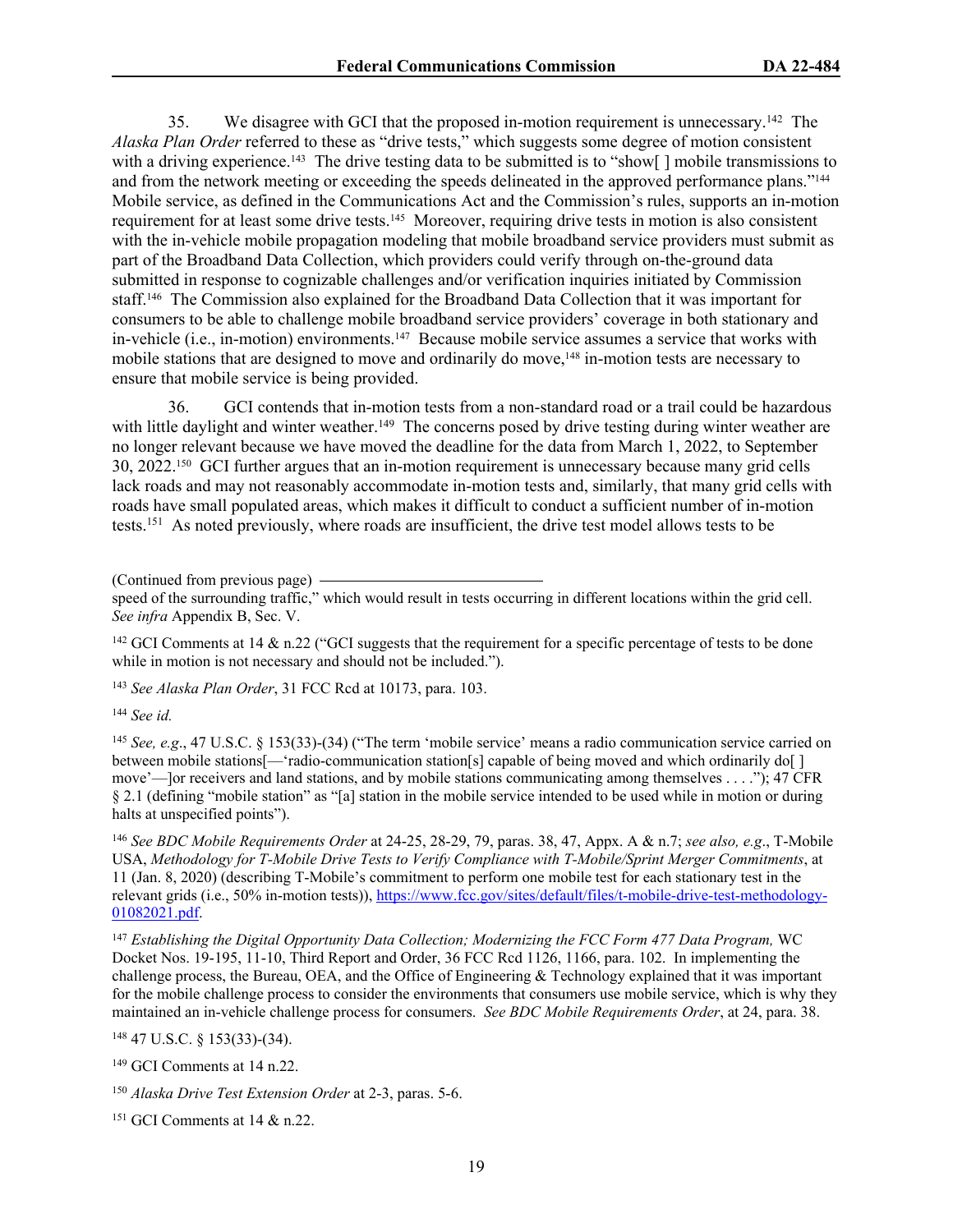35. We disagree with GCI that the proposed in-motion requirement is unnecessary.[142] The *Alaska Plan Order* referred to these as "drive tests," which suggests some degree of motion consistent with a driving experience.[143] The drive testing data to be submitted is to "show[ ] mobile transmissions to and from the network meeting or exceeding the speeds delineated in the approved performance plans."[144] Mobile service, as defined in the Communications Act and the Commission's rules, supports an in-motion requirement for at least some drive tests.[145] Moreover, requiring drive tests in motion is also consistent with the in-vehicle mobile propagation modeling that mobile broadband service providers must submit as part of the Broadband Data Collection, which providers could verify through on-the-ground data submitted in response to cognizable challenges and/or verification inquiries initiated by Commission staff.[146] The Commission also explained for the Broadband Data Collection that it was important for consumers to be able to challenge mobile broadband service providers' coverage in both stationary and in-vehicle (i.e., in-motion) environments.[147] Because mobile service assumes a service that works with mobile stations that are designed to move and ordinarily do move,[148] in-motion tests are necessary to ensure that mobile service is being provided.

36. GCI contends that in-motion tests from a non-standard road or a trail could be hazardous with little daylight and winter weather.[149] The concerns posed by drive testing during winter weather are no longer relevant because we have moved the deadline for the data from March 1, 2022, to September 30, 2022.[150] GCI further argues that an in-motion requirement is unnecessary because many grid cells lack roads and may not reasonably accommodate in-motion tests and, similarly, that many grid cells with roads have small populated areas, which makes it difficult to conduct a sufficient number of in-motion tests.[151] As noted previously, where roads are insufficient, the drive test model allows tests to be

(Continued from previous page)

speed of the surrounding traffic," which would result in tests occurring in different locations within the grid cell. *See infra* Appendix B, Sec. V.

[142] GCI Comments at 14 & n.22 ("GCI suggests that the requirement for a specific percentage of tests to be done while in motion is not necessary and should not be included.").

[143] *See Alaska Plan Order*, 31 FCC Rcd at 10173, para. 103.

[144] *See id.*

[145] *See, e.g.*, 47 U.S.C. § 153(33)-(34) ("The term 'mobile service' means a radio communication service carried on between mobile stations[—'radio-communication station[s] capable of being moved and which ordinarily do[ ] move'—]or receivers and land stations, and by mobile stations communicating among themselves . . . ."); 47 CFR § 2.1 (defining "mobile station" as "[a] station in the mobile service intended to be used while in motion or during halts at unspecified points").

[146] *See BDC Mobile Requirements Order* at 24-25, 28-29, 79, paras. 38, 47, Appx. A & n.7; *see also, e.g.*, T-Mobile USA, *Methodology for T-Mobile Drive Tests to Verify Compliance with T-Mobile/Sprint Merger Commitments*, at 11 (Jan. 8, 2020) (describing T-Mobile's commitment to perform one mobile test for each stationary test in the relevant grids (i.e., 50% in-motion tests)), https://www.fcc.gov/sites/default/files/t-mobile-drive-test-methodology-01082021.pdf.

[147] *Establishing the Digital Opportunity Data Collection; Modernizing the FCC Form 477 Data Program,* WC Docket Nos. 19-195, 11-10, Third Report and Order, 36 FCC Rcd 1126, 1166, para. 102. In implementing the challenge process, the Bureau, OEA, and the Office of Engineering & Technology explained that it was important for the mobile challenge process to consider the environments that consumers use mobile service, which is why they maintained an in-vehicle challenge process for consumers. *See BDC Mobile Requirements Order*, at 24, para. 38.

[148] 47 U.S.C. § 153(33)-(34).

[149] GCI Comments at 14 n.22.

[150] *Alaska Drive Test Extension Order* at 2-3, paras. 5-6.

[151] GCI Comments at 14 & n.22.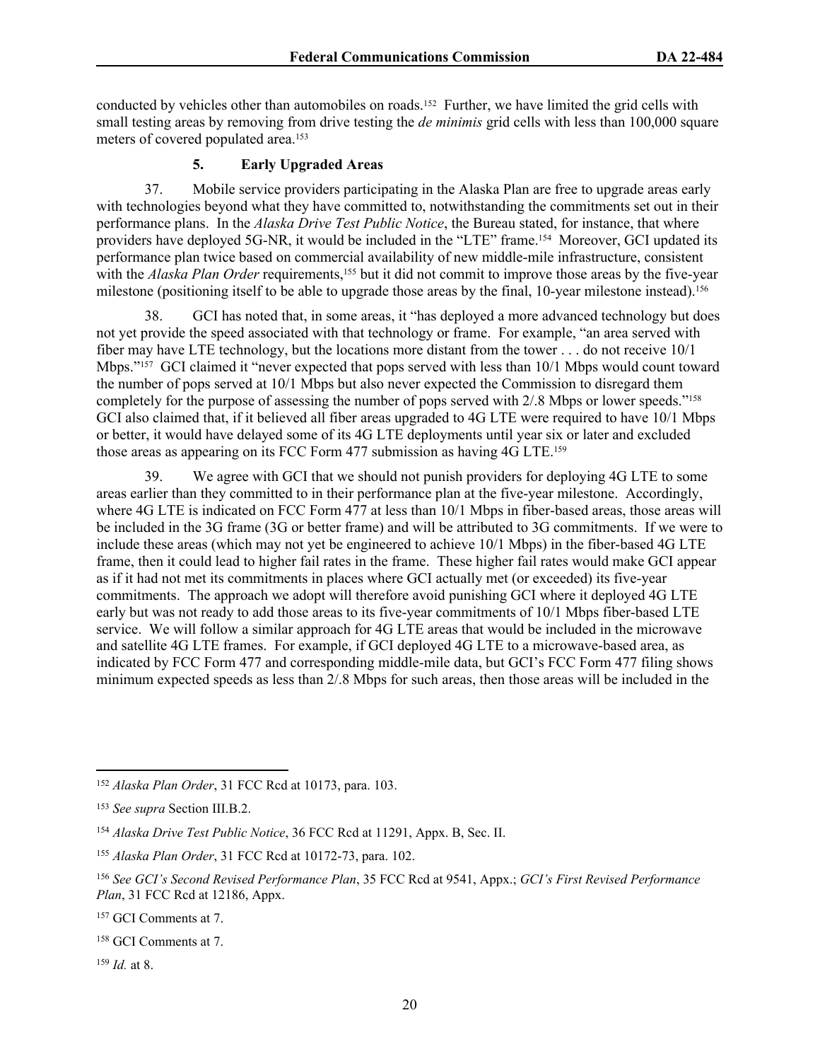conducted by vehicles other than automobiles on roads.[152] Further, we have limited the grid cells with small testing areas by removing from drive testing the *de minimis* grid cells with less than 100,000 square meters of covered populated area.[153]

### 5. Early Upgraded Areas

37. Mobile service providers participating in the Alaska Plan are free to upgrade areas early with technologies beyond what they have committed to, notwithstanding the commitments set out in their performance plans. In the *Alaska Drive Test Public Notice*, the Bureau stated, for instance, that where providers have deployed 5G-NR, it would be included in the "LTE" frame.[154] Moreover, GCI updated its performance plan twice based on commercial availability of new middle-mile infrastructure, consistent with the *Alaska Plan Order* requirements,[155] but it did not commit to improve those areas by the five-year milestone (positioning itself to be able to upgrade those areas by the final, 10-year milestone instead).[156]

38. GCI has noted that, in some areas, it "has deployed a more advanced technology but does not yet provide the speed associated with that technology or frame. For example, "an area served with fiber may have LTE technology, but the locations more distant from the tower . . . do not receive 10/1 Mbps."[157] GCI claimed it "never expected that pops served with less than 10/1 Mbps would count toward the number of pops served at 10/1 Mbps but also never expected the Commission to disregard them completely for the purpose of assessing the number of pops served with 2/.8 Mbps or lower speeds."[158] GCI also claimed that, if it believed all fiber areas upgraded to 4G LTE were required to have 10/1 Mbps or better, it would have delayed some of its 4G LTE deployments until year six or later and excluded those areas as appearing on its FCC Form 477 submission as having 4G LTE.[159]

39. We agree with GCI that we should not punish providers for deploying 4G LTE to some areas earlier than they committed to in their performance plan at the five-year milestone. Accordingly, where 4G LTE is indicated on FCC Form 477 at less than 10/1 Mbps in fiber-based areas, those areas will be included in the 3G frame (3G or better frame) and will be attributed to 3G commitments. If we were to include these areas (which may not yet be engineered to achieve 10/1 Mbps) in the fiber-based 4G LTE frame, then it could lead to higher fail rates in the frame. These higher fail rates would make GCI appear as if it had not met its commitments in places where GCI actually met (or exceeded) its five-year commitments. The approach we adopt will therefore avoid punishing GCI where it deployed 4G LTE early but was not ready to add those areas to its five-year commitments of 10/1 Mbps fiber-based LTE service. We will follow a similar approach for 4G LTE areas that would be included in the microwave and satellite 4G LTE frames. For example, if GCI deployed 4G LTE to a microwave-based area, as indicated by FCC Form 477 and corresponding middle-mile data, but GCI's FCC Form 477 filing shows minimum expected speeds as less than 2/.8 Mbps for such areas, then those areas will be included in the

---

[152] *Alaska Plan Order*, 31 FCC Rcd at 10173, para. 103.

[153] *See supra* Section III.B.2.

[154] *Alaska Drive Test Public Notice*, 36 FCC Rcd at 11291, Appx. B, Sec. II.

[155] *Alaska Plan Order*, 31 FCC Rcd at 10172-73, para. 102.

[156] *See GCI's Second Revised Performance Plan*, 35 FCC Rcd at 9541, Appx.; *GCI's First Revised Performance Plan*, 31 FCC Rcd at 12186, Appx.

[157] GCI Comments at 7.

[158] GCI Comments at 7.

[159] *Id.* at 8.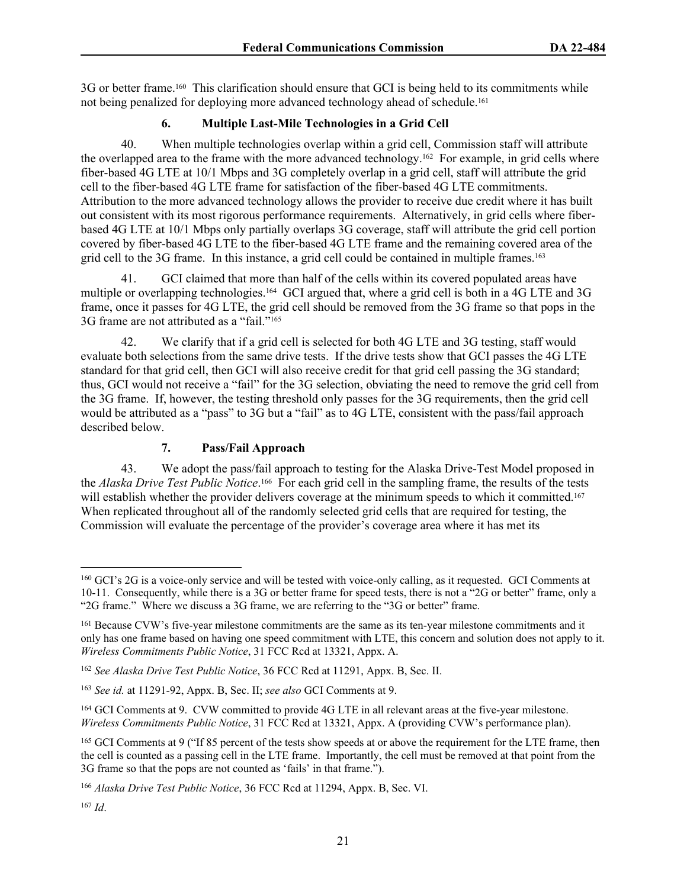3G or better frame.[160] This clarification should ensure that GCI is being held to its commitments while not being penalized for deploying more advanced technology ahead of schedule.[161]

### 6. Multiple Last-Mile Technologies in a Grid Cell

40. When multiple technologies overlap within a grid cell, Commission staff will attribute the overlapped area to the frame with the more advanced technology.[162] For example, in grid cells where fiber-based 4G LTE at 10/1 Mbps and 3G completely overlap in a grid cell, staff will attribute the grid cell to the fiber-based 4G LTE frame for satisfaction of the fiber-based 4G LTE commitments. Attribution to the more advanced technology allows the provider to receive due credit where it has built out consistent with its most rigorous performance requirements. Alternatively, in grid cells where fiber-based 4G LTE at 10/1 Mbps only partially overlaps 3G coverage, staff will attribute the grid cell portion covered by fiber-based 4G LTE to the fiber-based 4G LTE frame and the remaining covered area of the grid cell to the 3G frame. In this instance, a grid cell could be contained in multiple frames.[163]

41. GCI claimed that more than half of the cells within its covered populated areas have multiple or overlapping technologies.[164] GCI argued that, where a grid cell is both in a 4G LTE and 3G frame, once it passes for 4G LTE, the grid cell should be removed from the 3G frame so that pops in the 3G frame are not attributed as a "fail."[165]

42. We clarify that if a grid cell is selected for both 4G LTE and 3G testing, staff would evaluate both selections from the same drive tests. If the drive tests show that GCI passes the 4G LTE standard for that grid cell, then GCI will also receive credit for that grid cell passing the 3G standard; thus, GCI would not receive a "fail" for the 3G selection, obviating the need to remove the grid cell from the 3G frame. If, however, the testing threshold only passes for the 3G requirements, then the grid cell would be attributed as a "pass" to 3G but a "fail" as to 4G LTE, consistent with the pass/fail approach described below.

### 7. Pass/Fail Approach

43. We adopt the pass/fail approach to testing for the Alaska Drive-Test Model proposed in the *Alaska Drive Test Public Notice*.[166] For each grid cell in the sampling frame, the results of the tests will establish whether the provider delivers coverage at the minimum speeds to which it committed.[167] When replicated throughout all of the randomly selected grid cells that are required for testing, the Commission will evaluate the percentage of the provider's coverage area where it has met its

---

[160] GCI's 2G is a voice-only service and will be tested with voice-only calling, as it requested. GCI Comments at 10-11. Consequently, while there is a 3G or better frame for speed tests, there is not a "2G or better" frame, only a "2G frame." Where we discuss a 3G frame, we are referring to the "3G or better" frame.

[161] Because CVW's five-year milestone commitments are the same as its ten-year milestone commitments and it only has one frame based on having one speed commitment with LTE, this concern and solution does not apply to it. *Wireless Commitments Public Notice*, 31 FCC Rcd at 13321, Appx. A.

[162] *See Alaska Drive Test Public Notice*, 36 FCC Rcd at 11291, Appx. B, Sec. II.

[163] *See id.* at 11291-92, Appx. B, Sec. II; *see also* GCI Comments at 9.

[164] GCI Comments at 9. CVW committed to provide 4G LTE in all relevant areas at the five-year milestone. *Wireless Commitments Public Notice*, 31 FCC Rcd at 13321, Appx. A (providing CVW's performance plan).

[165] GCI Comments at 9 ("If 85 percent of the tests show speeds at or above the requirement for the LTE frame, then the cell is counted as a passing cell in the LTE frame. Importantly, the cell must be removed at that point from the 3G frame so that the pops are not counted as 'fails' in that frame.").

[166] *Alaska Drive Test Public Notice*, 36 FCC Rcd at 11294, Appx. B, Sec. VI.

[167] *Id*.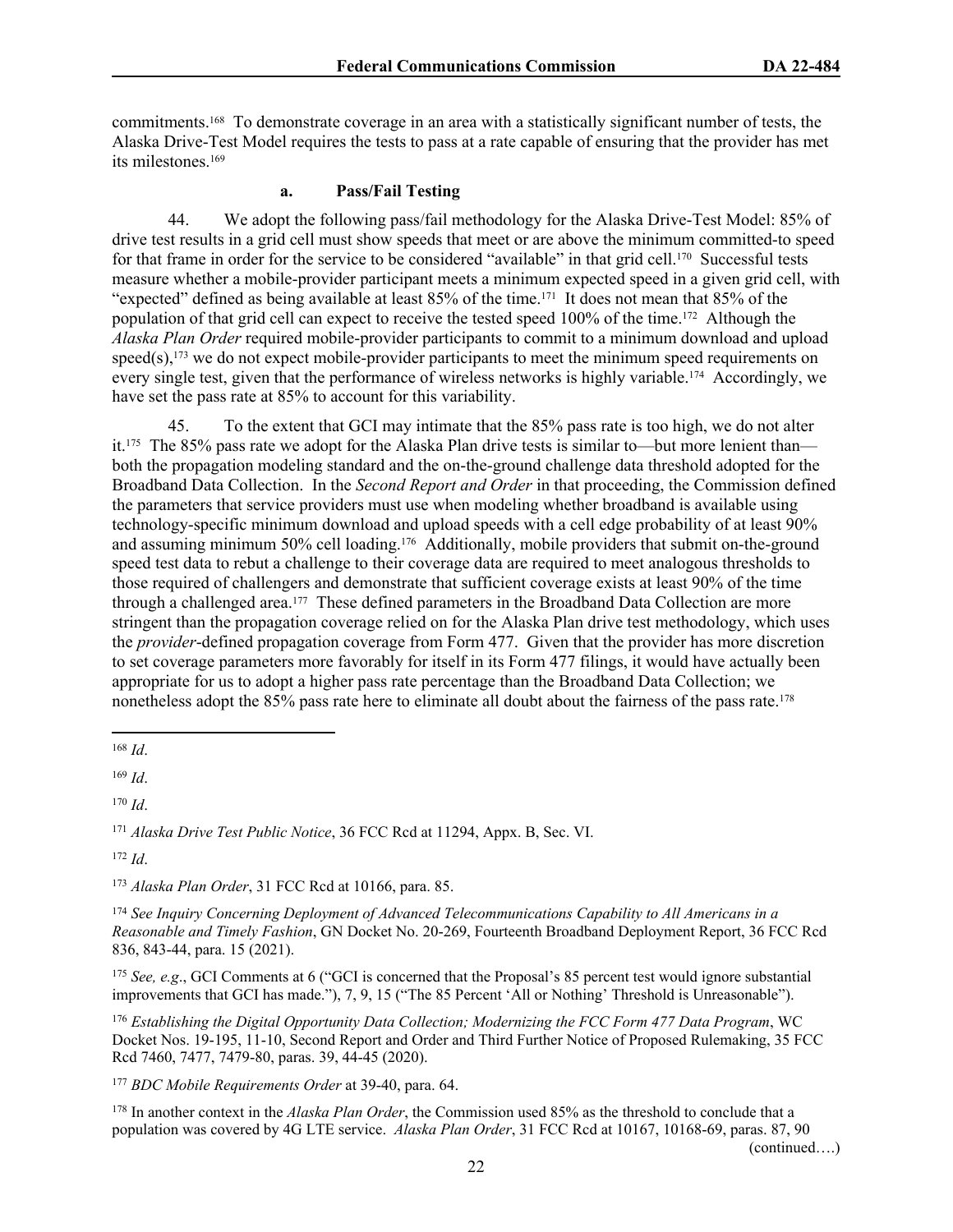commitments.[168] To demonstrate coverage in an area with a statistically significant number of tests, the Alaska Drive-Test Model requires the tests to pass at a rate capable of ensuring that the provider has met its milestones.[169]

#### a. Pass/Fail Testing

44. We adopt the following pass/fail methodology for the Alaska Drive-Test Model: 85% of drive test results in a grid cell must show speeds that meet or are above the minimum committed-to speed for that frame in order for the service to be considered "available" in that grid cell.[170] Successful tests measure whether a mobile-provider participant meets a minimum expected speed in a given grid cell, with "expected" defined as being available at least 85% of the time.[171] It does not mean that 85% of the population of that grid cell can expect to receive the tested speed 100% of the time.[172] Although the *Alaska Plan Order* required mobile-provider participants to commit to a minimum download and upload speed(s),[173] we do not expect mobile-provider participants to meet the minimum speed requirements on every single test, given that the performance of wireless networks is highly variable.[174] Accordingly, we have set the pass rate at 85% to account for this variability.

45. To the extent that GCI may intimate that the 85% pass rate is too high, we do not alter it.[175] The 85% pass rate we adopt for the Alaska Plan drive tests is similar to—but more lenient than—both the propagation modeling standard and the on-the-ground challenge data threshold adopted for the Broadband Data Collection. In the *Second Report and Order* in that proceeding, the Commission defined the parameters that service providers must use when modeling whether broadband is available using technology-specific minimum download and upload speeds with a cell edge probability of at least 90% and assuming minimum 50% cell loading.[176] Additionally, mobile providers that submit on-the-ground speed test data to rebut a challenge to their coverage data are required to meet analogous thresholds to those required of challengers and demonstrate that sufficient coverage exists at least 90% of the time through a challenged area.[177] These defined parameters in the Broadband Data Collection are more stringent than the propagation coverage relied on for the Alaska Plan drive test methodology, which uses the *provider*-defined propagation coverage from Form 477. Given that the provider has more discretion to set coverage parameters more favorably for itself in its Form 477 filings, it would have actually been appropriate for us to adopt a higher pass rate percentage than the Broadband Data Collection; we nonetheless adopt the 85% pass rate here to eliminate all doubt about the fairness of the pass rate.[178]

---

[168] *Id*.

[169] *Id*.

[170] *Id*.

[171] *Alaska Drive Test Public Notice*, 36 FCC Rcd at 11294, Appx. B, Sec. VI.

[172] *Id*.

[173] *Alaska Plan Order*, 31 FCC Rcd at 10166, para. 85.

[174] *See Inquiry Concerning Deployment of Advanced Telecommunications Capability to All Americans in a Reasonable and Timely Fashion*, GN Docket No. 20-269, Fourteenth Broadband Deployment Report, 36 FCC Rcd 836, 843-44, para. 15 (2021).

[175] *See, e.g*., GCI Comments at 6 ("GCI is concerned that the Proposal's 85 percent test would ignore substantial improvements that GCI has made."), 7, 9, 15 ("The 85 Percent 'All or Nothing' Threshold is Unreasonable").

[176] *Establishing the Digital Opportunity Data Collection; Modernizing the FCC Form 477 Data Program*, WC Docket Nos. 19-195, 11-10, Second Report and Order and Third Further Notice of Proposed Rulemaking, 35 FCC Rcd 7460, 7477, 7479-80, paras. 39, 44-45 (2020).

[177] *BDC Mobile Requirements Order* at 39-40, para. 64.

[178] In another context in the *Alaska Plan Order*, the Commission used 85% as the threshold to conclude that a population was covered by 4G LTE service. *Alaska Plan Order*, 31 FCC Rcd at 10167, 10168-69, paras. 87, 90

(continued….)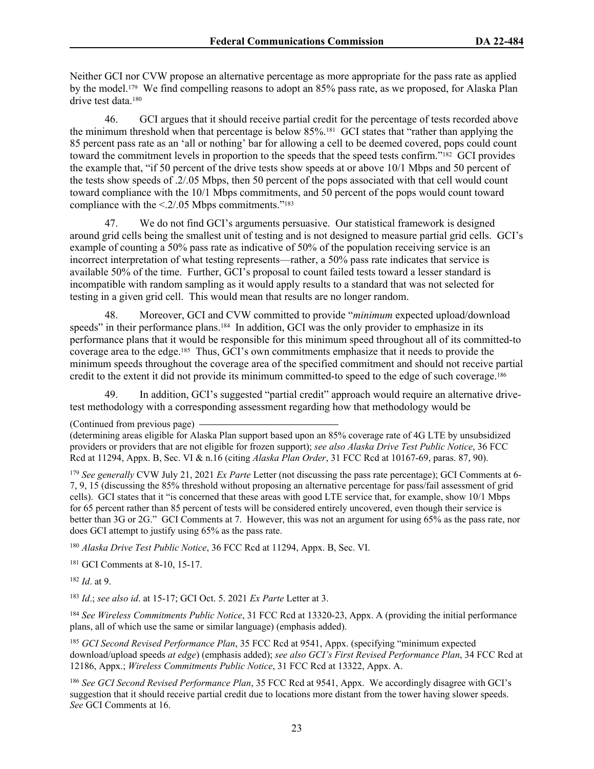Neither GCI nor CVW propose an alternative percentage as more appropriate for the pass rate as applied by the model.[179] We find compelling reasons to adopt an 85% pass rate, as we proposed, for Alaska Plan drive test data.[180]

46. GCI argues that it should receive partial credit for the percentage of tests recorded above the minimum threshold when that percentage is below 85%.[181] GCI states that "rather than applying the 85 percent pass rate as an 'all or nothing' bar for allowing a cell to be deemed covered, pops could count toward the commitment levels in proportion to the speeds that the speed tests confirm."[182] GCI provides the example that, "if 50 percent of the drive tests show speeds at or above 10/1 Mbps and 50 percent of the tests show speeds of .2/.05 Mbps, then 50 percent of the pops associated with that cell would count toward compliance with the 10/1 Mbps commitments, and 50 percent of the pops would count toward compliance with the <.2/.05 Mbps commitments."[183]

47. We do not find GCI's arguments persuasive. Our statistical framework is designed around grid cells being the smallest unit of testing and is not designed to measure partial grid cells. GCI's example of counting a 50% pass rate as indicative of 50% of the population receiving service is an incorrect interpretation of what testing represents—rather, a 50% pass rate indicates that service is available 50% of the time. Further, GCI's proposal to count failed tests toward a lesser standard is incompatible with random sampling as it would apply results to a standard that was not selected for testing in a given grid cell. This would mean that results are no longer random.

48. Moreover, GCI and CVW committed to provide "*minimum* expected upload/download speeds" in their performance plans.[184] In addition, GCI was the only provider to emphasize in its performance plans that it would be responsible for this minimum speed throughout all of its committed-to coverage area to the edge.[185] Thus, GCI's own commitments emphasize that it needs to provide the minimum speeds throughout the coverage area of the specified commitment and should not receive partial credit to the extent it did not provide its minimum committed-to speed to the edge of such coverage.[186]

49. In addition, GCI's suggested "partial credit" approach would require an alternative drive-test methodology with a corresponding assessment regarding how that methodology would be

(Continued from previous page)

(determining areas eligible for Alaska Plan support based upon an 85% coverage rate of 4G LTE by unsubsidized providers or providers that are not eligible for frozen support); *see also Alaska Drive Test Public Notice*, 36 FCC Rcd at 11294, Appx. B, Sec. VI & n.16 (citing *Alaska Plan Order*, 31 FCC Rcd at 10167-69, paras. 87, 90).

[179] *See generally* CVW July 21, 2021 *Ex Parte* Letter (not discussing the pass rate percentage); GCI Comments at 6-7, 9, 15 (discussing the 85% threshold without proposing an alternative percentage for pass/fail assessment of grid cells). GCI states that it "is concerned that these areas with good LTE service that, for example, show 10/1 Mbps for 65 percent rather than 85 percent of tests will be considered entirely uncovered, even though their service is better than 3G or 2G." GCI Comments at 7. However, this was not an argument for using 65% as the pass rate, nor does GCI attempt to justify using 65% as the pass rate.

[180] *Alaska Drive Test Public Notice*, 36 FCC Rcd at 11294, Appx. B, Sec. VI.

[181] GCI Comments at 8-10, 15-17.

[182] *Id*. at 9.

[183] *Id*.; *see also id*. at 15-17; GCI Oct. 5. 2021 *Ex Parte* Letter at 3.

[184] *See Wireless Commitments Public Notice*, 31 FCC Rcd at 13320-23, Appx. A (providing the initial performance plans, all of which use the same or similar language) (emphasis added).

[185] *GCI Second Revised Performance Plan*, 35 FCC Rcd at 9541, Appx. (specifying "minimum expected download/upload speeds *at edge*) (emphasis added); *see also GCI's First Revised Performance Plan*, 34 FCC Rcd at 12186, Appx.; *Wireless Commitments Public Notice*, 31 FCC Rcd at 13322, Appx. A.

[186] *See GCI Second Revised Performance Plan*, 35 FCC Rcd at 9541, Appx. We accordingly disagree with GCI's suggestion that it should receive partial credit due to locations more distant from the tower having slower speeds. *See* GCI Comments at 16.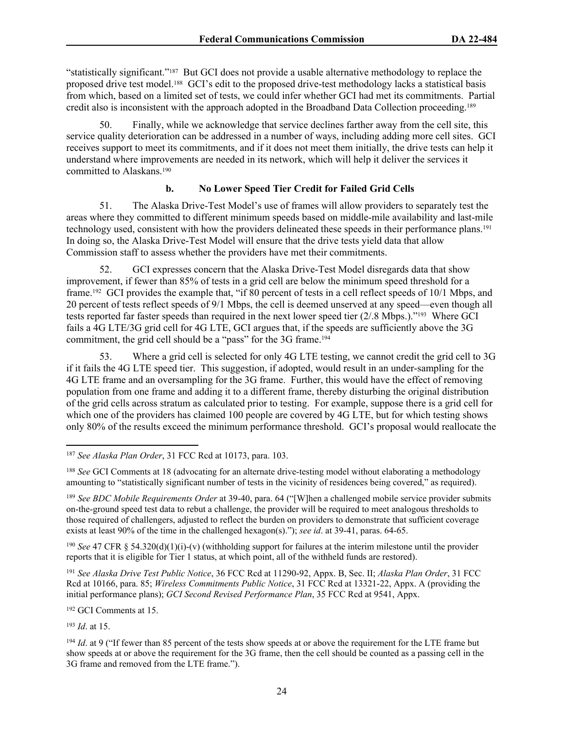"statistically significant."[187] But GCI does not provide a usable alternative methodology to replace the proposed drive test model.[188] GCI's edit to the proposed drive-test methodology lacks a statistical basis from which, based on a limited set of tests, we could infer whether GCI had met its commitments. Partial credit also is inconsistent with the approach adopted in the Broadband Data Collection proceeding.[189]

50. Finally, while we acknowledge that service declines farther away from the cell site, this service quality deterioration can be addressed in a number of ways, including adding more cell sites. GCI receives support to meet its commitments, and if it does not meet them initially, the drive tests can help it understand where improvements are needed in its network, which will help it deliver the services it committed to Alaskans.[190]

### b. No Lower Speed Tier Credit for Failed Grid Cells

51. The Alaska Drive-Test Model's use of frames will allow providers to separately test the areas where they committed to different minimum speeds based on middle-mile availability and last-mile technology used, consistent with how the providers delineated these speeds in their performance plans.[191] In doing so, the Alaska Drive-Test Model will ensure that the drive tests yield data that allow Commission staff to assess whether the providers have met their commitments.

52. GCI expresses concern that the Alaska Drive-Test Model disregards data that show improvement, if fewer than 85% of tests in a grid cell are below the minimum speed threshold for a frame.[192] GCI provides the example that, "if 80 percent of tests in a cell reflect speeds of 10/1 Mbps, and 20 percent of tests reflect speeds of 9/1 Mbps, the cell is deemed unserved at any speed—even though all tests reported far faster speeds than required in the next lower speed tier (2/.8 Mbps.)."[193] Where GCI fails a 4G LTE/3G grid cell for 4G LTE, GCI argues that, if the speeds are sufficiently above the 3G commitment, the grid cell should be a "pass" for the 3G frame.[194]

53. Where a grid cell is selected for only 4G LTE testing, we cannot credit the grid cell to 3G if it fails the 4G LTE speed tier. This suggestion, if adopted, would result in an under-sampling for the 4G LTE frame and an oversampling for the 3G frame. Further, this would have the effect of removing population from one frame and adding it to a different frame, thereby disturbing the original distribution of the grid cells across stratum as calculated prior to testing. For example, suppose there is a grid cell for which one of the providers has claimed 100 people are covered by 4G LTE, but for which testing shows only 80% of the results exceed the minimum performance threshold. GCI's proposal would reallocate the

---

[187] *See Alaska Plan Order*, 31 FCC Rcd at 10173, para. 103.

[188] *See* GCI Comments at 18 (advocating for an alternate drive-testing model without elaborating a methodology amounting to "statistically significant number of tests in the vicinity of residences being covered," as required).

[189] *See BDC Mobile Requirements Order* at 39-40, para. 64 ("[W]hen a challenged mobile service provider submits on-the-ground speed test data to rebut a challenge, the provider will be required to meet analogous thresholds to those required of challengers, adjusted to reflect the burden on providers to demonstrate that sufficient coverage exists at least 90% of the time in the challenged hexagon(s)."); *see id*. at 39-41, paras. 64-65.

[190] *See* 47 CFR § 54.320(d)(1)(i)-(v) (withholding support for failures at the interim milestone until the provider reports that it is eligible for Tier 1 status, at which point, all of the withheld funds are restored).

[191] *See Alaska Drive Test Public Notice*, 36 FCC Rcd at 11290-92, Appx. B, Sec. II; *Alaska Plan Order*, 31 FCC Rcd at 10166, para. 85; *Wireless Commitments Public Notice*, 31 FCC Rcd at 13321-22, Appx. A (providing the initial performance plans); *GCI Second Revised Performance Plan*, 35 FCC Rcd at 9541, Appx.

[192] GCI Comments at 15.

[193] *Id*. at 15.

[194] *Id*. at 9 ("If fewer than 85 percent of the tests show speeds at or above the requirement for the LTE frame but show speeds at or above the requirement for the 3G frame, then the cell should be counted as a passing cell in the 3G frame and removed from the LTE frame.").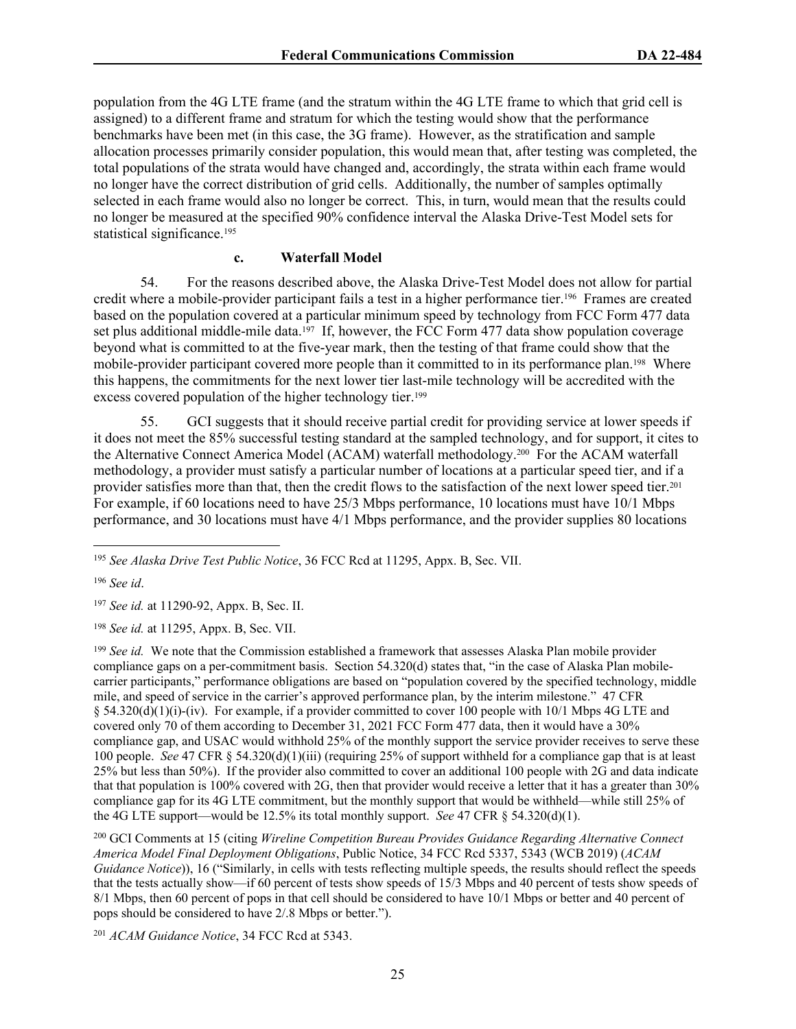population from the 4G LTE frame (and the stratum within the 4G LTE frame to which that grid cell is assigned) to a different frame and stratum for which the testing would show that the performance benchmarks have been met (in this case, the 3G frame). However, as the stratification and sample allocation processes primarily consider population, this would mean that, after testing was completed, the total populations of the strata would have changed and, accordingly, the strata within each frame would no longer have the correct distribution of grid cells. Additionally, the number of samples optimally selected in each frame would also no longer be correct. This, in turn, would mean that the results could no longer be measured at the specified 90% confidence interval the Alaska Drive-Test Model sets for statistical significance.[195]

#### c. Waterfall Model

54. For the reasons described above, the Alaska Drive-Test Model does not allow for partial credit where a mobile-provider participant fails a test in a higher performance tier.[196] Frames are created based on the population covered at a particular minimum speed by technology from FCC Form 477 data set plus additional middle-mile data.[197] If, however, the FCC Form 477 data show population coverage beyond what is committed to at the five-year mark, then the testing of that frame could show that the mobile-provider participant covered more people than it committed to in its performance plan.[198] Where this happens, the commitments for the next lower tier last-mile technology will be accredited with the excess covered population of the higher technology tier.[199]

55. GCI suggests that it should receive partial credit for providing service at lower speeds if it does not meet the 85% successful testing standard at the sampled technology, and for support, it cites to the Alternative Connect America Model (ACAM) waterfall methodology.[200] For the ACAM waterfall methodology, a provider must satisfy a particular number of locations at a particular speed tier, and if a provider satisfies more than that, then the credit flows to the satisfaction of the next lower speed tier.[201] For example, if 60 locations need to have 25/3 Mbps performance, 10 locations must have 10/1 Mbps performance, and 30 locations must have 4/1 Mbps performance, and the provider supplies 80 locations

---

[195] *See Alaska Drive Test Public Notice*, 36 FCC Rcd at 11295, Appx. B, Sec. VII.

[196] *See id*.

[197] *See id.* at 11290-92, Appx. B, Sec. II.

[198] *See id.* at 11295, Appx. B, Sec. VII.

[199] *See id.* We note that the Commission established a framework that assesses Alaska Plan mobile provider compliance gaps on a per-commitment basis. Section 54.320(d) states that, "in the case of Alaska Plan mobile-carrier participants," performance obligations are based on "population covered by the specified technology, middle mile, and speed of service in the carrier's approved performance plan, by the interim milestone." 47 CFR § 54.320(d)(1)(i)-(iv). For example, if a provider committed to cover 100 people with 10/1 Mbps 4G LTE and covered only 70 of them according to December 31, 2021 FCC Form 477 data, then it would have a 30% compliance gap, and USAC would withhold 25% of the monthly support the service provider receives to serve these 100 people. *See* 47 CFR § 54.320(d)(1)(iii) (requiring 25% of support withheld for a compliance gap that is at least 25% but less than 50%). If the provider also committed to cover an additional 100 people with 2G and data indicate that that population is 100% covered with 2G, then that provider would receive a letter that it has a greater than 30% compliance gap for its 4G LTE commitment, but the monthly support that would be withheld—while still 25% of the 4G LTE support—would be 12.5% its total monthly support. *See* 47 CFR § 54.320(d)(1).

[200] GCI Comments at 15 (citing *Wireline Competition Bureau Provides Guidance Regarding Alternative Connect America Model Final Deployment Obligations*, Public Notice, 34 FCC Rcd 5337, 5343 (WCB 2019) (*ACAM Guidance Notice*)), 16 ("Similarly, in cells with tests reflecting multiple speeds, the results should reflect the speeds that the tests actually show—if 60 percent of tests show speeds of 15/3 Mbps and 40 percent of tests show speeds of 8/1 Mbps, then 60 percent of pops in that cell should be considered to have 10/1 Mbps or better and 40 percent of pops should be considered to have 2/.8 Mbps or better.").

[201] *ACAM Guidance Notice*, 34 FCC Rcd at 5343.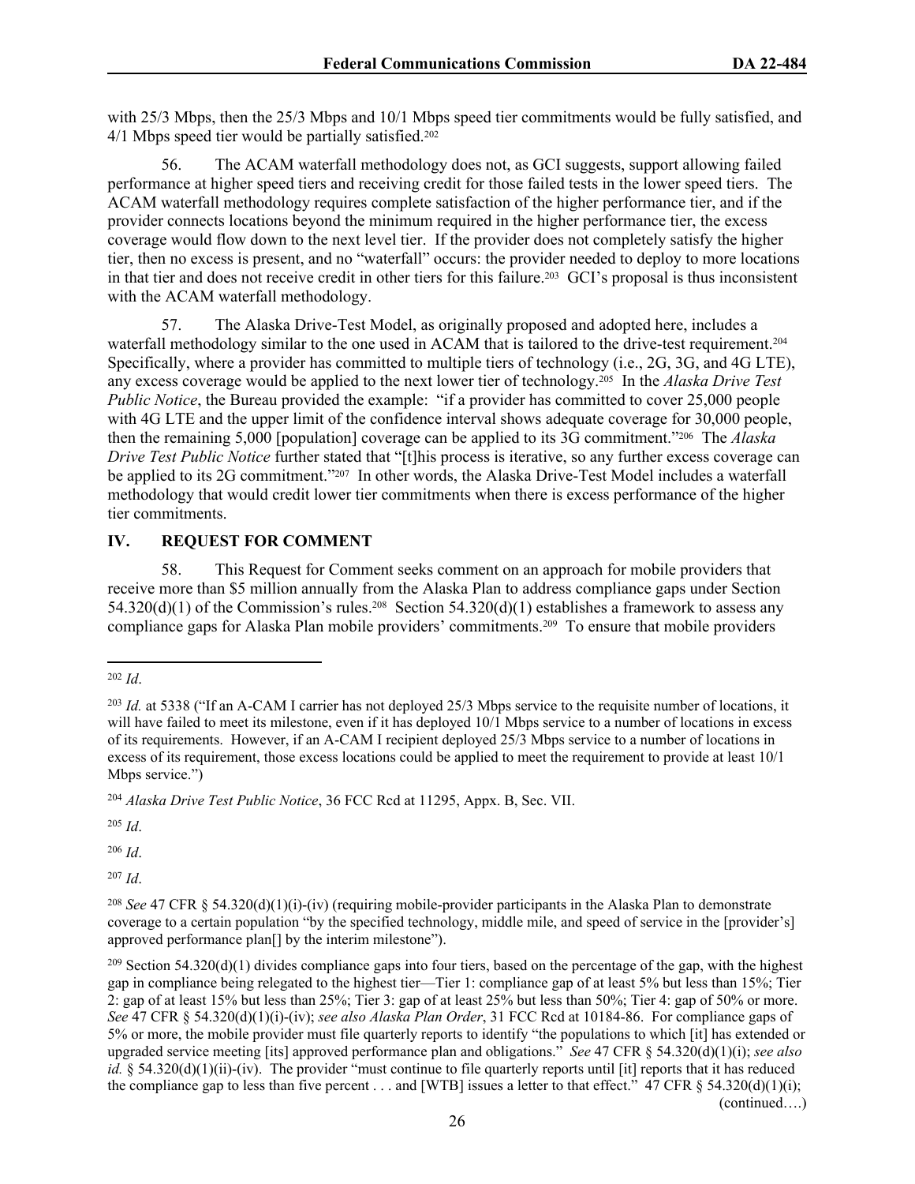with 25/3 Mbps, then the 25/3 Mbps and 10/1 Mbps speed tier commitments would be fully satisfied, and 4/1 Mbps speed tier would be partially satisfied.[202]

56. The ACAM waterfall methodology does not, as GCI suggests, support allowing failed performance at higher speed tiers and receiving credit for those failed tests in the lower speed tiers. The ACAM waterfall methodology requires complete satisfaction of the higher performance tier, and if the provider connects locations beyond the minimum required in the higher performance tier, the excess coverage would flow down to the next level tier. If the provider does not completely satisfy the higher tier, then no excess is present, and no "waterfall" occurs: the provider needed to deploy to more locations in that tier and does not receive credit in other tiers for this failure.[203] GCI's proposal is thus inconsistent with the ACAM waterfall methodology.

57. The Alaska Drive-Test Model, as originally proposed and adopted here, includes a waterfall methodology similar to the one used in ACAM that is tailored to the drive-test requirement.[204] Specifically, where a provider has committed to multiple tiers of technology (i.e., 2G, 3G, and 4G LTE), any excess coverage would be applied to the next lower tier of technology.[205] In the *Alaska Drive Test Public Notice*, the Bureau provided the example: "if a provider has committed to cover 25,000 people with 4G LTE and the upper limit of the confidence interval shows adequate coverage for 30,000 people, then the remaining 5,000 [population] coverage can be applied to its 3G commitment."[206] The *Alaska Drive Test Public Notice* further stated that "[t]his process is iterative, so any further excess coverage can be applied to its 2G commitment."[207] In other words, the Alaska Drive-Test Model includes a waterfall methodology that would credit lower tier commitments when there is excess performance of the higher tier commitments.

## IV. REQUEST FOR COMMENT

58. This Request for Comment seeks comment on an approach for mobile providers that receive more than $5 million annually from the Alaska Plan to address compliance gaps under Section 54.320(d)(1) of the Commission's rules.[208] Section 54.320(d)(1) establishes a framework to assess any compliance gaps for Alaska Plan mobile providers' commitments.[209] To ensure that mobile providers

---

[202] *Id*.

[203] *Id.* at 5338 ("If an A-CAM I carrier has not deployed 25/3 Mbps service to the requisite number of locations, it will have failed to meet its milestone, even if it has deployed 10/1 Mbps service to a number of locations in excess of its requirements. However, if an A-CAM I recipient deployed 25/3 Mbps service to a number of locations in excess of its requirement, those excess locations could be applied to meet the requirement to provide at least 10/1 Mbps service.")

[204] *Alaska Drive Test Public Notice*, 36 FCC Rcd at 11295, Appx. B, Sec. VII.

[205] *Id*.

[206] *Id*.

[207] *Id*.

[208] *See* 47 CFR § 54.320(d)(1)(i)-(iv) (requiring mobile-provider participants in the Alaska Plan to demonstrate coverage to a certain population "by the specified technology, middle mile, and speed of service in the [provider's] approved performance plan[] by the interim milestone").

[209] Section 54.320(d)(1) divides compliance gaps into four tiers, based on the percentage of the gap, with the highest gap in compliance being relegated to the highest tier—Tier 1: compliance gap of at least 5% but less than 15%; Tier 2: gap of at least 15% but less than 25%; Tier 3: gap of at least 25% but less than 50%; Tier 4: gap of 50% or more. *See* 47 CFR § 54.320(d)(1)(i)-(iv); *see also Alaska Plan Order*, 31 FCC Rcd at 10184-86. For compliance gaps of 5% or more, the mobile provider must file quarterly reports to identify "the populations to which [it] has extended or upgraded service meeting [its] approved performance plan and obligations." *See* 47 CFR § 54.320(d)(1)(i); *see also id.* § 54.320(d)(1)(ii)-(iv). The provider "must continue to file quarterly reports until [it] reports that it has reduced the compliance gap to less than five percent . . . and [WTB] issues a letter to that effect." 47 CFR § 54.320(d)(1)(i);

(continued….)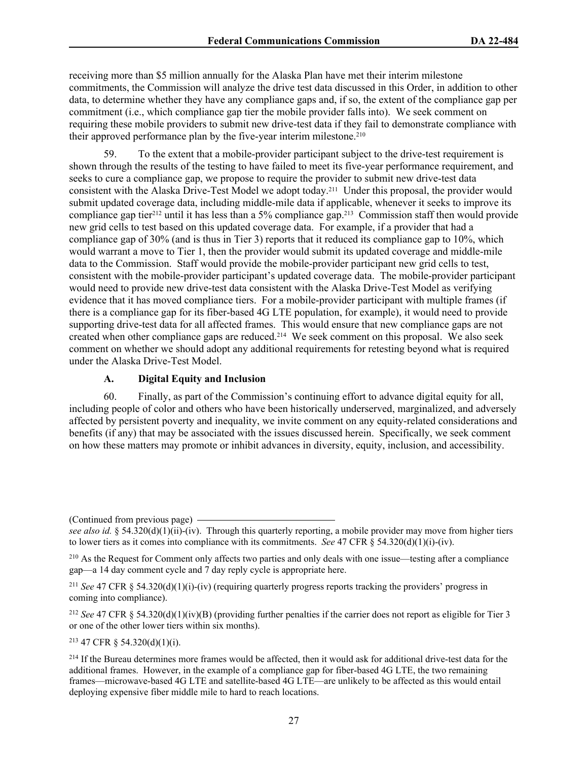receiving more than $5 million annually for the Alaska Plan have met their interim milestone commitments, the Commission will analyze the drive test data discussed in this Order, in addition to other data, to determine whether they have any compliance gaps and, if so, the extent of the compliance gap per commitment (i.e., which compliance gap tier the mobile provider falls into). We seek comment on requiring these mobile providers to submit new drive-test data if they fail to demonstrate compliance with their approved performance plan by the five-year interim milestone.[210]

59. To the extent that a mobile-provider participant subject to the drive-test requirement is shown through the results of the testing to have failed to meet its five-year performance requirement, and seeks to cure a compliance gap, we propose to require the provider to submit new drive-test data consistent with the Alaska Drive-Test Model we adopt today.[211] Under this proposal, the provider would submit updated coverage data, including middle-mile data if applicable, whenever it seeks to improve its compliance gap tier[212] until it has less than a 5% compliance gap.[213] Commission staff then would provide new grid cells to test based on this updated coverage data. For example, if a provider that had a compliance gap of 30% (and is thus in Tier 3) reports that it reduced its compliance gap to 10%, which would warrant a move to Tier 1, then the provider would submit its updated coverage and middle-mile data to the Commission. Staff would provide the mobile-provider participant new grid cells to test, consistent with the mobile-provider participant's updated coverage data. The mobile-provider participant would need to provide new drive-test data consistent with the Alaska Drive-Test Model as verifying evidence that it has moved compliance tiers. For a mobile-provider participant with multiple frames (if there is a compliance gap for its fiber-based 4G LTE population, for example), it would need to provide supporting drive-test data for all affected frames. This would ensure that new compliance gaps are not created when other compliance gaps are reduced.[214] We seek comment on this proposal. We also seek comment on whether we should adopt any additional requirements for retesting beyond what is required under the Alaska Drive-Test Model.

### A. Digital Equity and Inclusion

60. Finally, as part of the Commission's continuing effort to advance digital equity for all, including people of color and others who have been historically underserved, marginalized, and adversely affected by persistent poverty and inequality, we invite comment on any equity-related considerations and benefits (if any) that may be associated with the issues discussed herein. Specifically, we seek comment on how these matters may promote or inhibit advances in diversity, equity, inclusion, and accessibility.

---

(Continued from previous page)

*see also id.* § 54.320(d)(1)(ii)-(iv). Through this quarterly reporting, a mobile provider may move from higher tiers to lower tiers as it comes into compliance with its commitments. *See* 47 CFR § 54.320(d)(1)(i)-(iv).

[210] As the Request for Comment only affects two parties and only deals with one issue—testing after a compliance gap—a 14 day comment cycle and 7 day reply cycle is appropriate here.

[211] *See* 47 CFR § 54.320(d)(1)(i)-(iv) (requiring quarterly progress reports tracking the providers' progress in coming into compliance).

[212] *See* 47 CFR § 54.320(d)(1)(iv)(B) (providing further penalties if the carrier does not report as eligible for Tier 3 or one of the other lower tiers within six months).

[213] 47 CFR § 54.320(d)(1)(i).

[214] If the Bureau determines more frames would be affected, then it would ask for additional drive-test data for the additional frames. However, in the example of a compliance gap for fiber-based 4G LTE, the two remaining frames—microwave-based 4G LTE and satellite-based 4G LTE—are unlikely to be affected as this would entail deploying expensive fiber middle mile to hard to reach locations.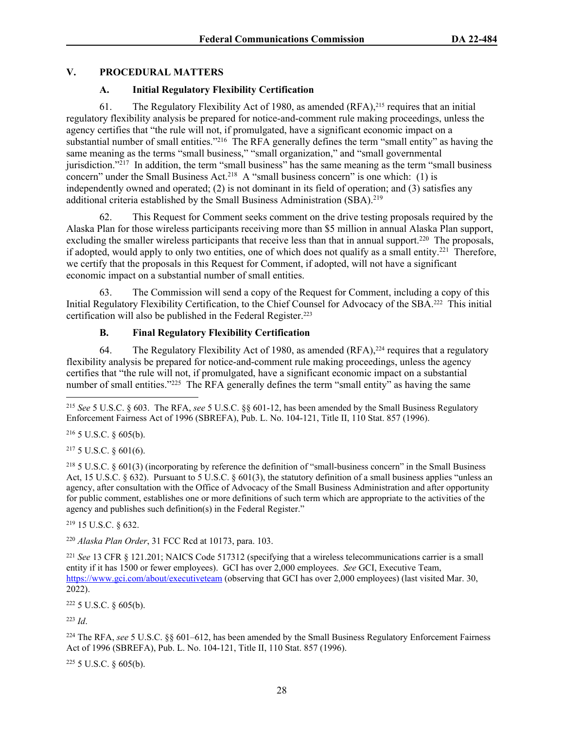## V. PROCEDURAL MATTERS

### A. Initial Regulatory Flexibility Certification

61. The Regulatory Flexibility Act of 1980, as amended (RFA),[215] requires that an initial regulatory flexibility analysis be prepared for notice-and-comment rule making proceedings, unless the agency certifies that "the rule will not, if promulgated, have a significant economic impact on a substantial number of small entities."[216] The RFA generally defines the term "small entity" as having the same meaning as the terms "small business," "small organization," and "small governmental jurisdiction."[217] In addition, the term "small business" has the same meaning as the term "small business concern" under the Small Business Act.[218] A "small business concern" is one which: (1) is independently owned and operated; (2) is not dominant in its field of operation; and (3) satisfies any additional criteria established by the Small Business Administration (SBA).[219]

62. This Request for Comment seeks comment on the drive testing proposals required by the Alaska Plan for those wireless participants receiving more than $5 million in annual Alaska Plan support, excluding the smaller wireless participants that receive less than that in annual support.[220] The proposals, if adopted, would apply to only two entities, one of which does not qualify as a small entity.[221] Therefore, we certify that the proposals in this Request for Comment, if adopted, will not have a significant economic impact on a substantial number of small entities.

63. The Commission will send a copy of the Request for Comment, including a copy of this Initial Regulatory Flexibility Certification, to the Chief Counsel for Advocacy of the SBA.[222] This initial certification will also be published in the Federal Register.[223]

### B. Final Regulatory Flexibility Certification

64. The Regulatory Flexibility Act of 1980, as amended (RFA),[224] requires that a regulatory flexibility analysis be prepared for notice-and-comment rule making proceedings, unless the agency certifies that "the rule will not, if promulgated, have a significant economic impact on a substantial number of small entities."[225] The RFA generally defines the term "small entity" as having the same

---

[215] *See* 5 U.S.C. § 603. The RFA, *see* 5 U.S.C. §§ 601-12, has been amended by the Small Business Regulatory Enforcement Fairness Act of 1996 (SBREFA), Pub. L. No. 104-121, Title II, 110 Stat. 857 (1996).

[216] 5 U.S.C. § 605(b).

[217] 5 U.S.C. § 601(6).

[218] 5 U.S.C. § 601(3) (incorporating by reference the definition of "small-business concern" in the Small Business Act, 15 U.S.C. § 632). Pursuant to 5 U.S.C. § 601(3), the statutory definition of a small business applies "unless an agency, after consultation with the Office of Advocacy of the Small Business Administration and after opportunity for public comment, establishes one or more definitions of such term which are appropriate to the activities of the agency and publishes such definition(s) in the Federal Register."

[219] 15 U.S.C. § 632.

[220] *Alaska Plan Order*, 31 FCC Rcd at 10173, para. 103.

[221] *See* 13 CFR § 121.201; NAICS Code 517312 (specifying that a wireless telecommunications carrier is a small entity if it has 1500 or fewer employees). GCI has over 2,000 employees. *See* GCI, Executive Team, https://www.gci.com/about/executiveteam (observing that GCI has over 2,000 employees) (last visited Mar. 30, 2022).

[222] 5 U.S.C. § 605(b).

[223] *Id*.

[224] The RFA, *see* 5 U.S.C. §§ 601–612, has been amended by the Small Business Regulatory Enforcement Fairness Act of 1996 (SBREFA), Pub. L. No. 104-121, Title II, 110 Stat. 857 (1996).

[225] 5 U.S.C. § 605(b).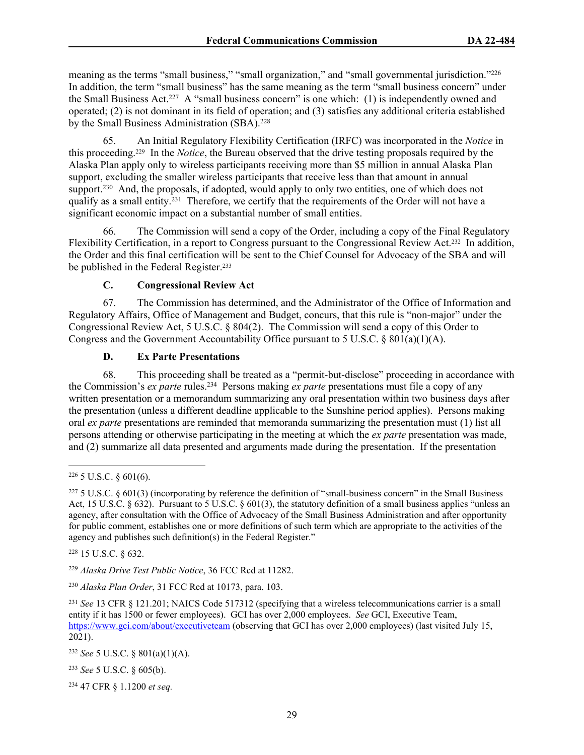meaning as the terms "small business," "small organization," and "small governmental jurisdiction."[226] In addition, the term "small business" has the same meaning as the term "small business concern" under the Small Business Act.[227] A "small business concern" is one which: (1) is independently owned and operated; (2) is not dominant in its field of operation; and (3) satisfies any additional criteria established by the Small Business Administration (SBA).[228]

65. An Initial Regulatory Flexibility Certification (IRFC) was incorporated in the *Notice* in this proceeding.[229] In the *Notice*, the Bureau observed that the drive testing proposals required by the Alaska Plan apply only to wireless participants receiving more than $5 million in annual Alaska Plan support, excluding the smaller wireless participants that receive less than that amount in annual support.[230] And, the proposals, if adopted, would apply to only two entities, one of which does not qualify as a small entity.[231] Therefore, we certify that the requirements of the Order will not have a significant economic impact on a substantial number of small entities.

66. The Commission will send a copy of the Order, including a copy of the Final Regulatory Flexibility Certification, in a report to Congress pursuant to the Congressional Review Act.[232] In addition, the Order and this final certification will be sent to the Chief Counsel for Advocacy of the SBA and will be published in the Federal Register.[233]

### C. Congressional Review Act

67. The Commission has determined, and the Administrator of the Office of Information and Regulatory Affairs, Office of Management and Budget, concurs, that this rule is "non-major" under the Congressional Review Act, 5 U.S.C. § 804(2). The Commission will send a copy of this Order to Congress and the Government Accountability Office pursuant to 5 U.S.C. § 801(a)(1)(A).

### D. Ex Parte Presentations

68. This proceeding shall be treated as a "permit-but-disclose" proceeding in accordance with the Commission's *ex parte* rules.[234] Persons making *ex parte* presentations must file a copy of any written presentation or a memorandum summarizing any oral presentation within two business days after the presentation (unless a different deadline applicable to the Sunshine period applies). Persons making oral *ex parte* presentations are reminded that memoranda summarizing the presentation must (1) list all persons attending or otherwise participating in the meeting at which the *ex parte* presentation was made, and (2) summarize all data presented and arguments made during the presentation. If the presentation

---

[226] 5 U.S.C. § 601(6).

[227] 5 U.S.C. § 601(3) (incorporating by reference the definition of "small-business concern" in the Small Business Act, 15 U.S.C. § 632). Pursuant to 5 U.S.C. § 601(3), the statutory definition of a small business applies "unless an agency, after consultation with the Office of Advocacy of the Small Business Administration and after opportunity for public comment, establishes one or more definitions of such term which are appropriate to the activities of the agency and publishes such definition(s) in the Federal Register."

[228] 15 U.S.C. § 632.

[229] *Alaska Drive Test Public Notice*, 36 FCC Rcd at 11282.

[230] *Alaska Plan Order*, 31 FCC Rcd at 10173, para. 103.

[231] *See* 13 CFR § 121.201; NAICS Code 517312 (specifying that a wireless telecommunications carrier is a small entity if it has 1500 or fewer employees). GCI has over 2,000 employees. *See* GCI, Executive Team, https://www.gci.com/about/executiveteam (observing that GCI has over 2,000 employees) (last visited July 15, 2021).

[232] *See* 5 U.S.C. § 801(a)(1)(A).

[233] *See* 5 U.S.C. § 605(b).

[234] 47 CFR § 1.1200 *et seq.*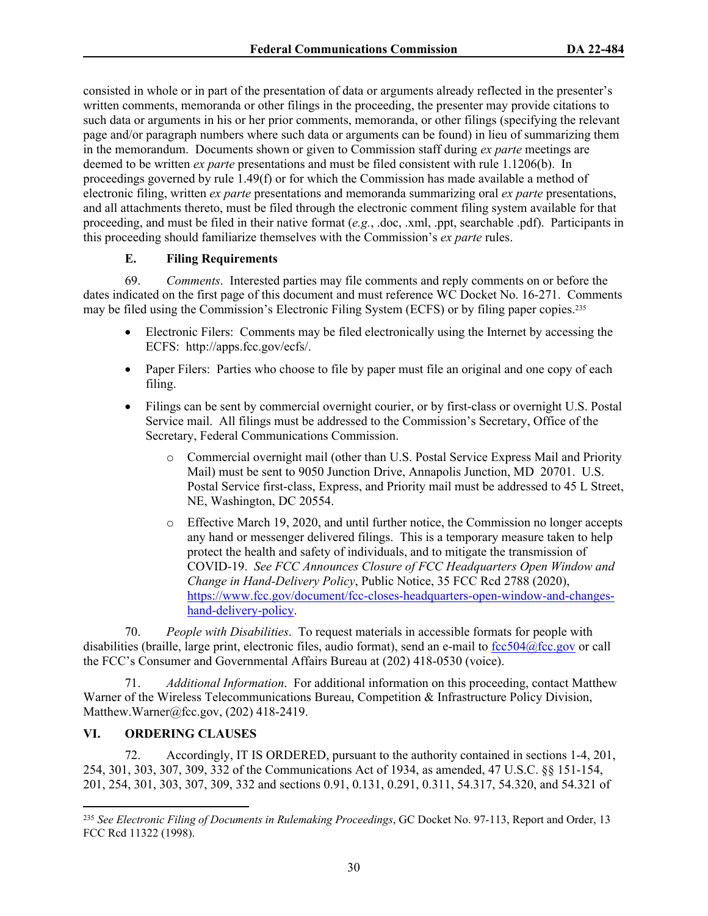consisted in whole or in part of the presentation of data or arguments already reflected in the presenter's written comments, memoranda or other filings in the proceeding, the presenter may provide citations to such data or arguments in his or her prior comments, memoranda, or other filings (specifying the relevant page and/or paragraph numbers where such data or arguments can be found) in lieu of summarizing them in the memorandum. Documents shown or given to Commission staff during *ex parte* meetings are deemed to be written *ex parte* presentations and must be filed consistent with rule 1.1206(b). In proceedings governed by rule 1.49(f) or for which the Commission has made available a method of electronic filing, written *ex parte* presentations and memoranda summarizing oral *ex parte* presentations, and all attachments thereto, must be filed through the electronic comment filing system available for that proceeding, and must be filed in their native format (*e.g.*, .doc, .xml, .ppt, searchable .pdf). Participants in this proceeding should familiarize themselves with the Commission's *ex parte* rules.

### E. Filing Requirements

69. *Comments*. Interested parties may file comments and reply comments on or before the dates indicated on the first page of this document and must reference WC Docket No. 16-271. Comments may be filed using the Commission's Electronic Filing System (ECFS) or by filing paper copies.[235]

- Electronic Filers: Comments may be filed electronically using the Internet by accessing the ECFS: http://apps.fcc.gov/ecfs/.
- Paper Filers: Parties who choose to file by paper must file an original and one copy of each filing.
- Filings can be sent by commercial overnight courier, or by first-class or overnight U.S. Postal Service mail. All filings must be addressed to the Commission's Secretary, Office of the Secretary, Federal Communications Commission.
    - Commercial overnight mail (other than U.S. Postal Service Express Mail and Priority Mail) must be sent to 9050 Junction Drive, Annapolis Junction, MD 20701. U.S. Postal Service first-class, Express, and Priority mail must be addressed to 45 L Street, NE, Washington, DC 20554.
    - Effective March 19, 2020, and until further notice, the Commission no longer accepts any hand or messenger delivered filings. This is a temporary measure taken to help protect the health and safety of individuals, and to mitigate the transmission of COVID-19. *See FCC Announces Closure of FCC Headquarters Open Window and Change in Hand-Delivery Policy*, Public Notice, 35 FCC Rcd 2788 (2020), https://www.fcc.gov/document/fcc-closes-headquarters-open-window-and-changes-hand-delivery-policy.

70. *People with Disabilities*. To request materials in accessible formats for people with disabilities (braille, large print, electronic files, audio format), send an e-mail to fcc504@fcc.gov or call the FCC's Consumer and Governmental Affairs Bureau at (202) 418-0530 (voice).

71. *Additional Information*. For additional information on this proceeding, contact Matthew Warner of the Wireless Telecommunications Bureau, Competition & Infrastructure Policy Division, Matthew.Warner@fcc.gov, (202) 418-2419.

## VI. ORDERING CLAUSES

72. Accordingly, IT IS ORDERED, pursuant to the authority contained in sections 1-4, 201, 254, 301, 303, 307, 309, 332 of the Communications Act of 1934, as amended, 47 U.S.C. §§ 151-154, 201, 254, 301, 303, 307, 309, 332 and sections 0.91, 0.131, 0.291, 0.311, 54.317, 54.320, and 54.321 of

---

[235] *See Electronic Filing of Documents in Rulemaking Proceedings*, GC Docket No. 97-113, Report and Order, 13 FCC Rcd 11322 (1998).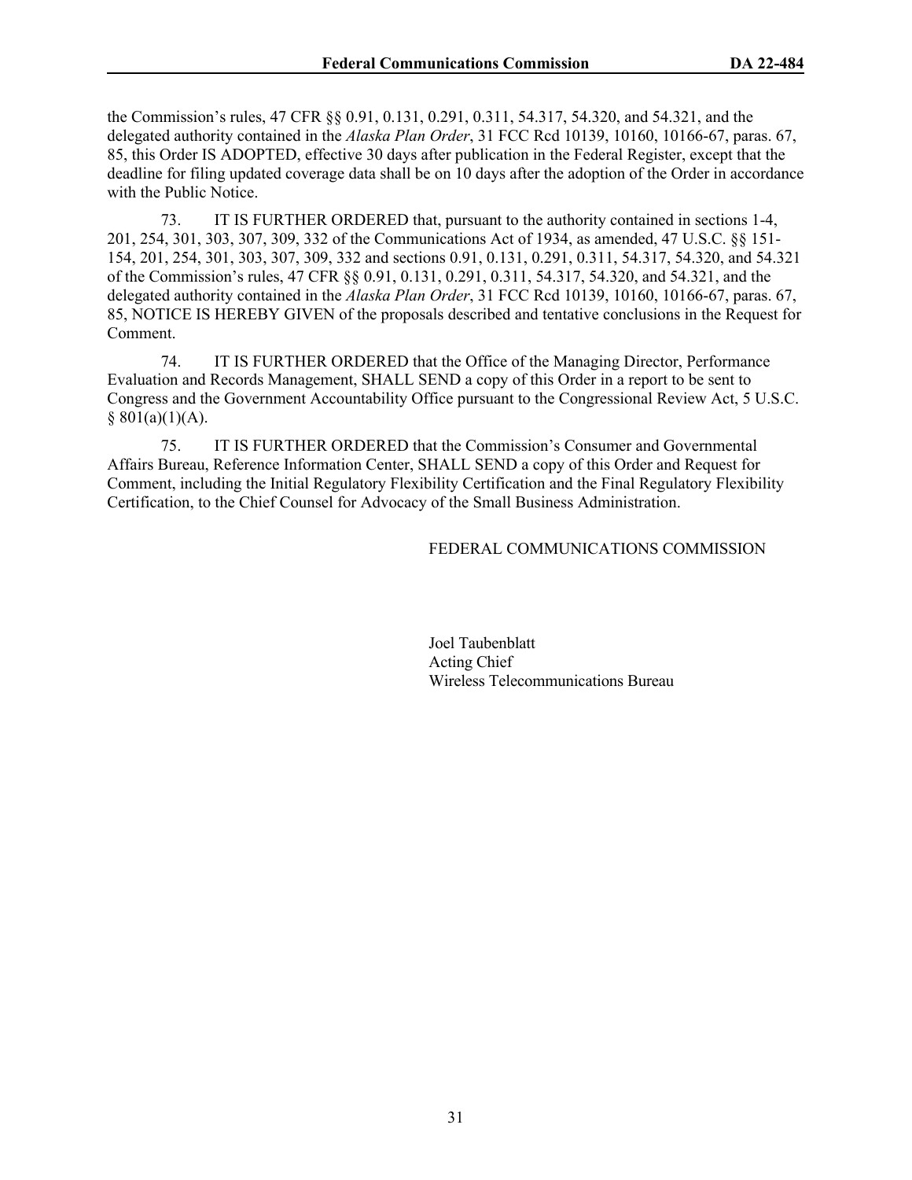the Commission's rules, 47 CFR §§ 0.91, 0.131, 0.291, 0.311, 54.317, 54.320, and 54.321, and the delegated authority contained in the *Alaska Plan Order*, 31 FCC Rcd 10139, 10160, 10166-67, paras. 67, 85, this Order IS ADOPTED, effective 30 days after publication in the Federal Register, except that the deadline for filing updated coverage data shall be on 10 days after the adoption of the Order in accordance with the Public Notice.

73. IT IS FURTHER ORDERED that, pursuant to the authority contained in sections 1-4, 201, 254, 301, 303, 307, 309, 332 of the Communications Act of 1934, as amended, 47 U.S.C. §§ 151-154, 201, 254, 301, 303, 307, 309, 332 and sections 0.91, 0.131, 0.291, 0.311, 54.317, 54.320, and 54.321 of the Commission's rules, 47 CFR §§ 0.91, 0.131, 0.291, 0.311, 54.317, 54.320, and 54.321, and the delegated authority contained in the *Alaska Plan Order*, 31 FCC Rcd 10139, 10160, 10166-67, paras. 67, 85, NOTICE IS HEREBY GIVEN of the proposals described and tentative conclusions in the Request for Comment.

74. IT IS FURTHER ORDERED that the Office of the Managing Director, Performance Evaluation and Records Management, SHALL SEND a copy of this Order in a report to be sent to Congress and the Government Accountability Office pursuant to the Congressional Review Act, 5 U.S.C. § 801(a)(1)(A).

75. IT IS FURTHER ORDERED that the Commission's Consumer and Governmental Affairs Bureau, Reference Information Center, SHALL SEND a copy of this Order and Request for Comment, including the Initial Regulatory Flexibility Certification and the Final Regulatory Flexibility Certification, to the Chief Counsel for Advocacy of the Small Business Administration.

FEDERAL COMMUNICATIONS COMMISSION

Joel Taubenblatt
Acting Chief
Wireless Telecommunications Bureau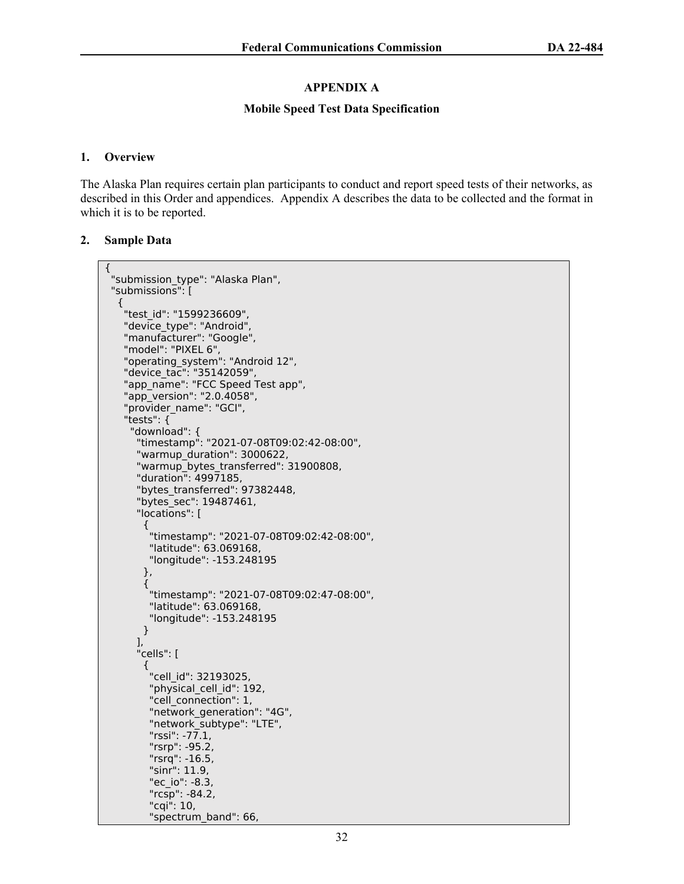## APPENDIX A

## Mobile Speed Test Data Specification

### 1. Overview

The Alaska Plan requires certain plan participants to conduct and report speed tests of their networks, as described in this Order and appendices. Appendix A describes the data to be collected and the format in which it is to be reported.

### 2. Sample Data

```
{
 "submission_type": "Alaska Plan",
 "submissions": [
  {
   "test_id": "1599236609",
   "device_type": "Android",
   "manufacturer": "Google",
   "model": "PIXEL 6",
   "operating_system": "Android 12",
   "device_tac": "35142059",
   "app_name": "FCC Speed Test app",
   "app_version": "2.0.4058",
   "provider_name": "GCI",
   "tests": {
    "download": {
     "timestamp": "2021-07-08T09:02:42-08:00",
     "warmup_duration": 3000622,
     "warmup_bytes_transferred": 31900808,
     "duration": 4997185,
     "bytes_transferred": 97382448,
     "bytes_sec": 19487461,
     "locations": [
      {
       "timestamp": "2021-07-08T09:02:42-08:00",
       "latitude": 63.069168,
       "longitude": -153.248195
      },
      {
       "timestamp": "2021-07-08T09:02:47-08:00",
       "latitude": 63.069168,
       "longitude": -153.248195
      }
     ],
     "cells": [
      {
       "cell_id": 32193025,
       "physical_cell_id": 192,
       "cell_connection": 1,
       "network_generation": "4G",
       "network_subtype": "LTE",
       "rssi": -77.1,
       "rsrp": -95.2,
       "rsrq": -16.5,
       "sinr": 11.9,
       "ec_io": -8.3,
       "rcsp": -84.2,
       "cqi": 10,
       "spectrum_band": 66,
```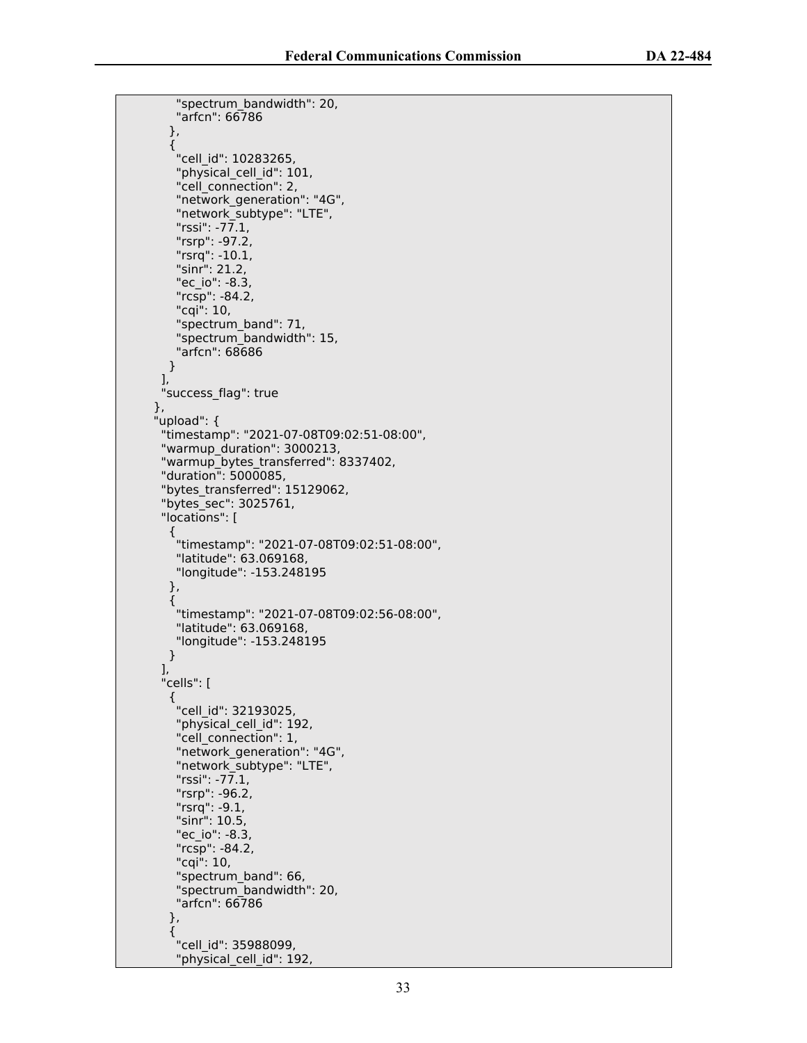```
          "spectrum_bandwidth": 20,
          "arfcn": 66786
        },
        {
          "cell_id": 10283265,
          "physical_cell_id": 101,
          "cell_connection": 2,
          "network_generation": "4G",
          "network_subtype": "LTE",
          "rssi": -77.1,
          "rsrp": -97.2,
          "rsrq": -10.1,
          "sinr": 21.2,
          "ec_io": -8.3,
          "rcsp": -84.2,
          "cqi": 10,
          "spectrum_band": 71,
          "spectrum_bandwidth": 15,
          "arfcn": 68686
        }
      ],
      "success_flag": true
    },
    "upload": {
      "timestamp": "2021-07-08T09:02:51-08:00",
      "warmup_duration": 3000213,
      "warmup_bytes_transferred": 8337402,
      "duration": 5000085,
      "bytes_transferred": 15129062,
      "bytes_sec": 3025761,
      "locations": [
        {
          "timestamp": "2021-07-08T09:02:51-08:00",
          "latitude": 63.069168,
          "longitude": -153.248195
        },
        {
          "timestamp": "2021-07-08T09:02:56-08:00",
          "latitude": 63.069168,
          "longitude": -153.248195
        }
      ],
      "cells": [
        {
          "cell_id": 32193025,
          "physical_cell_id": 192,
          "cell_connection": 1,
          "network_generation": "4G",
          "network_subtype": "LTE",
          "rssi": -77.1,
          "rsrp": -96.2,
          "rsrq": -9.1,
          "sinr": 10.5,
          "ec_io": -8.3,
          "rcsp": -84.2,
          "cqi": 10,
          "spectrum_band": 66,
          "spectrum_bandwidth": 20,
          "arfcn": 66786
        },
        {
          "cell_id": 35988099,
          "physical_cell_id": 192,
```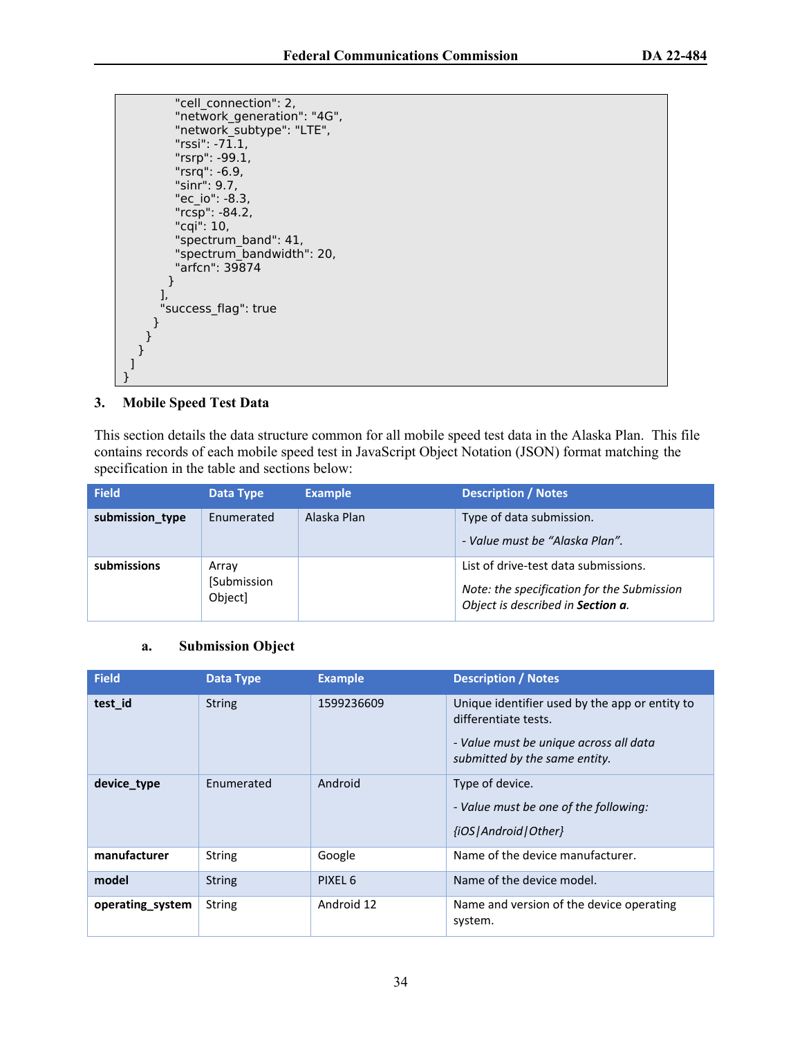```
            "cell_connection": 2,
            "network_generation": "4G",
            "network_subtype": "LTE",
            "rssi": -71.1,
            "rsrp": -99.1,
            "rsrq": -6.9,
            "sinr": 9.7,
            "ec_io": -8.3,
            "rcsp": -84.2,
            "cqi": 10,
            "spectrum_band": 41,
            "spectrum_bandwidth": 20,
            "arfcn": 39874
          }
        ],
        "success_flag": true
      }
    }
  }
 ]
}
```

### 3. Mobile Speed Test Data

This section details the data structure common for all mobile speed test data in the Alaska Plan. This file contains records of each mobile speed test in JavaScript Object Notation (JSON) format matching the specification in the table and sections below:

| Field | Data Type | Example | Description / Notes |
|---|---|---|---|
| **submission_type** | Enumerated | Alaska Plan | Type of data submission.<br><br>*- Value must be "Alaska Plan".* |
| **submissions** | Array [Submission Object] | | List of drive-test data submissions.<br><br>*Note: the specification for the Submission Object is described in **Section a**.* |

#### a. Submission Object

| Field | Data Type | Example | Description / Notes |
|---|---|---|---|
| **test_id** | String | 1599236609 | Unique identifier used by the app or entity to differentiate tests.<br><br>*- Value must be unique across all data submitted by the same entity.* |
| **device_type** | Enumerated | Android | Type of device.<br><br>*- Value must be one of the following:*<br><br>*{iOS\|Android\|Other}* |
| **manufacturer** | String | Google | Name of the device manufacturer. |
| **model** | String | PIXEL 6 | Name of the device model. |
| **operating_system** | String | Android 12 | Name and version of the device operating system. |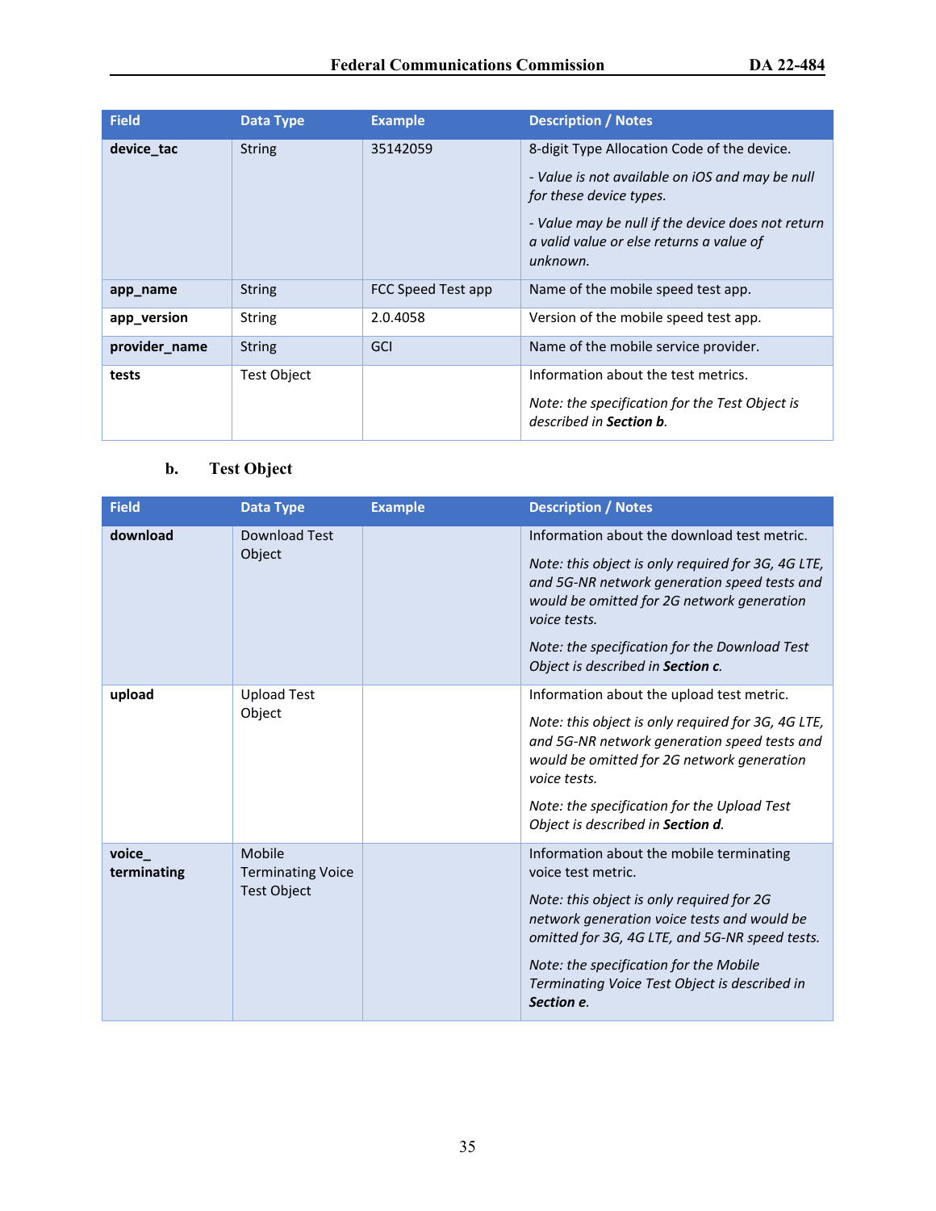| Field | Data Type | Example | Description / Notes |
|---|---|---|---|
| **device_tac** | String | 35142059 | 8-digit Type Allocation Code of the device.<br><br>*- Value is not available on iOS and may be null for these device types.*<br><br>*- Value may be null if the device does not return a valid value or else returns a value of unknown.* |
| **app_name** | String | FCC Speed Test app | Name of the mobile speed test app. |
| **app_version** | String | 2.0.4058 | Version of the mobile speed test app. |
| **provider_name** | String | GCI | Name of the mobile service provider. |
| **tests** | Test Object | | Information about the test metrics.<br><br>*Note: the specification for the Test Object is described in* ***Section b****.* |

### b. Test Object

| Field | Data Type | Example | Description / Notes |
|---|---|---|---|
| **download** | Download Test Object | | Information about the download test metric.<br><br>*Note: this object is only required for 3G, 4G LTE, and 5G-NR network generation speed tests and would be omitted for 2G network generation voice tests.*<br><br>*Note: the specification for the Download Test Object is described in* ***Section c****.* |
| **upload** | Upload Test Object | | Information about the upload test metric.<br><br>*Note: this object is only required for 3G, 4G LTE, and 5G-NR network generation speed tests and would be omitted for 2G network generation voice tests.*<br><br>*Note: the specification for the Upload Test Object is described in* ***Section d****.* |
| **voice_ terminating** | Mobile Terminating Voice Test Object | | Information about the mobile terminating voice test metric.<br><br>*Note: this object is only required for 2G network generation voice tests and would be omitted for 3G, 4G LTE, and 5G-NR speed tests.*<br><br>*Note: the specification for the Mobile Terminating Voice Test Object is described in* ***Section e****.* |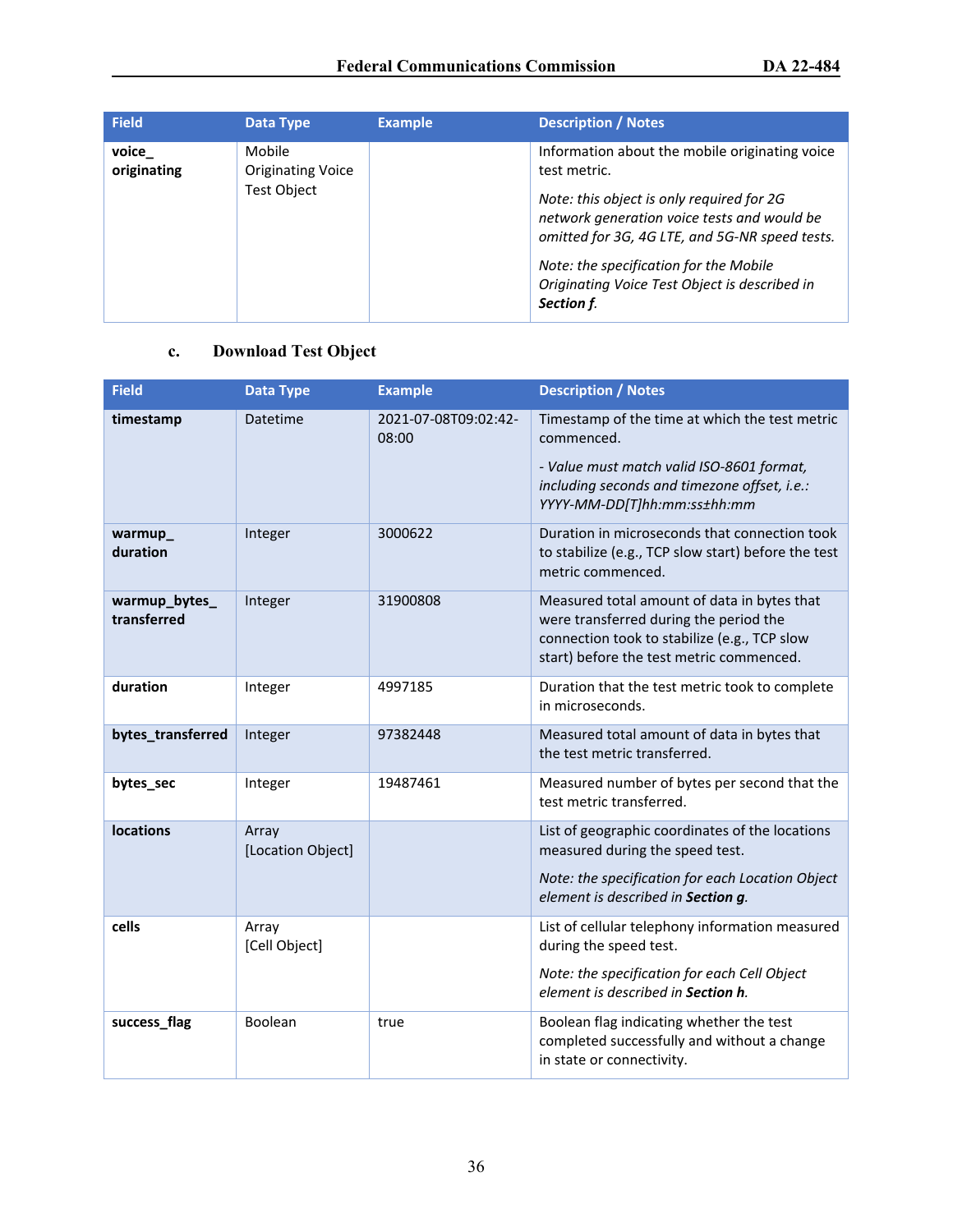| Field | Data Type | Example | Description / Notes |
| --- | --- | --- | --- |
| **voice_ originating** | Mobile Originating Voice Test Object | | Information about the mobile originating voice test metric.<br><br>*Note: this object is only required for 2G network generation voice tests and would be omitted for 3G, 4G LTE, and 5G-NR speed tests.*<br><br>*Note: the specification for the Mobile Originating Voice Test Object is described in **Section f**.* |

### c. Download Test Object

| Field | Data Type | Example | Description / Notes |
| --- | --- | --- | --- |
| **timestamp** | Datetime | 2021-07-08T09:02:42-08:00 | Timestamp of the time at which the test metric commenced.<br><br>*- Value must match valid ISO-8601 format, including seconds and timezone offset, i.e.: YYYY-MM-DD[T]hh:mm:ss±hh:mm* |
| **warmup_ duration** | Integer | 3000622 | Duration in microseconds that connection took to stabilize (e.g., TCP slow start) before the test metric commenced. |
| **warmup_bytes_ transferred** | Integer | 31900808 | Measured total amount of data in bytes that were transferred during the period the connection took to stabilize (e.g., TCP slow start) before the test metric commenced. |
| **duration** | Integer | 4997185 | Duration that the test metric took to complete in microseconds. |
| **bytes_transferred** | Integer | 97382448 | Measured total amount of data in bytes that the test metric transferred. |
| **bytes_sec** | Integer | 19487461 | Measured number of bytes per second that the test metric transferred. |
| **locations** | Array [Location Object] | | List of geographic coordinates of the locations measured during the speed test.<br><br>*Note: the specification for each Location Object element is described in **Section g**.* |
| **cells** | Array [Cell Object] | | List of cellular telephony information measured during the speed test.<br><br>*Note: the specification for each Cell Object element is described in **Section h**.* |
| **success_flag** | Boolean | true | Boolean flag indicating whether the test completed successfully and without a change in state or connectivity. |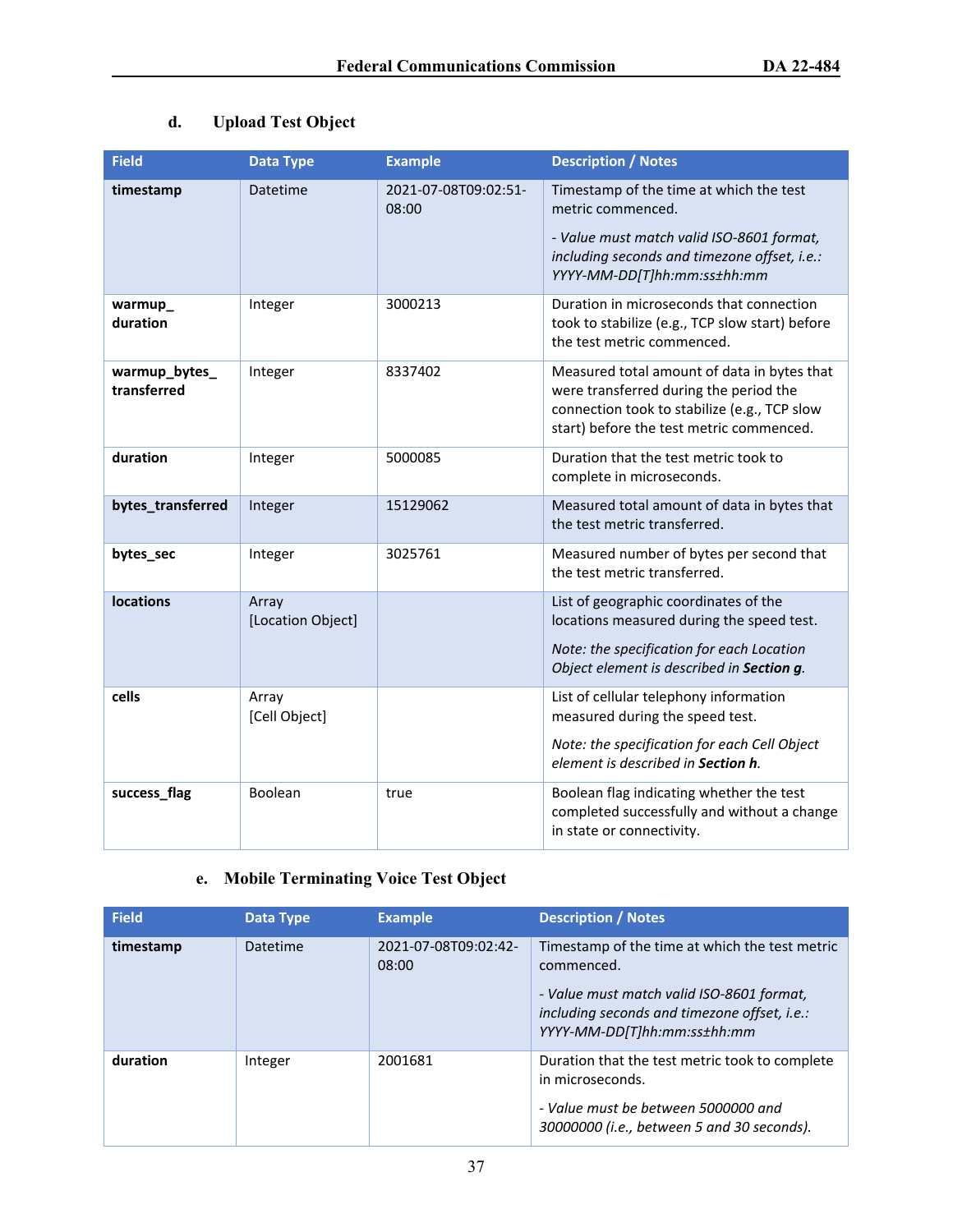### d. Upload Test Object

| Field | Data Type | Example | Description / Notes |
|---|---|---|---|
| **timestamp** | Datetime | 2021-07-08T09:02:51-08:00 | Timestamp of the time at which the test metric commenced.<br><br>*- Value must match valid ISO-8601 format, including seconds and timezone offset, i.e.: YYYY-MM-DD[T]hh:mm:ss±hh:mm* |
| **warmup_duration** | Integer | 3000213 | Duration in microseconds that connection took to stabilize (e.g., TCP slow start) before the test metric commenced. |
| **warmup_bytes_transferred** | Integer | 8337402 | Measured total amount of data in bytes that were transferred during the period the connection took to stabilize (e.g., TCP slow start) before the test metric commenced. |
| **duration** | Integer | 5000085 | Duration that the test metric took to complete in microseconds. |
| **bytes_transferred** | Integer | 15129062 | Measured total amount of data in bytes that the test metric transferred. |
| **bytes_sec** | Integer | 3025761 | Measured number of bytes per second that the test metric transferred. |
| **locations** | Array [Location Object] | | List of geographic coordinates of the locations measured during the speed test.<br><br>*Note: the specification for each Location Object element is described in **Section g**.* |
| **cells** | Array [Cell Object] | | List of cellular telephony information measured during the speed test.<br><br>*Note: the specification for each Cell Object element is described in **Section h**.* |
| **success_flag** | Boolean | true | Boolean flag indicating whether the test completed successfully and without a change in state or connectivity. |

### e. Mobile Terminating Voice Test Object

| Field | Data Type | Example | Description / Notes |
|---|---|---|---|
| **timestamp** | Datetime | 2021-07-08T09:02:42-08:00 | Timestamp of the time at which the test metric commenced.<br><br>*- Value must match valid ISO-8601 format, including seconds and timezone offset, i.e.: YYYY-MM-DD[T]hh:mm:ss±hh:mm* |
| **duration** | Integer | 2001681 | Duration that the test metric took to complete in microseconds.<br><br>*- Value must be between 5000000 and 30000000 (i.e., between 5 and 30 seconds).* |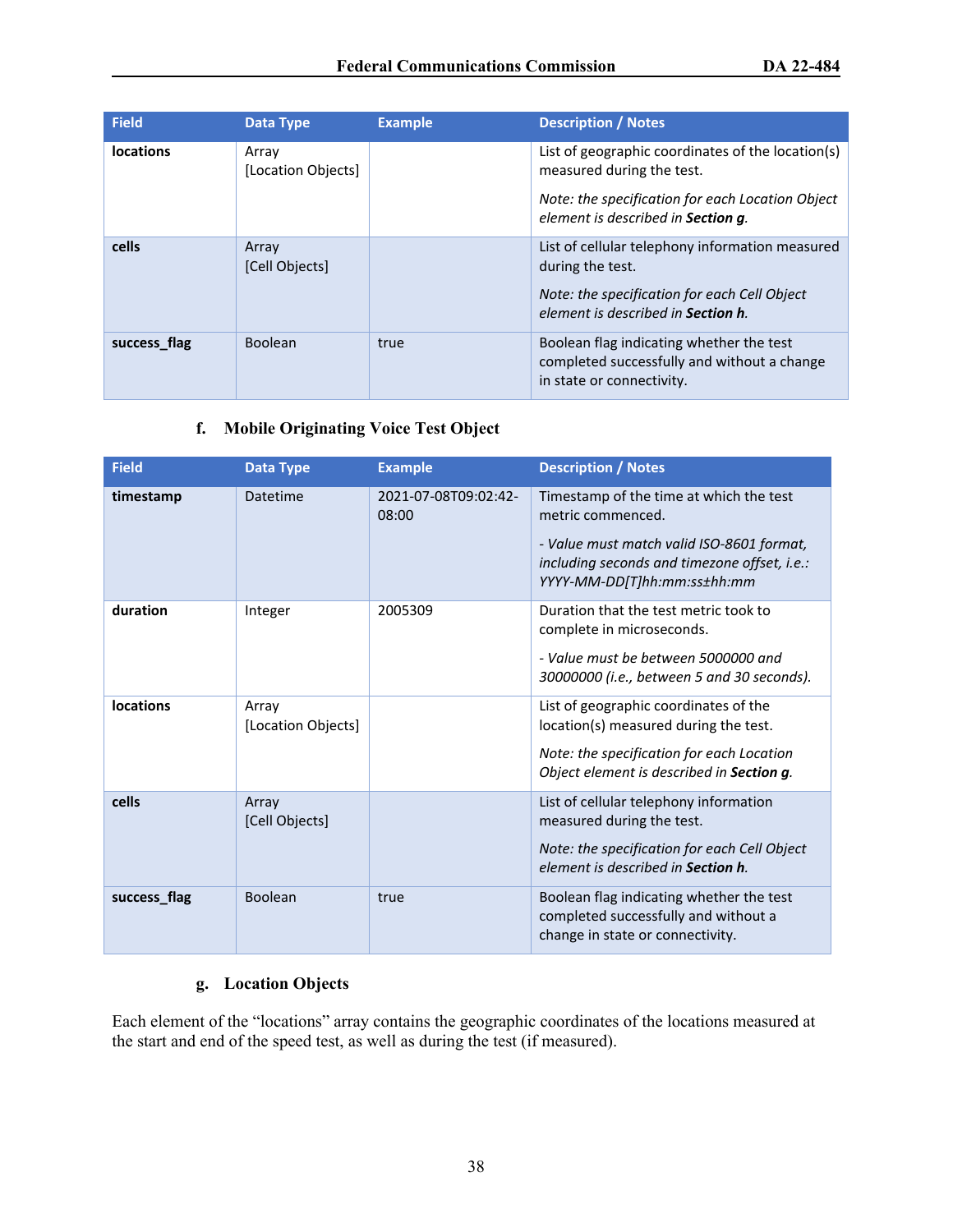| Field | Data Type | Example | Description / Notes |
|---|---|---|---|
| **locations** | Array [Location Objects] | | List of geographic coordinates of the location(s) measured during the test. *Note: the specification for each Location Object element is described in **Section g**.* |
| **cells** | Array [Cell Objects] | | List of cellular telephony information measured during the test. *Note: the specification for each Cell Object element is described in **Section h**.* |
| **success_flag** | Boolean | true | Boolean flag indicating whether the test completed successfully and without a change in state or connectivity. |

### f. Mobile Originating Voice Test Object

| Field | Data Type | Example | Description / Notes |
|---|---|---|---|
| **timestamp** | Datetime | 2021-07-08T09:02:42-08:00 | Timestamp of the time at which the test metric commenced. *- Value must match valid ISO-8601 format, including seconds and timezone offset, i.e.: YYYY-MM-DD[T]hh:mm:ss±hh:mm* |
| **duration** | Integer | 2005309 | Duration that the test metric took to complete in microseconds. *- Value must be between 5000000 and 30000000 (i.e., between 5 and 30 seconds).* |
| **locations** | Array [Location Objects] | | List of geographic coordinates of the location(s) measured during the test. *Note: the specification for each Location Object element is described in **Section g**.* |
| **cells** | Array [Cell Objects] | | List of cellular telephony information measured during the test. *Note: the specification for each Cell Object element is described in **Section h**.* |
| **success_flag** | Boolean | true | Boolean flag indicating whether the test completed successfully and without a change in state or connectivity. |

### g. Location Objects

Each element of the "locations" array contains the geographic coordinates of the locations measured at the start and end of the speed test, as well as during the test (if measured).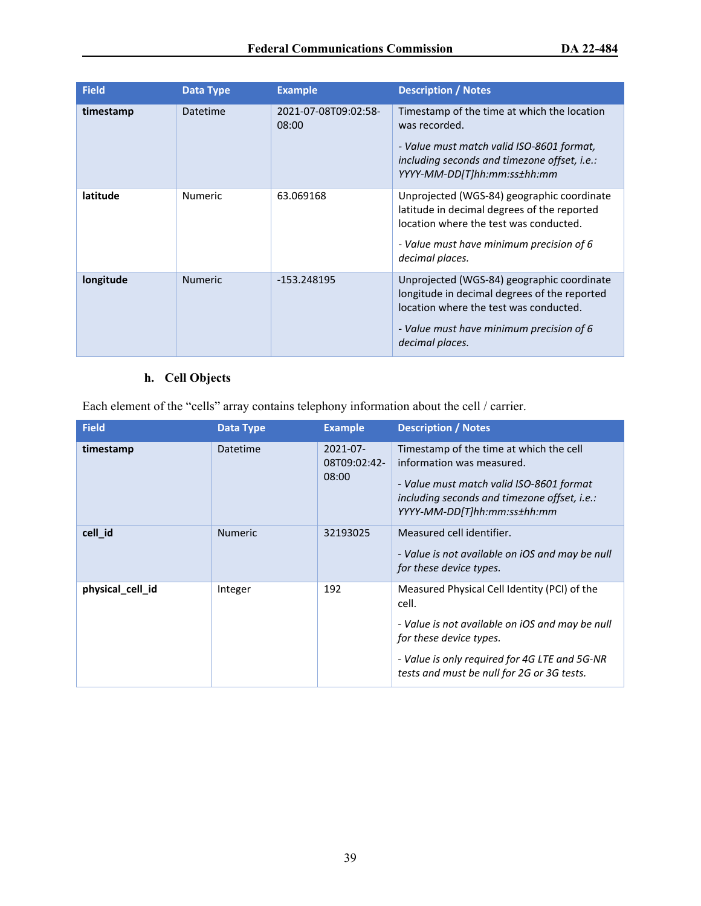| Field | Data Type | Example | Description / Notes |
|---|---|---|---|
| **timestamp** | Datetime | 2021-07-08T09:02:58-08:00 | Timestamp of the time at which the location was recorded.<br><br>*- Value must match valid ISO-8601 format, including seconds and timezone offset, i.e.: YYYY-MM-DD[T]hh:mm:ss±hh:mm* |
| **latitude** | Numeric | 63.069168 | Unprojected (WGS-84) geographic coordinate latitude in decimal degrees of the reported location where the test was conducted.<br><br>*- Value must have minimum precision of 6 decimal places.* |
| **longitude** | Numeric | -153.248195 | Unprojected (WGS-84) geographic coordinate longitude in decimal degrees of the reported location where the test was conducted.<br><br>*- Value must have minimum precision of 6 decimal places.* |

#### h. Cell Objects

Each element of the "cells" array contains telephony information about the cell / carrier.

| Field | Data Type | Example | Description / Notes |
|---|---|---|---|
| **timestamp** | Datetime | 2021-07-08T09:02:42-08:00 | Timestamp of the time at which the cell information was measured.<br><br>*- Value must match valid ISO-8601 format including seconds and timezone offset, i.e.: YYYY-MM-DD[T]hh:mm:ss±hh:mm* |
| **cell_id** | Numeric | 32193025 | Measured cell identifier.<br><br>*- Value is not available on iOS and may be null for these device types.* |
| **physical_cell_id** | Integer | 192 | Measured Physical Cell Identity (PCI) of the cell.<br><br>*- Value is not available on iOS and may be null for these device types.*<br><br>*- Value is only required for 4G LTE and 5G-NR tests and must be null for 2G or 3G tests.* |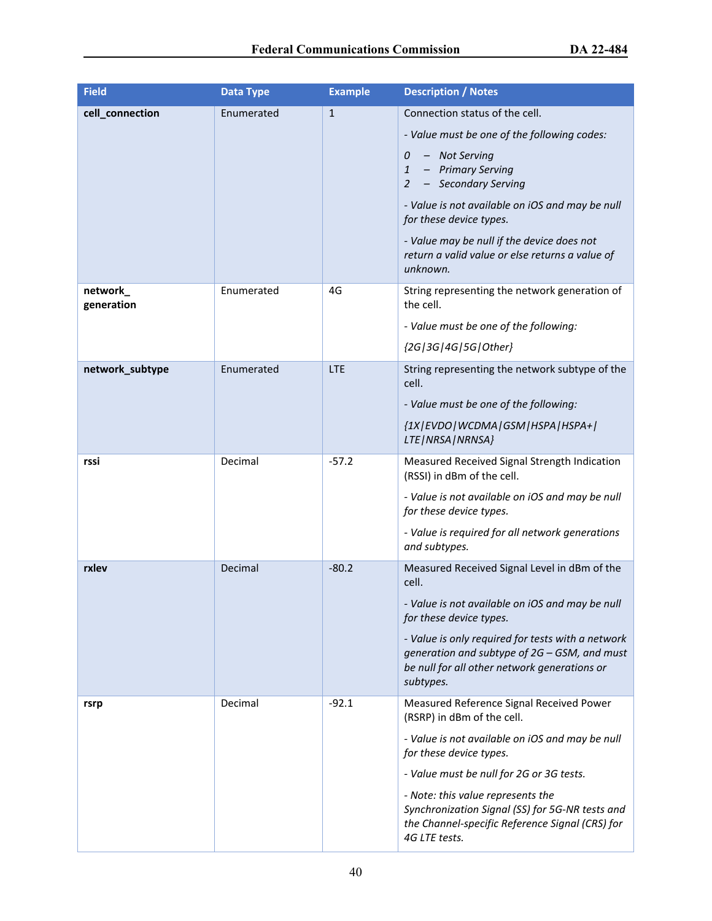| Field | Data Type | Example | Description / Notes |
|---|---|---|---|
| **cell_connection** | Enumerated | 1 | Connection status of the cell.<br><br>*- Value must be one of the following codes:*<br><br>*0 – Not Serving*<br>*1 – Primary Serving*<br>*2 – Secondary Serving*<br><br>*- Value is not available on iOS and may be null for these device types.*<br><br>*- Value may be null if the device does not return a valid value or else returns a value of unknown.* |
| **network_ generation** | Enumerated | 4G | String representing the network generation of the cell.<br><br>*- Value must be one of the following:*<br><br>*{2G\|3G\|4G\|5G\|Other}* |
| **network_subtype** | Enumerated | LTE | String representing the network subtype of the cell.<br><br>*- Value must be one of the following:*<br><br>*{1X\|EVDO\|WCDMA\|GSM\|HSPA\|HSPA+\| LTE\|NRSA\|NRNSA}* |
| **rssi** | Decimal | -57.2 | Measured Received Signal Strength Indication (RSSI) in dBm of the cell.<br><br>*- Value is not available on iOS and may be null for these device types.*<br><br>*- Value is required for all network generations and subtypes.* |
| **rxlev** | Decimal | -80.2 | Measured Received Signal Level in dBm of the cell.<br><br>*- Value is not available on iOS and may be null for these device types.*<br><br>*- Value is only required for tests with a network generation and subtype of 2G – GSM, and must be null for all other network generations or subtypes.* |
| **rsrp** | Decimal | -92.1 | Measured Reference Signal Received Power (RSRP) in dBm of the cell.<br><br>*- Value is not available on iOS and may be null for these device types.*<br><br>*- Value must be null for 2G or 3G tests.*<br><br>*- Note: this value represents the Synchronization Signal (SS) for 5G-NR tests and the Channel-specific Reference Signal (CRS) for 4G LTE tests.* |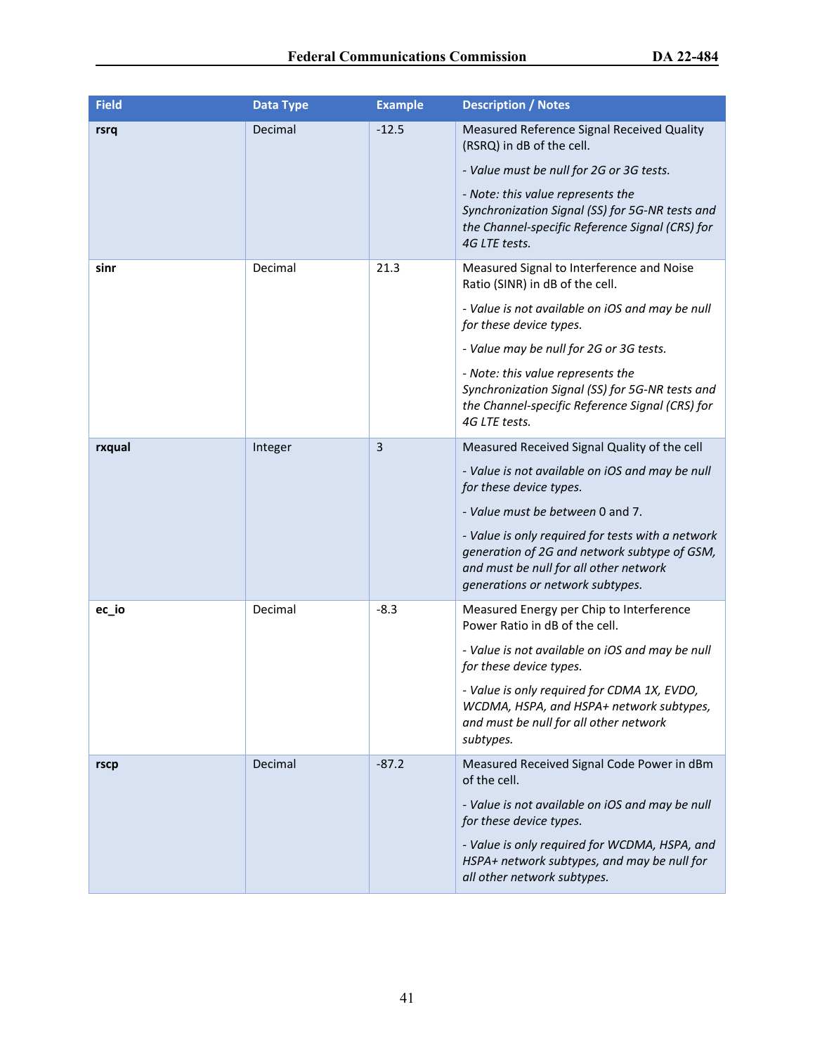| Field | Data Type | Example | Description / Notes |
|---|---|---|---|
| **rsrq** | Decimal | -12.5 | Measured Reference Signal Received Quality (RSRQ) in dB of the cell.<br><br>*- Value must be null for 2G or 3G tests.*<br><br>*- Note: this value represents the Synchronization Signal (SS) for 5G-NR tests and the Channel-specific Reference Signal (CRS) for 4G LTE tests.* |
| **sinr** | Decimal | 21.3 | Measured Signal to Interference and Noise Ratio (SINR) in dB of the cell.<br><br>*- Value is not available on iOS and may be null for these device types.*<br><br>*- Value may be null for 2G or 3G tests.*<br><br>*- Note: this value represents the Synchronization Signal (SS) for 5G-NR tests and the Channel-specific Reference Signal (CRS) for 4G LTE tests.* |
| **rxqual** | Integer | 3 | Measured Received Signal Quality of the cell<br><br>*- Value is not available on iOS and may be null for these device types.*<br><br>*- Value must be between* 0 *and* 7.<br><br>*- Value is only required for tests with a network generation of 2G and network subtype of GSM, and must be null for all other network generations or network subtypes.* |
| **ec_io** | Decimal | -8.3 | Measured Energy per Chip to Interference Power Ratio in dB of the cell.<br><br>*- Value is not available on iOS and may be null for these device types.*<br><br>*- Value is only required for CDMA 1X, EVDO, WCDMA, HSPA, and HSPA+ network subtypes, and must be null for all other network subtypes.* |
| **rscp** | Decimal | -87.2 | Measured Received Signal Code Power in dBm of the cell.<br><br>*- Value is not available on iOS and may be null for these device types.*<br><br>*- Value is only required for WCDMA, HSPA, and HSPA+ network subtypes, and may be null for all other network subtypes.* |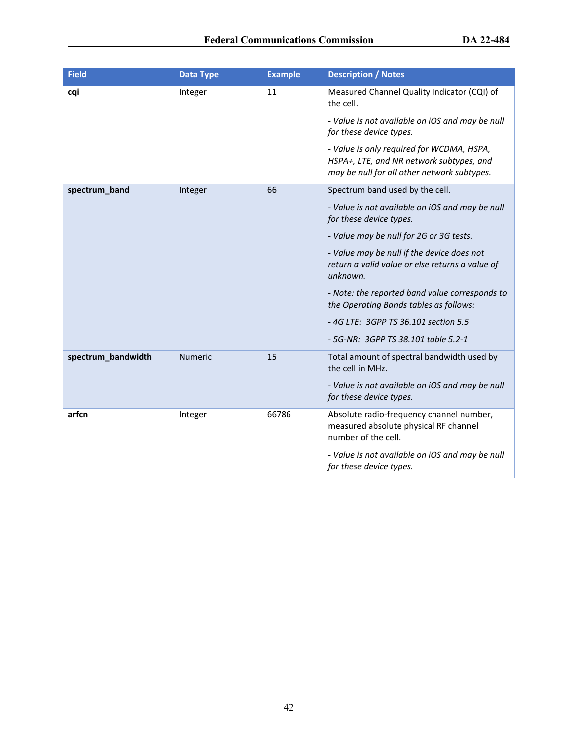| Field | Data Type | Example | Description / Notes |
|---|---|---|---|
| **cqi** | Integer | 11 | Measured Channel Quality Indicator (CQI) of the cell.<br><br>*- Value is not available on iOS and may be null for these device types.*<br><br>*- Value is only required for WCDMA, HSPA, HSPA+, LTE, and NR network subtypes, and may be null for all other network subtypes.* |
| **spectrum_band** | Integer | 66 | Spectrum band used by the cell.<br><br>*- Value is not available on iOS and may be null for these device types.*<br><br>*- Value may be null for 2G or 3G tests.*<br><br>*- Value may be null if the device does not return a valid value or else returns a value of unknown.*<br><br>*- Note: the reported band value corresponds to the Operating Bands tables as follows:*<br><br>*- 4G LTE: 3GPP TS 36.101 section 5.5*<br><br>*- 5G-NR: 3GPP TS 38.101 table 5.2-1* |
| **spectrum_bandwidth** | Numeric | 15 | Total amount of spectral bandwidth used by the cell in MHz.<br><br>*- Value is not available on iOS and may be null for these device types.* |
| **arfcn** | Integer | 66786 | Absolute radio-frequency channel number, measured absolute physical RF channel number of the cell.<br><br>*- Value is not available on iOS and may be null for these device types.* |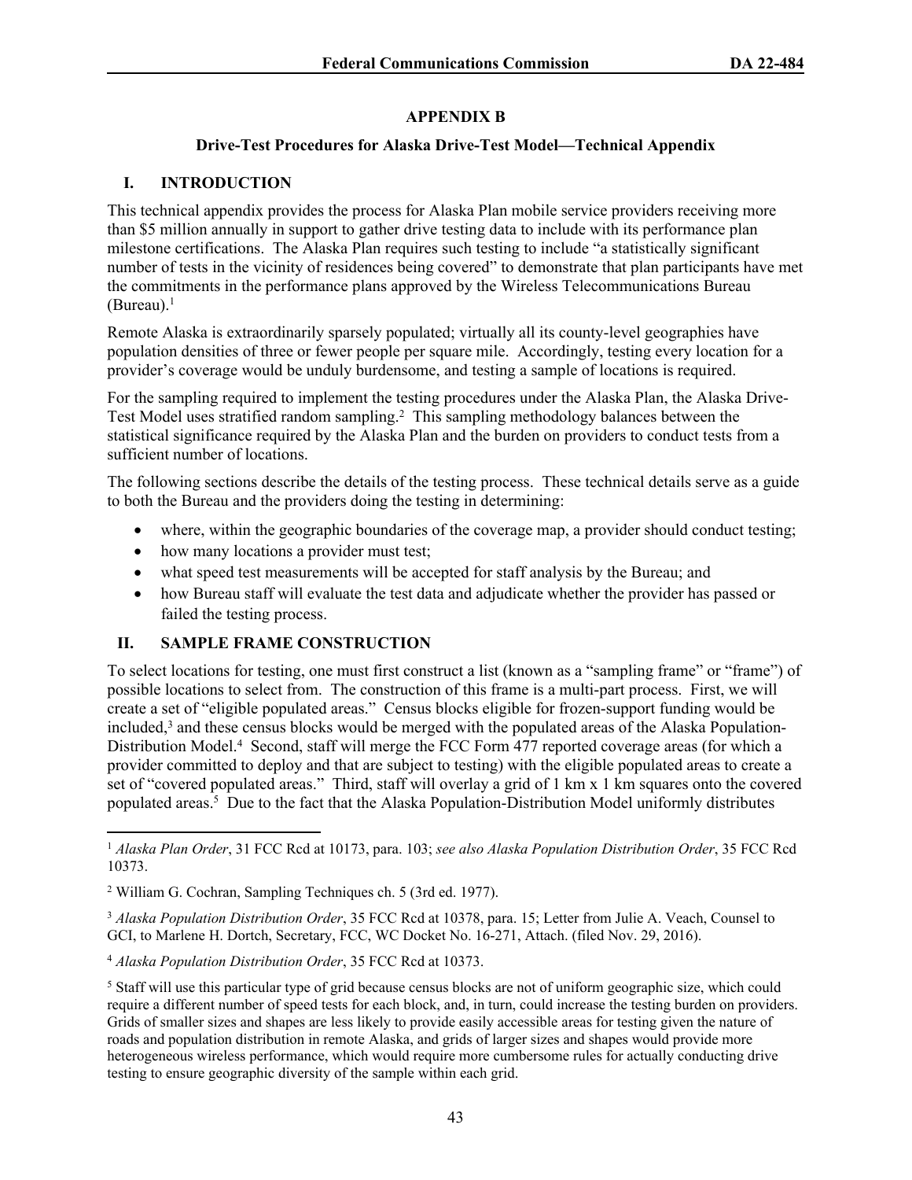## APPENDIX B

### Drive-Test Procedures for Alaska Drive-Test Model—Technical Appendix

### I. INTRODUCTION

This technical appendix provides the process for Alaska Plan mobile service providers receiving more than $5 million annually in support to gather drive testing data to include with its performance plan milestone certifications. The Alaska Plan requires such testing to include "a statistically significant number of tests in the vicinity of residences being covered" to demonstrate that plan participants have met the commitments in the performance plans approved by the Wireless Telecommunications Bureau (Bureau).[1]

Remote Alaska is extraordinarily sparsely populated; virtually all its county-level geographies have population densities of three or fewer people per square mile. Accordingly, testing every location for a provider's coverage would be unduly burdensome, and testing a sample of locations is required.

For the sampling required to implement the testing procedures under the Alaska Plan, the Alaska Drive-Test Model uses stratified random sampling.[2] This sampling methodology balances between the statistical significance required by the Alaska Plan and the burden on providers to conduct tests from a sufficient number of locations.

The following sections describe the details of the testing process. These technical details serve as a guide to both the Bureau and the providers doing the testing in determining:

- where, within the geographic boundaries of the coverage map, a provider should conduct testing;
- how many locations a provider must test;
- what speed test measurements will be accepted for staff analysis by the Bureau; and
- how Bureau staff will evaluate the test data and adjudicate whether the provider has passed or failed the testing process.

### II. SAMPLE FRAME CONSTRUCTION

To select locations for testing, one must first construct a list (known as a "sampling frame" or "frame") of possible locations to select from. The construction of this frame is a multi-part process. First, we will create a set of "eligible populated areas." Census blocks eligible for frozen-support funding would be included,[3] and these census blocks would be merged with the populated areas of the Alaska Population-Distribution Model.[4] Second, staff will merge the FCC Form 477 reported coverage areas (for which a provider committed to deploy and that are subject to testing) with the eligible populated areas to create a set of "covered populated areas." Third, staff will overlay a grid of 1 km x 1 km squares onto the covered populated areas.[5] Due to the fact that the Alaska Population-Distribution Model uniformly distributes

---

[1] *Alaska Plan Order*, 31 FCC Rcd at 10173, para. 103; *see also Alaska Population Distribution Order*, 35 FCC Rcd 10373.

[2] William G. Cochran, Sampling Techniques ch. 5 (3rd ed. 1977).

[3] *Alaska Population Distribution Order*, 35 FCC Rcd at 10378, para. 15; Letter from Julie A. Veach, Counsel to GCI, to Marlene H. Dortch, Secretary, FCC, WC Docket No. 16-271, Attach. (filed Nov. 29, 2016).

[4] *Alaska Population Distribution Order*, 35 FCC Rcd at 10373.

[5] Staff will use this particular type of grid because census blocks are not of uniform geographic size, which could require a different number of speed tests for each block, and, in turn, could increase the testing burden on providers. Grids of smaller sizes and shapes are less likely to provide easily accessible areas for testing given the nature of roads and population distribution in remote Alaska, and grids of larger sizes and shapes would provide more heterogeneous wireless performance, which would require more cumbersome rules for actually conducting drive testing to ensure geographic diversity of the sample within each grid.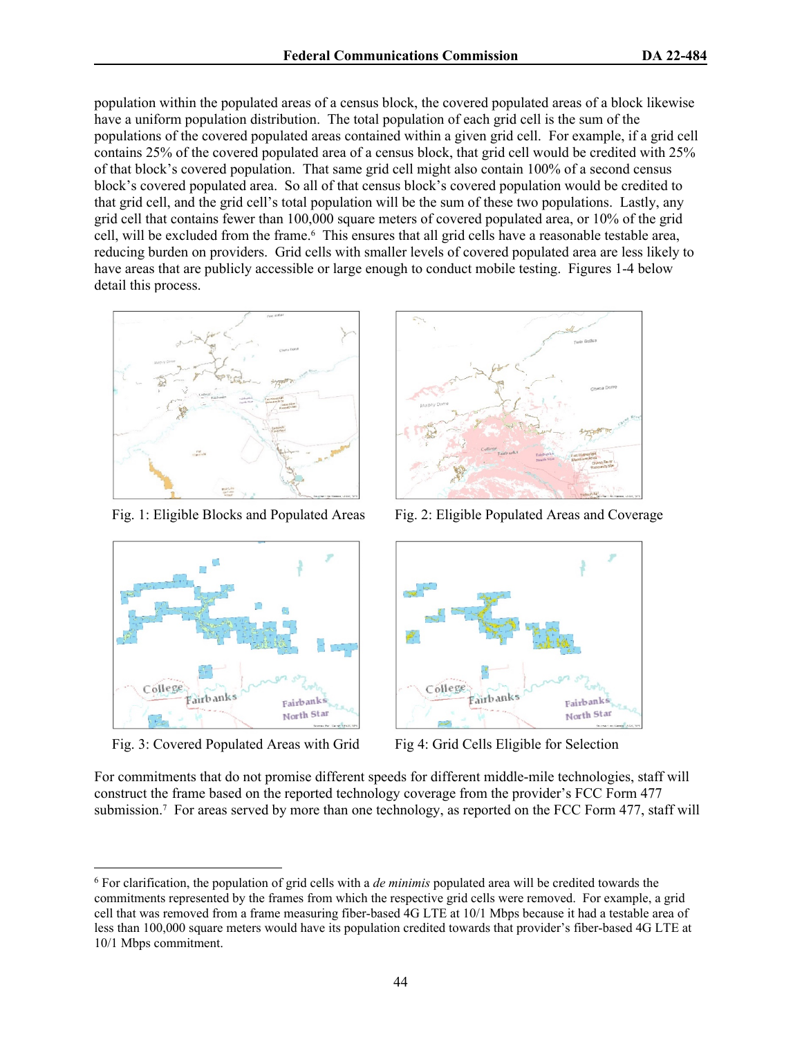population within the populated areas of a census block, the covered populated areas of a block likewise have a uniform population distribution. The total population of each grid cell is the sum of the populations of the covered populated areas contained within a given grid cell. For example, if a grid cell contains 25% of the covered populated area of a census block, that grid cell would be credited with 25% of that block's covered population. That same grid cell might also contain 100% of a second census block's covered populated area. So all of that census block's covered population would be credited to that grid cell, and the grid cell's total population will be the sum of these two populations. Lastly, any grid cell that contains fewer than 100,000 square meters of covered populated area, or 10% of the grid cell, will be excluded from the frame.[6] This ensures that all grid cells have a reasonable testable area, reducing burden on providers. Grid cells with smaller levels of covered populated area are less likely to have areas that are publicly accessible or large enough to conduct mobile testing. Figures 1-4 below detail this process.

Fig. 1: Eligible Blocks and Populated Areas

Fig. 2: Eligible Populated Areas and Coverage

Fig. 3: Covered Populated Areas with Grid

Fig 4: Grid Cells Eligible for Selection

For commitments that do not promise different speeds for different middle-mile technologies, staff will construct the frame based on the reported technology coverage from the provider's FCC Form 477 submission.[7] For areas served by more than one technology, as reported on the FCC Form 477, staff will

---

[6] For clarification, the population of grid cells with a *de minimis* populated area will be credited towards the commitments represented by the frames from which the respective grid cells were removed. For example, a grid cell that was removed from a frame measuring fiber-based 4G LTE at 10/1 Mbps because it had a testable area of less than 100,000 square meters would have its population credited towards that provider's fiber-based 4G LTE at 10/1 Mbps commitment.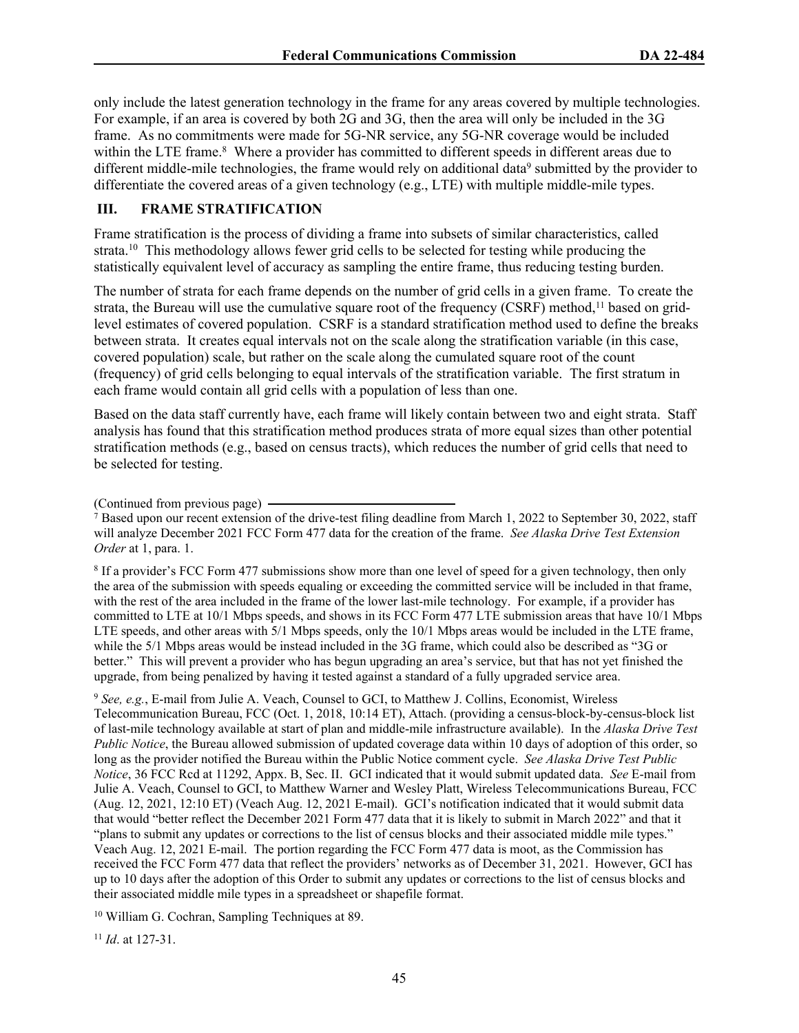only include the latest generation technology in the frame for any areas covered by multiple technologies. For example, if an area is covered by both 2G and 3G, then the area will only be included in the 3G frame. As no commitments were made for 5G-NR service, any 5G-NR coverage would be included within the LTE frame.[8] Where a provider has committed to different speeds in different areas due to different middle-mile technologies, the frame would rely on additional data[9] submitted by the provider to differentiate the covered areas of a given technology (e.g., LTE) with multiple middle-mile types.

## III. FRAME STRATIFICATION

Frame stratification is the process of dividing a frame into subsets of similar characteristics, called strata.[10] This methodology allows fewer grid cells to be selected for testing while producing the statistically equivalent level of accuracy as sampling the entire frame, thus reducing testing burden.

The number of strata for each frame depends on the number of grid cells in a given frame. To create the strata, the Bureau will use the cumulative square root of the frequency (CSRF) method,[11] based on grid-level estimates of covered population. CSRF is a standard stratification method used to define the breaks between strata. It creates equal intervals not on the scale along the stratification variable (in this case, covered population) scale, but rather on the scale along the cumulated square root of the count (frequency) of grid cells belonging to equal intervals of the stratification variable. The first stratum in each frame would contain all grid cells with a population of less than one.

Based on the data staff currently have, each frame will likely contain between two and eight strata. Staff analysis has found that this stratification method produces strata of more equal sizes than other potential stratification methods (e.g., based on census tracts), which reduces the number of grid cells that need to be selected for testing.

(Continued from previous page)

[7] Based upon our recent extension of the drive-test filing deadline from March 1, 2022 to September 30, 2022, staff will analyze December 2021 FCC Form 477 data for the creation of the frame. *See Alaska Drive Test Extension Order* at 1, para. 1.

[8] If a provider's FCC Form 477 submissions show more than one level of speed for a given technology, then only the area of the submission with speeds equaling or exceeding the committed service will be included in that frame, with the rest of the area included in the frame of the lower last-mile technology. For example, if a provider has committed to LTE at 10/1 Mbps speeds, and shows in its FCC Form 477 LTE submission areas that have 10/1 Mbps LTE speeds, and other areas with 5/1 Mbps speeds, only the 10/1 Mbps areas would be included in the LTE frame, while the 5/1 Mbps areas would be instead included in the 3G frame, which could also be described as "3G or better." This will prevent a provider who has begun upgrading an area's service, but that has not yet finished the upgrade, from being penalized by having it tested against a standard of a fully upgraded service area.

[9] *See, e.g.*, E-mail from Julie A. Veach, Counsel to GCI, to Matthew J. Collins, Economist, Wireless Telecommunication Bureau, FCC (Oct. 1, 2018, 10:14 ET), Attach. (providing a census-block-by-census-block list of last-mile technology available at start of plan and middle-mile infrastructure available). In the *Alaska Drive Test Public Notice*, the Bureau allowed submission of updated coverage data within 10 days of adoption of this order, so long as the provider notified the Bureau within the Public Notice comment cycle. *See Alaska Drive Test Public Notice*, 36 FCC Rcd at 11292, Appx. B, Sec. II. GCI indicated that it would submit updated data. *See* E-mail from Julie A. Veach, Counsel to GCI, to Matthew Warner and Wesley Platt, Wireless Telecommunications Bureau, FCC (Aug. 12, 2021, 12:10 ET) (Veach Aug. 12, 2021 E-mail). GCI's notification indicated that it would submit data that would "better reflect the December 2021 Form 477 data that it is likely to submit in March 2022" and that it "plans to submit any updates or corrections to the list of census blocks and their associated middle mile types." Veach Aug. 12, 2021 E-mail. The portion regarding the FCC Form 477 data is moot, as the Commission has received the FCC Form 477 data that reflect the providers' networks as of December 31, 2021. However, GCI has up to 10 days after the adoption of this Order to submit any updates or corrections to the list of census blocks and their associated middle mile types in a spreadsheet or shapefile format.

[10] William G. Cochran, Sampling Techniques at 89.

[11] *Id*. at 127-31.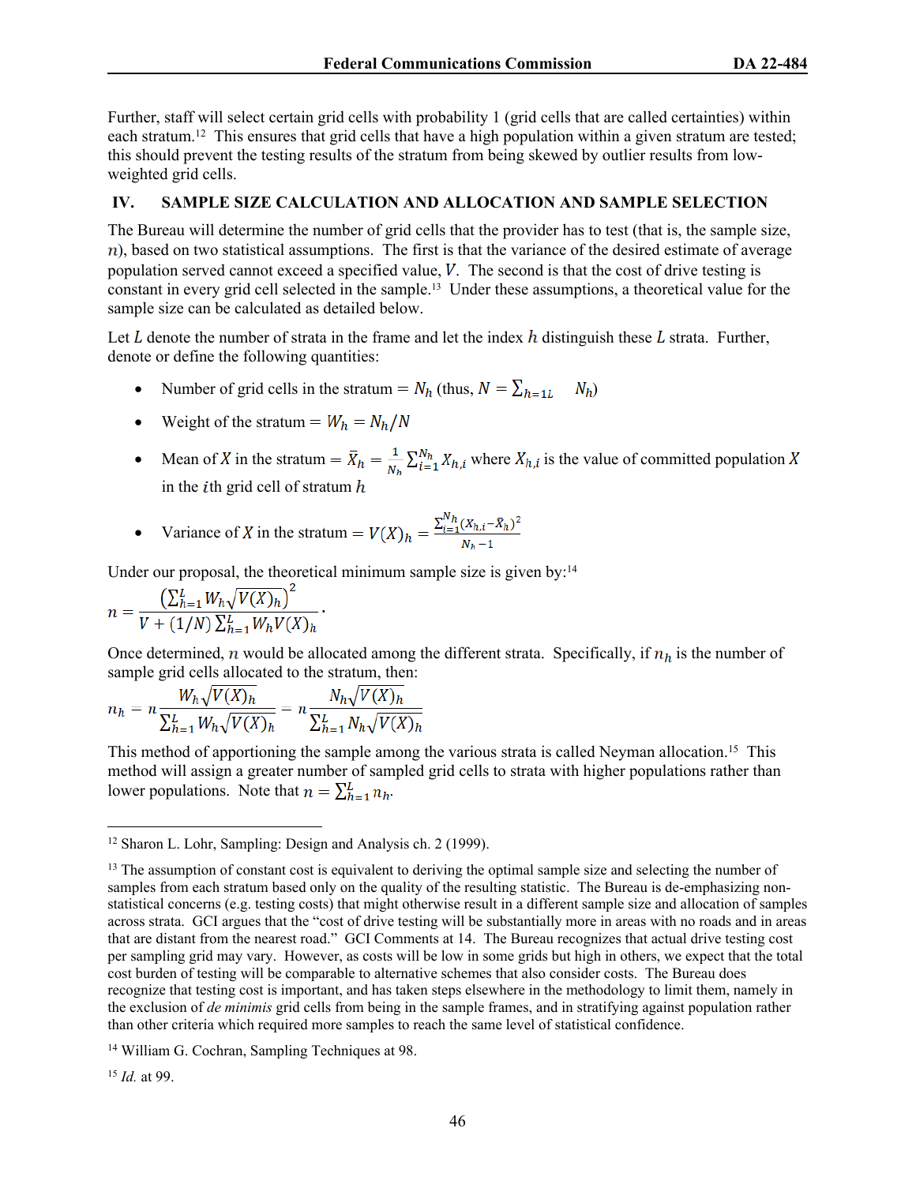Further, staff will select certain grid cells with probability 1 (grid cells that are called certainties) within each stratum.[12] This ensures that grid cells that have a high population within a given stratum are tested; this should prevent the testing results of the stratum from skewed by outlier results from low-weighted grid cells.

## IV. SAMPLE SIZE CALCULATION AND ALLOCATION AND SAMPLE SELECTION

The Bureau will determine the number of grid cells that the provider has to test (that is, the sample size, $n$), based on two statistical assumptions. The first is that the variance of the desired estimate of average population served cannot exceed a specified value, $V$. The second is that the cost of drive testing is constant in every grid cell selected in the sample.[13] Under these assumptions, a theoretical value for the sample size can be calculated as detailed below.

Let $L$ denote the number of strata in the frame and let the index $h$ distinguish these $L$ strata. Further, denote or define the following quantities:

- Number of grid cells in the stratum $= N_h$ (thus, $N = \sum_{h=1L} \quad N_h$)
- Weight of the stratum $= W_h = N_h/N$
- Mean of $X$ in the stratum $= \bar{X}_h = \frac{1}{N_h}\sum_{i=1}^{N_h} X_{h,i}$ where $X_{h,i}$ is the value of committed population $X$ in the $i$th grid cell of stratum $h$
- Variance of $X$ in the stratum $= V(X)_h = \frac{\sum_{i=1}^{N_h}(X_{h,i}-\bar{X}_h)^2}{N_h - 1}$

Under our proposal, the theoretical minimum sample size is given by:[14]

$$n = \frac{\left(\sum_{h=1}^{L} W_h \sqrt{V(X)_h}\right)^2}{V + (1/N)\sum_{h=1}^{L} W_h V(X)_h}.$$

Once determined, $n$ would be allocated among the different strata. Specifically, if $n_h$ is the number of sample grid cells allocated to the stratum, then:

$$n_h = n\frac{W_h\sqrt{V(X)_h}}{\sum_{h=1}^{L} W_h\sqrt{V(X)_h}} = n\frac{N_h\sqrt{V(X)_h}}{\sum_{h=1}^{L} N_h\sqrt{V(X)_h}}$$

This method of apportioning the sample among the various strata is called Neyman allocation.[15] This method will assign a greater number of sampled grid cells to strata with higher populations rather than lower populations. Note that $n = \sum_{h=1}^{L} n_h$.

---

[12] Sharon L. Lohr, Sampling: Design and Analysis ch. 2 (1999).

[13] The assumption of constant cost is equivalent to deriving the optimal sample size and selecting the number of samples from each stratum based only on the quality of the resulting statistic. The Bureau is de-emphasizing non-statistical concerns (e.g. testing costs) that might otherwise result in a different sample size and allocation of samples across strata. GCI argues that the "cost of drive testing will be substantially more in areas with no roads and in areas that are distant from the nearest road." GCI Comments at 14. The Bureau recognizes that actual drive testing cost per sampling grid may vary. However, as costs will be low in some grids but high in others, we expect that the total cost burden of testing will be comparable to alternative schemes that also consider costs. The Bureau does recognize that testing cost is important, and has taken steps elsewhere in the methodology to limit them, namely in the exclusion of *de minimis* grid cells from being in the sample frames, and in stratifying against population rather than other criteria which required more samples to reach the same level of statistical confidence.

[14] William G. Cochran, Sampling Techniques at 98.

[15] *Id.* at 99.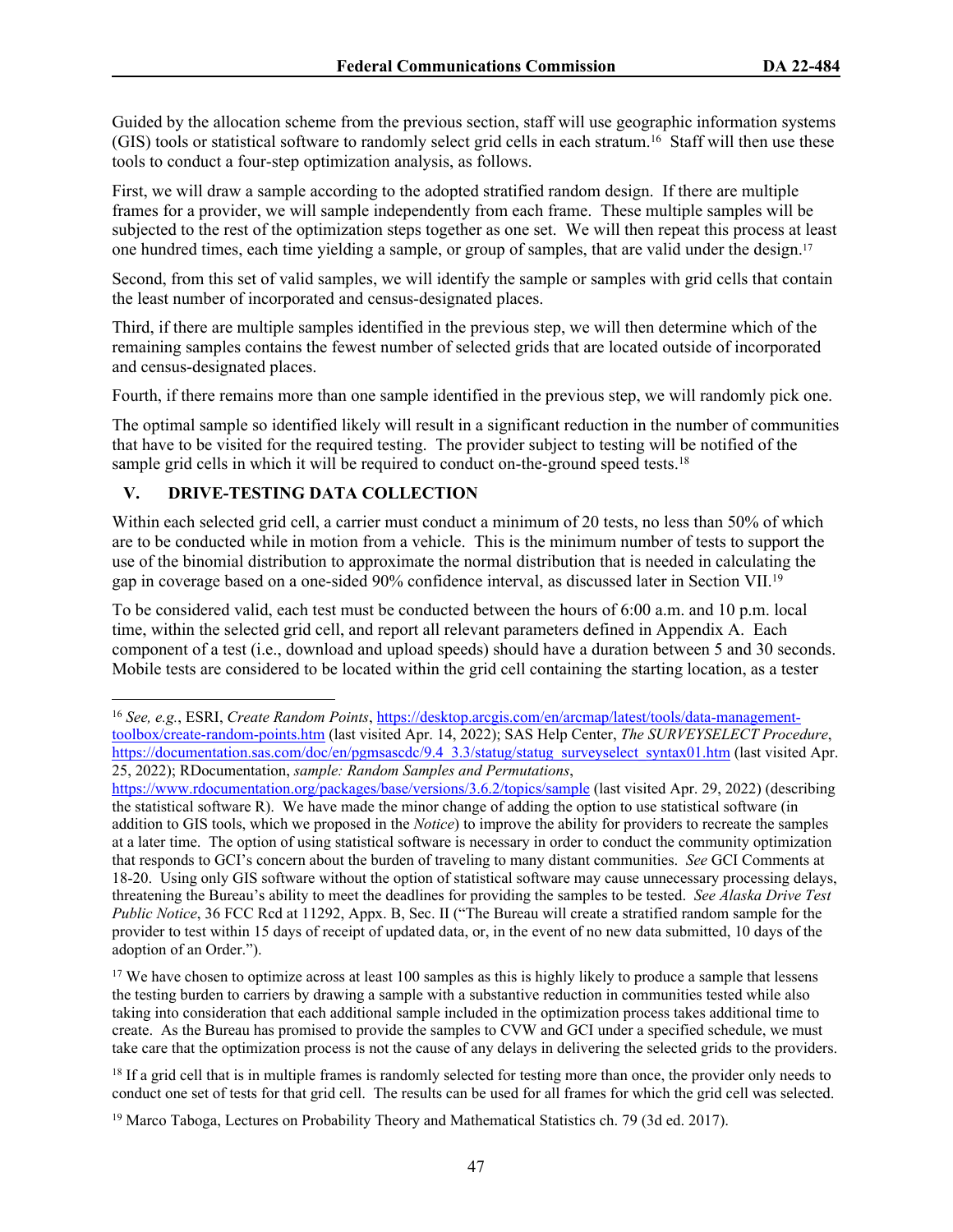Guided by the allocation scheme from the previous section, staff will use geographic information systems (GIS) tools or statistical software to randomly select grid cells in each stratum.[16] Staff will then use these tools to conduct a four-step optimization analysis, as follows.

First, we will draw a sample according to the adopted stratified random design. If there are multiple frames for a provider, we will sample independently from each frame. These multiple samples will be subjected to the rest of the optimization steps together as one set. We will then repeat this process at least one hundred times, each time yielding a sample, or group of samples, that are valid under the design.[17]

Second, from this set of valid samples, we will identify the sample or samples with grid cells that contain the least number of incorporated and census-designated places.

Third, if there are multiple samples identified in the previous step, we will then determine which of the remaining samples contains the fewest number of selected grids that are located outside of incorporated and census-designated places.

Fourth, if there remains more than one sample identified in the previous step, we will randomly pick one.

The optimal sample so identified likely will result in a significant reduction in the number of communities that have to be visited for the required testing. The provider subject to testing will be notified of the sample grid cells in which it will be required to conduct on-the-ground speed tests.[18]

## V. DRIVE-TESTING DATA COLLECTION

Within each selected grid cell, a carrier must conduct a minimum of 20 tests, no less than 50% of which are to be conducted while in motion from a vehicle. This is the minimum number of tests to support the use of the binomial distribution to approximate the normal distribution that is needed in calculating the gap in coverage based on a one-sided 90% confidence interval, as discussed later in Section VII.[19]

To be considered valid, each test must be conducted between the hours of 6:00 a.m. and 10 p.m. local time, within the selected grid cell, and report all relevant parameters defined in Appendix A. Each component of a test (i.e., download and upload speeds) should have a duration between 5 and 30 seconds. Mobile tests are considered to be located within the grid cell containing the starting location, as a tester

---

[16] *See, e.g.*, ESRI, *Create Random Points*, https://desktop.arcgis.com/en/arcmap/latest/tools/data-management-toolbox/create-random-points.htm (last visited Apr. 14, 2022); SAS Help Center, *The SURVEYSELECT Procedure*, https://documentation.sas.com/doc/en/pgmsascdc/9.4_3.3/statug/statug_surveyselect_syntax01.htm (last visited Apr. 25, 2022); RDocumentation, *sample: Random Samples and Permutations*, https://www.rdocumentation.org/packages/base/versions/3.6.2/topics/sample (last visited Apr. 29, 2022) (describing the statistical software R). We have made the minor change of adding the option to use statistical software (in addition to GIS tools, which we proposed in the *Notice*) to improve the ability for providers to recreate the samples at a later time. The option of using statistical software is necessary in order to conduct the community optimization that responds to GCI's concern about the burden of traveling to many distant communities. *See* GCI Comments at 18-20. Using only GIS software without the option of statistical software may cause unnecessary processing delays, threatening the Bureau's ability to meet the deadlines for providing the samples to be tested. *See Alaska Drive Test Public Notice*, 36 FCC Rcd at 11292, Appx. B, Sec. II ("The Bureau will create a stratified random sample for the provider to test within 15 days of receipt of updated data, or, in the event of no new data submitted, 10 days of the adoption of an Order.").

[17] We have chosen to optimize across at least 100 samples as this is highly likely to produce a sample that lessens the testing burden to carriers by drawing a sample with a substantive reduction in communities tested while also taking into consideration that each additional sample included in the optimization process takes additional time to create. As the Bureau has promised to provide the samples to CVW and GCI under a specified schedule, we must take care that the optimization process is not the cause of any delays in delivering the selected grids to the providers.

[18] If a grid cell that is in multiple frames is randomly selected for testing more than once, the provider only needs to conduct one set of tests for that grid cell. The results can be used for all frames for which the grid cell was selected.

[19] Marco Taboga, Lectures on Probability Theory and Mathematical Statistics ch. 79 (3d ed. 2017).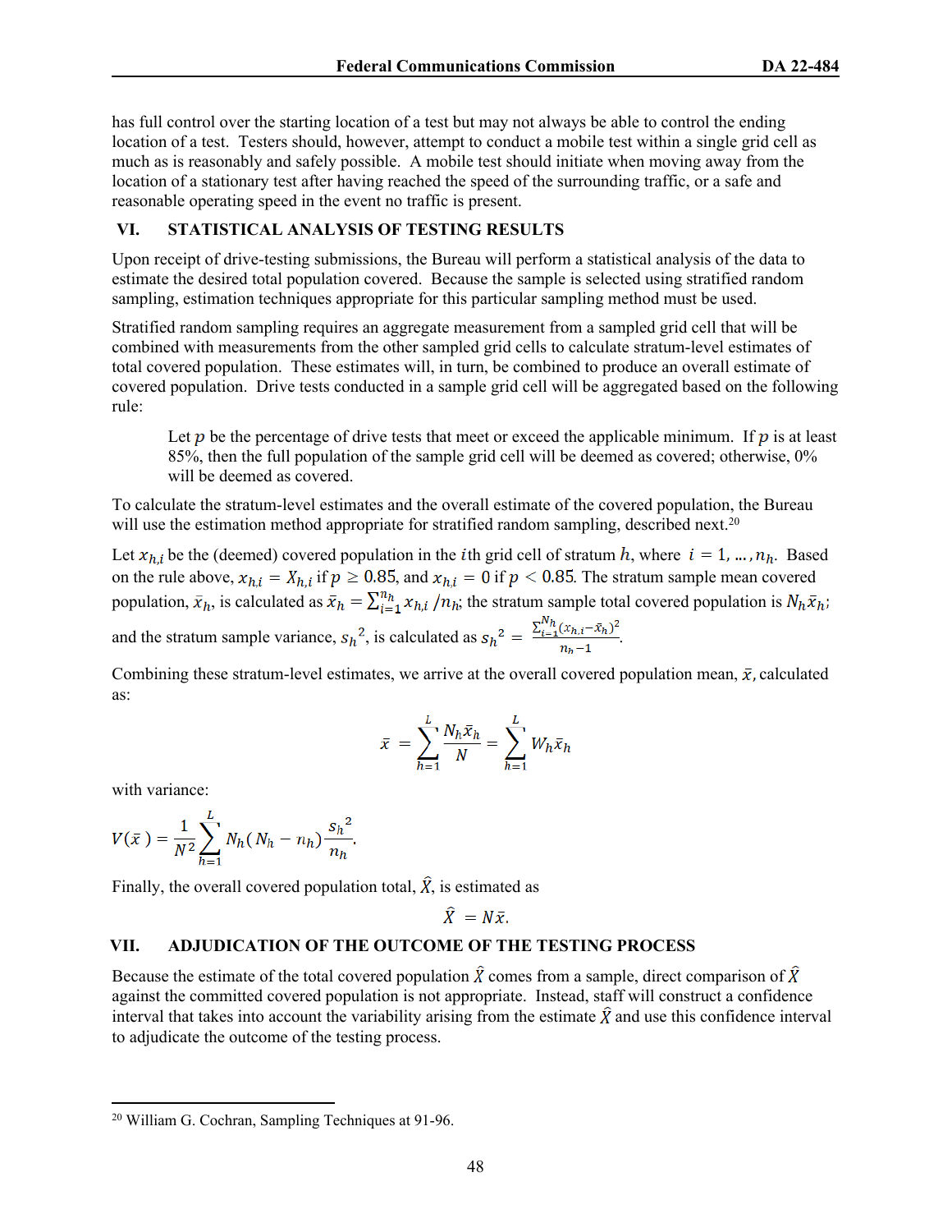has full control over the starting location of a test but may not always be able to control the ending location of a test. Testers should, however, attempt to conduct a mobile test within a single grid cell as much as is reasonably and safely possible. A mobile test should initiate when moving away from the location of a stationary test after having reached the speed of the surrounding traffic, or a safe and reasonable operating speed in the event no traffic is present.

## VI. STATISTICAL ANALYSIS OF TESTING RESULTS

Upon receipt of drive-testing submissions, the Bureau will perform a statistical analysis of the data to estimate the desired total population covered. Because the sample is selected using stratified random sampling, estimation techniques appropriate for this particular sampling method must be used.

Stratified random sampling requires an aggregate measurement from a sampled grid cell that will be combined with measurements from the other sampled grid cells to calculate stratum-level estimates of total covered population. These estimates will, in turn, be combined to produce an overall estimate of covered population. Drive tests conducted in a sample grid cell will be aggregated based on the following rule:

> Let $p$ be the percentage of drive tests that meet or exceed the applicable minimum. If $p$ is at least 85%, then the full population of the sample grid cell will be deemed as covered; otherwise, 0% will be deemed as covered.

To calculate the stratum-level estimates and the overall estimate of the covered population, the Bureau will use the estimation method appropriate for stratified random sampling, described next.[20]

Let $x_{h,i}$ be the (deemed) covered population in the $i$th grid cell of stratum $h$, where $i = 1, \ldots, n_h$. Based on the rule above, $x_{h,i} = X_{h,i}$ if $p \geq 0.85$, and $x_{h,i} = 0$ if $p < 0.85$. The stratum sample mean covered population, $\bar{x}_h$, is calculated as $\bar{x}_h = \sum_{i=1}^{n_h} x_{h,i} / n_h$; the stratum sample total covered population is $N_h \bar{x}_h$; and the stratum sample variance, ${s_h}^2$, is calculated as ${s_h}^2 = \frac{\sum_{i=1}^{N_h} (x_{h,i} - \bar{x}_h)^2}{n_h - 1}$.

Combining these stratum-level estimates, we arrive at the overall covered population mean, $\bar{x}$, calculated as:

$$\bar{x} = \sum_{h=1}^{L} \frac{N_h \bar{x}_h}{N} = \sum_{h=1}^{L} W_h \bar{x}_h$$

with variance:

$$V(\bar{x}) = \frac{1}{N^2} \sum_{h=1}^{L} N_h (N_h - n_h) \frac{{s_h}^2}{n_h}.$$

Finally, the overall covered population total, $\hat{X}$, is estimated as

$$\hat{X} = N\bar{x}.$$

## VII. ADJUDICATION OF THE OUTCOME OF THE TESTING PROCESS

Because the estimate of the total covered population $\hat{X}$ comes from a sample, direct comparison of $\hat{X}$ against the committed covered population is not appropriate. Instead, staff will construct a confidence interval that takes into account the variability arising from the estimate $\hat{X}$ and use this confidence interval to adjudicate the outcome of the testing process.

---

[20] William G. Cochran, Sampling Techniques at 91-96.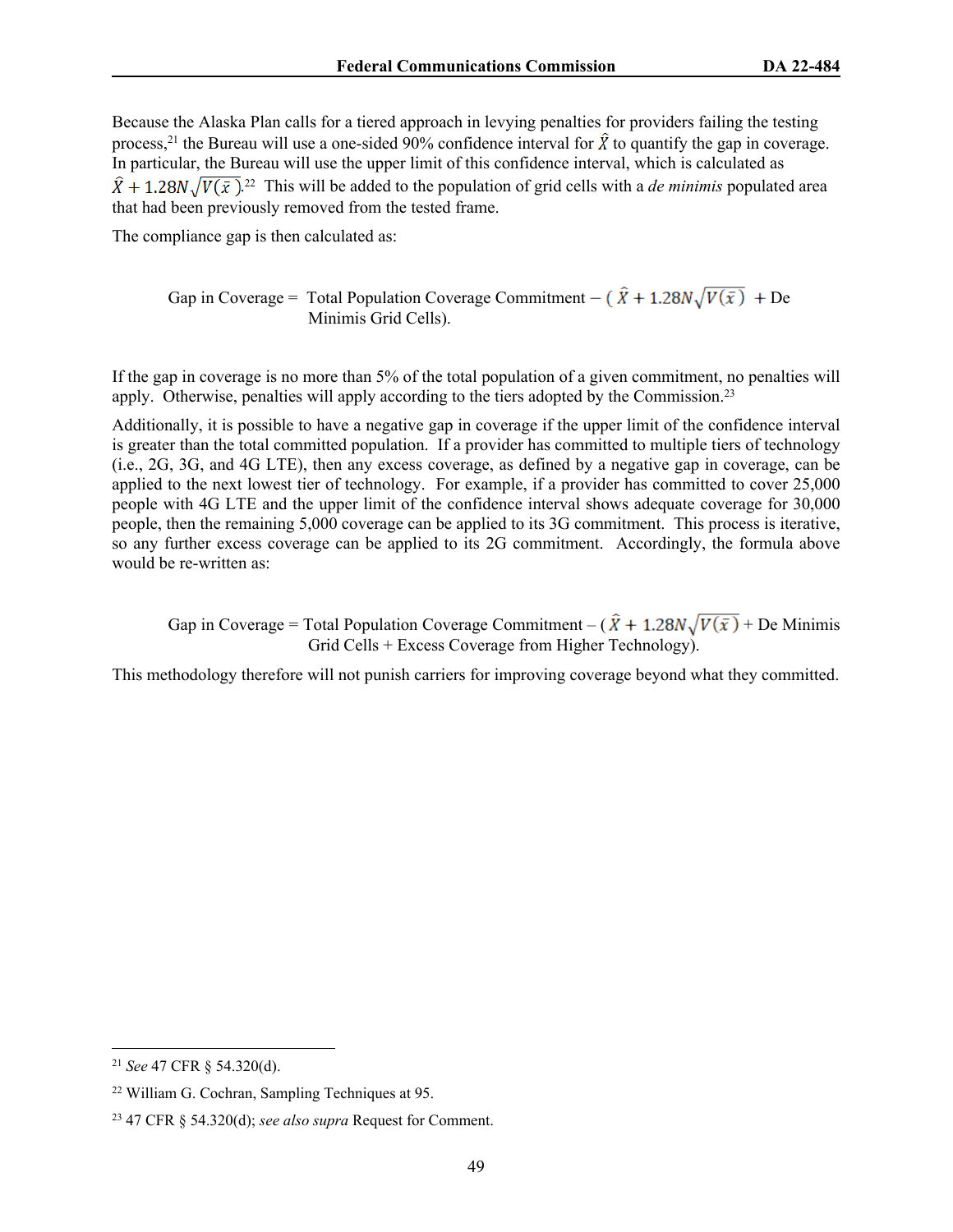Because the Alaska Plan calls for a tiered approach in levying penalties for providers failing the testing process,[21] the Bureau will use a one-sided 90% confidence interval for $\hat{X}$ to quantify the gap in coverage. In particular, the Bureau will use the upper limit of this confidence interval, which is calculated as $\hat{X} + 1.28N\sqrt{V(\bar{x})}$.[22] This will be added to the population of grid cells with a *de minimis* populated area that had been previously removed from the tested frame.

The compliance gap is then calculated as:

Gap in Coverage = Total Population Coverage Commitment – ( $\hat{X} + 1.28N\sqrt{V(\bar{x})}$ + De Minimis Grid Cells).

If the gap in coverage is no more than 5% of the total population of a given commitment, no penalties will apply. Otherwise, penalties will apply according to the tiers adopted by the Commission.[23]

Additionally, it is possible to have a negative gap in coverage if the upper limit of the confidence interval is greater than the total committed population. If a provider has committed to multiple tiers of technology (i.e., 2G, 3G, and 4G LTE), then any excess coverage, as defined by a negative gap in coverage, can be applied to the next lowest tier of technology. For example, if a provider has committed to cover 25,000 people with 4G LTE and the upper limit of the confidence interval shows adequate coverage for 30,000 people, then the remaining 5,000 coverage can be applied to its 3G commitment. This process is iterative, so any further excess coverage can be applied to its 2G commitment. Accordingly, the formula above would be re-written as:

Gap in Coverage = Total Population Coverage Commitment – ( $\hat{X} + 1.28N\sqrt{V(\bar{x})}$ + De Minimis Grid Cells + Excess Coverage from Higher Technology).

This methodology therefore will not punish carriers for improving coverage beyond what they committed.

---

[21] *See* 47 CFR § 54.320(d).

[22] William G. Cochran, Sampling Techniques at 95.

[23] 47 CFR § 54.320(d); *see also supra* Request for Comment.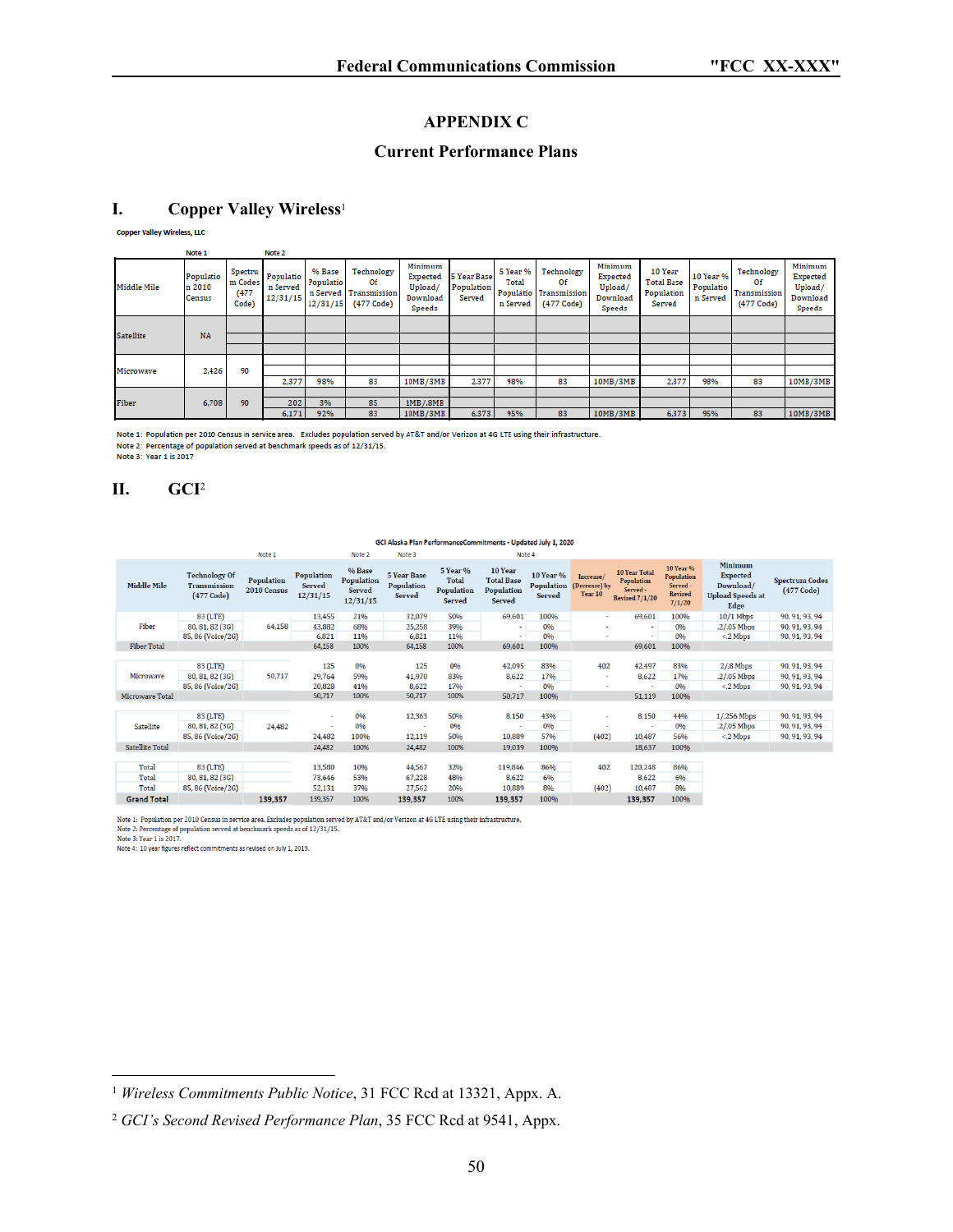## APPENDIX C

## Current Performance Plans

### I. Copper Valley Wireless[1]

Copper Valley Wireless, LLC

| Middle Mile | Population 2010 Census (Note 1) | Spectrum Codes (477 Code) | Population Served 12/31/15 (Note 2) | % Base Population Served 12/31/15 | Technology Of Transmission (477 Code) | Minimum Expected Upload/ Download Speeds | 5 Year Base Population Served | 5 Year % Total Population Served | Technology Of Transmission (477 Code) | Minimum Expected Upload/ Download Speeds | 10 Year Total Base Population Served | 10 Year % Population Served | Technology Of Transmission (477 Code) | Minimum Expected Upload/ Download Speeds |
|---|---|---|---|---|---|---|---|---|---|---|---|---|---|---|
| Satellite | NA | | | | | | | | | | | | | |
| Microwave | 2,426 | 90 | 2,377 | 98% | 83 | 10MB/3MB | 2,377 | 98% | 83 | 10MB/3MB | 2,377 | 98% | 83 | 10MB/3MB |
| Fiber | 6,708 | 90 | 202 | 3% | 85 | 1MB/.8MB | | | | | | | | |
| | | | 6,171 | 92% | 83 | 10MB/3MB | 6,373 | 95% | 83 | 10MB/3MB | 6,373 | 95% | 83 | 10MB/3MB |

Note 1: Population per 2010 Census in service area. Excludes population served by AT&T and/or Verizon at 4G LTE using their infrastructure.
Note 2: Percentage of population served at benchmark speeds as of 12/31/15.
Note 3: Year 1 is 2017

### II. GCI[2]

GCI Alaska Plan PerformanceCommitments - Updated July 1, 2020

| Middle Mile | Technology Of Transmission (477 Code) | Population 2010 Census (Note 1) | Population Served 12/31/15 | % Base Population Served 12/31/15 (Note 2) | 5 Year Base Population Served (Note 3) | 5 Year % Total Population Served | 10 Year Total Base Population Served | 10 Year % Population Served (Note 4) | Increase/ (Decrease) by Year 10 | 10 Year Total Population Served - Revised 7/1/20 | 10 Year % Population Served - Revised 7/1/20 | Minimum Expected Download/ Upload Speeds at Edge | Spectrum Codes (477 Code) |
|---|---|---|---|---|---|---|---|---|---|---|---|---|---|
| Fiber | 83 (LTE) | 64,158 | 13,455 | 21% | 32,079 | 50% | 69,601 | 100% | - | 69,601 | 100% | 10/1 Mbps | 90, 91, 93, 94 |
| | 80, 81, 82 (3G) | | 43,882 | 68% | 25,258 | 39% | - | 0% | - | - | 0% | .2/.05 Mbps | 90, 91, 93, 94 |
| | 85, 86 (Voice/2G) | | 6,821 | 11% | 6,821 | 11% | - | 0% | - | - | 0% | <.2 Mbps | 90, 91, 93, 94 |
| Fiber Total | | | 64,158 | 100% | 64,158 | 100% | 69,601 | 100% | | 69,601 | 100% | | |
| Microwave | 83 (LTE) | 50,717 | 125 | 0% | 125 | 0% | 42,095 | 83% | 402 | 42,497 | 83% | 2/.8 Mbps | 90, 91, 93, 94 |
| | 80, 81, 82 (3G) | | 29,764 | 59% | 41,970 | 83% | 8,622 | 17% | - | 8,622 | 17% | .2/.05 Mbps | 90, 91, 93, 94 |
| | 85, 86 (Voice/2G) | | 20,828 | 41% | 8,622 | 17% | - | 0% | - | - | 0% | <.2 Mbps | 90, 91, 93, 94 |
| Microwave Total | | | 50,717 | 100% | 50,717 | 100% | 50,717 | 100% | | 51,119 | 100% | | |
| Satellite | 83 (LTE) | 24,482 | - | 0% | 12,363 | 50% | 8,150 | 43% | - | 8,150 | 44% | 1/.256 Mbps | 90, 91, 93, 94 |
| | 80, 81, 82 (3G) | | - | 0% | - | 0% | - | 0% | - | - | 0% | .2/.05 Mbps | 90, 91, 93, 94 |
| | 85, 86 (Voice/2G) | | 24,482 | 100% | 12,119 | 50% | 10,889 | 57% | (402) | 10,487 | 56% | <.2 Mbps | 90, 91, 93, 94 |
| Satellite Total | | | 24,482 | 100% | 24,482 | 100% | 19,039 | 100% | | 18,637 | 100% | | |
| Total | 83 (LTE) | | 13,580 | 10% | 44,567 | 32% | 119,846 | 86% | 402 | 120,248 | 86% | | |
| Total | 80, 81, 82 (3G) | | 73,646 | 53% | 67,228 | 48% | 8,622 | 6% | | 8,622 | 6% | | |
| Total | 85, 86 (Voice/2G) | | 52,131 | 37% | 27,562 | 20% | 10,889 | 8% | (402) | 10,487 | 8% | | |
| **Grand Total** | | **139,357** | 139,357 | 100% | **139,357** | 100% | **139,357** | 100% | | **139,357** | 100% | | |

Note 1: Population per 2010 Census in service area. Excludes population served by AT&T and/or Verizon at 4G LTE using their infrastructure.
Note 2: Percentage of population served at benchmark speeds as of 12/31/15.
Note 3: Year 1 is 2017.
Note 4: 10 year figures reflect commitments as revised on July 1, 2019.

[1] *Wireless Commitments Public Notice*, 31 FCC Rcd at 13321, Appx. A.

[2] *GCI's Second Revised Performance Plan*, 35 FCC Rcd at 9541, Appx.